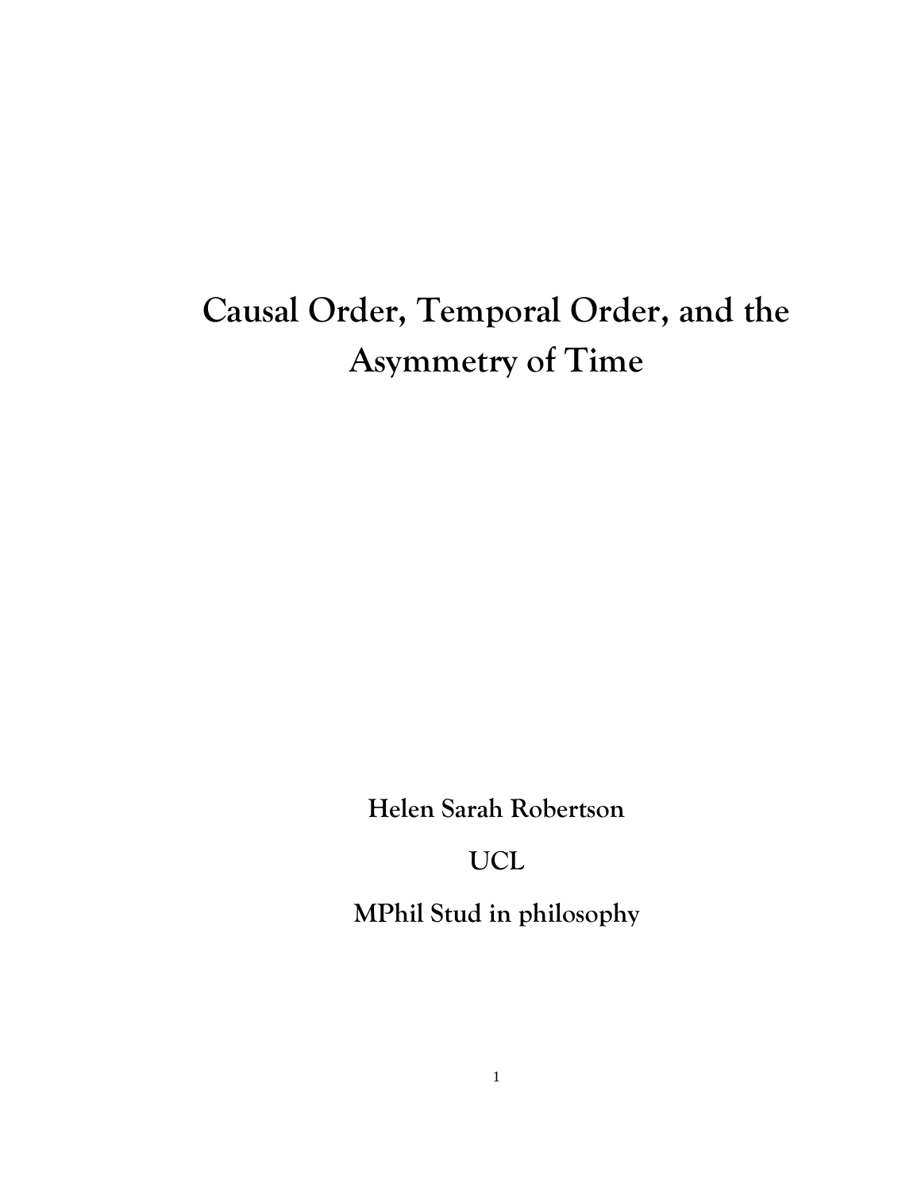# Causal Order, Temporal Order, and the Asymmetry of Time

**Helen Sarah Robertson**

**UCL**

**MPhil Stud in philosophy**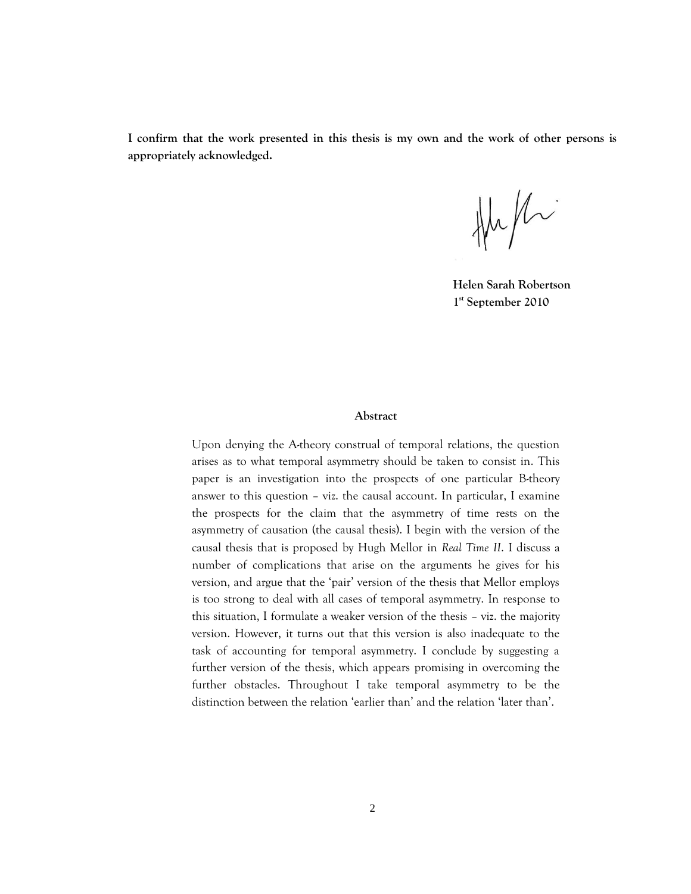**I confirm that the work presented in this thesis is my own and the work of other persons is appropriately acknowledged.**

**Helen Sarah Robertson**
**1st September 2010**

## Abstract

Upon denying the A-theory construal of temporal relations, the question arises as to what temporal asymmetry should be taken to consist in. This paper is an investigation into the prospects of one particular B-theory answer to this question – viz. the causal account. In particular, I examine the prospects for the claim that the asymmetry of time rests on the asymmetry of causation (the causal thesis). I begin with the version of the causal thesis that is proposed by Hugh Mellor in *Real Time II*. I discuss a number of complications that arise on the arguments he gives for his version, and argue that the 'pair' version of the thesis that Mellor employs is too strong to deal with all cases of temporal asymmetry. In response to this situation, I formulate a weaker version of the thesis – viz. the majority version. However, it turns out that this version is also inadequate to the task of accounting for temporal asymmetry. I conclude by suggesting a further version of the thesis, which appears promising in overcoming the further obstacles. Throughout I take temporal asymmetry to be the distinction between the relation 'earlier than' and the relation 'later than'.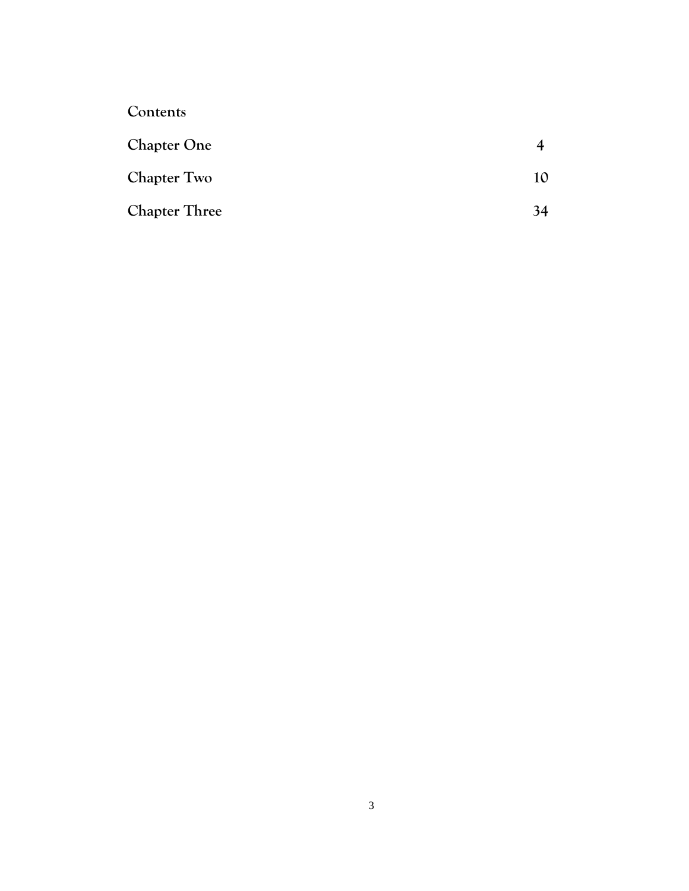# Contents

| | |
|---|---|
| **Chapter One** | **4** |
| **Chapter Two** | **10** |
| **Chapter Three** | **34** |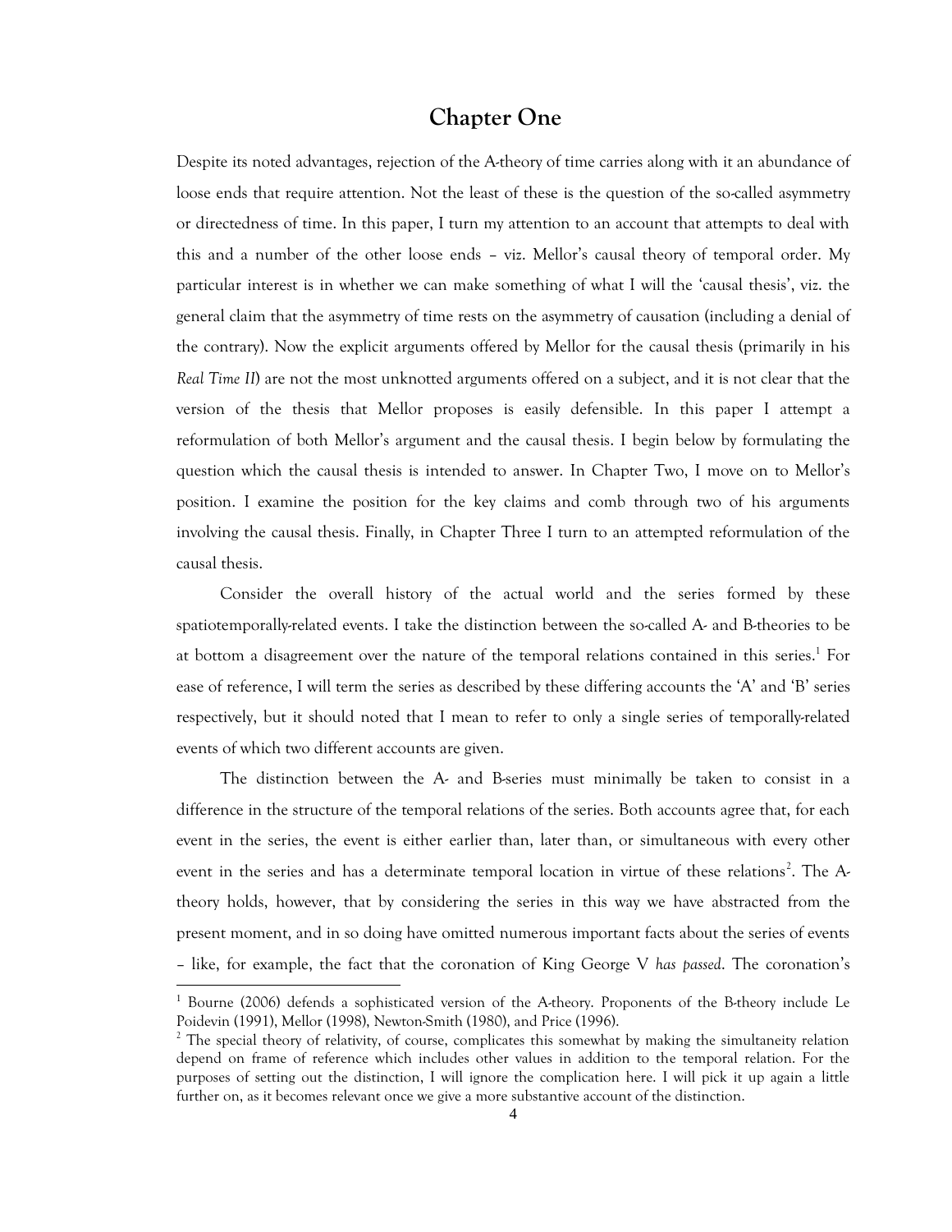# Chapter One

Despite its noted advantages, rejection of the A-theory of time carries along with it an abundance of loose ends that require attention. Not the least of these is the question of the so-called asymmetry or directedness of time. In this paper, I turn my attention to an account that attempts to deal with this and a number of the other loose ends – viz. Mellor's causal theory of temporal order. My particular interest is in whether we can make something of what I will the 'causal thesis', viz. the general claim that the asymmetry of time rests on the asymmetry of causation (including a denial of the contrary). Now the explicit arguments offered by Mellor for the causal thesis (primarily in his *Real Time II*) are not the most unknotted arguments offered on a subject, and it is not clear that the version of the thesis that Mellor proposes is easily defensible. In this paper I attempt a reformulation of both Mellor's argument and the causal thesis. I begin below by formulating the question which the causal thesis is intended to answer. In Chapter Two, I move on to Mellor's position. I examine the position for the key claims and comb through two of his arguments involving the causal thesis. Finally, in Chapter Three I turn to an attempted reformulation of the causal thesis.

Consider the overall history of the actual world and the series formed by these spatiotemporally-related events. I take the distinction between the so-called A- and B-theories to be at bottom a disagreement over the nature of the temporal relations contained in this series.[1] For ease of reference, I will term the series as described by these differing accounts the 'A' and 'B' series respectively, but it should noted that I mean to refer to only a single series of temporally-related events of which two different accounts are given.

The distinction between the A- and B-series must minimally be taken to consist in a difference in the structure of the temporal relations of the series. Both accounts agree that, for each event in the series, the event is either earlier than, later than, or simultaneous with every other event in the series and has a determinate temporal location in virtue of these relations[2]. The A-theory holds, however, that by considering the series in this way we have abstracted from the present moment, and in so doing have omitted numerous important facts about the series of events – like, for example, the fact that the coronation of King George V *has passed*. The coronation's

[1] Bourne (2006) defends a sophisticated version of the A-theory. Proponents of the B-theory include Le Poidevin (1991), Mellor (1998), Newton-Smith (1980), and Price (1996).

[2] The special theory of relativity, of course, complicates this somewhat by making the simultaneity relation depend on frame of reference which includes other values in addition to the temporal relation. For the purposes of setting out the distinction, I will ignore the complication here. I will pick it up again a little further on, as it becomes relevant once we give a more substantive account of the distinction.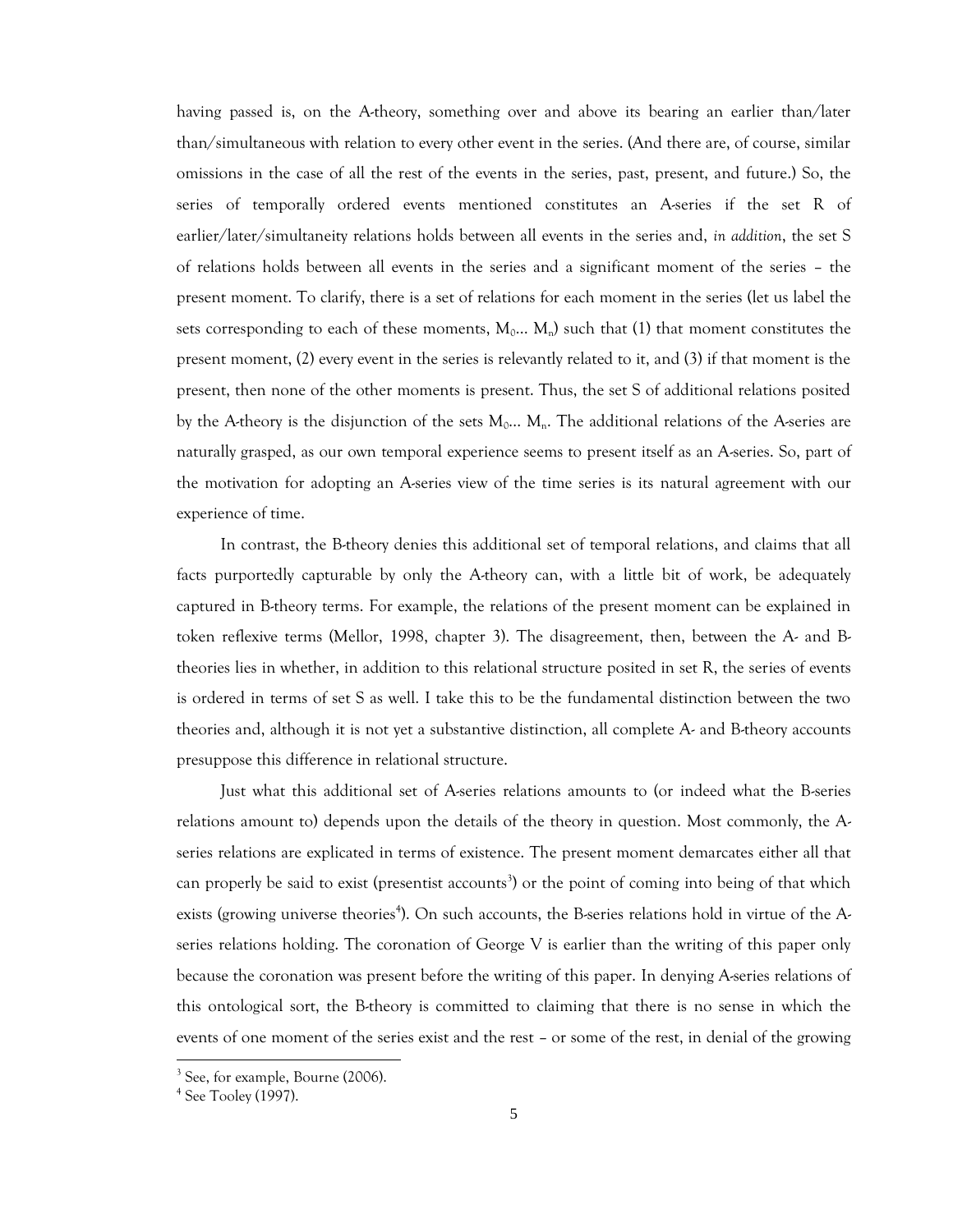having passed is, on the A-theory, something over and above its bearing an earlier than/later than/simultaneous with relation to every other event in the series. (And there are, of course, similar omissions in the case of all the rest of the events in the series, past, present, and future.) So, the series of temporally ordered events mentioned constitutes an A-series if the set R of earlier/later/simultaneity relations holds between all events in the series and, *in addition*, the set S of relations holds between all events in the series and a significant moment of the series – the present moment. To clarify, there is a set of relations for each moment in the series (let us label the sets corresponding to each of these moments, $M_0$… $M_n$) such that (1) that moment constitutes the present moment, (2) every event in the series is relevantly related to it, and (3) if that moment is the present, then none of the other moments is present. Thus, the set S of additional relations posited by the A-theory is the disjunction of the sets $M_0$… $M_n$. The additional relations of the A-series are naturally grasped, as our own temporal experience seems to present itself as an A-series. So, part of the motivation for adopting an A-series view of the time series is its natural agreement with our experience of time.

In contrast, the B-theory denies this additional set of temporal relations, and claims that all facts purportedly capturable by only the A-theory can, with a little bit of work, be adequately captured in B-theory terms. For example, the relations of the present moment can be explained in token reflexive terms (Mellor, 1998, chapter 3). The disagreement, then, between the A- and B-theories lies in whether, in addition to this relational structure posited in set R, the series of events is ordered in terms of set S as well. I take this to be the fundamental distinction between the two theories and, although it is not yet a substantive distinction, all complete A- and B-theory accounts presuppose this difference in relational structure.

Just what this additional set of A-series relations amounts to (or indeed what the B-series relations amount to) depends upon the details of the theory in question. Most commonly, the A-series relations are explicated in terms of existence. The present moment demarcates either all that can properly be said to exist (presentist accounts[3]) or the point of coming into being of that which exists (growing universe theories[4]). On such accounts, the B-series relations hold in virtue of the A-series relations holding. The coronation of George V is earlier than the writing of this paper only because the coronation was present before the writing of this paper. In denying A-series relations of this ontological sort, the B-theory is committed to claiming that there is no sense in which the events of one moment of the series exist and the rest – or some of the rest, in denial of the growing

[3] See, for example, Bourne (2006).

[4] See Tooley (1997).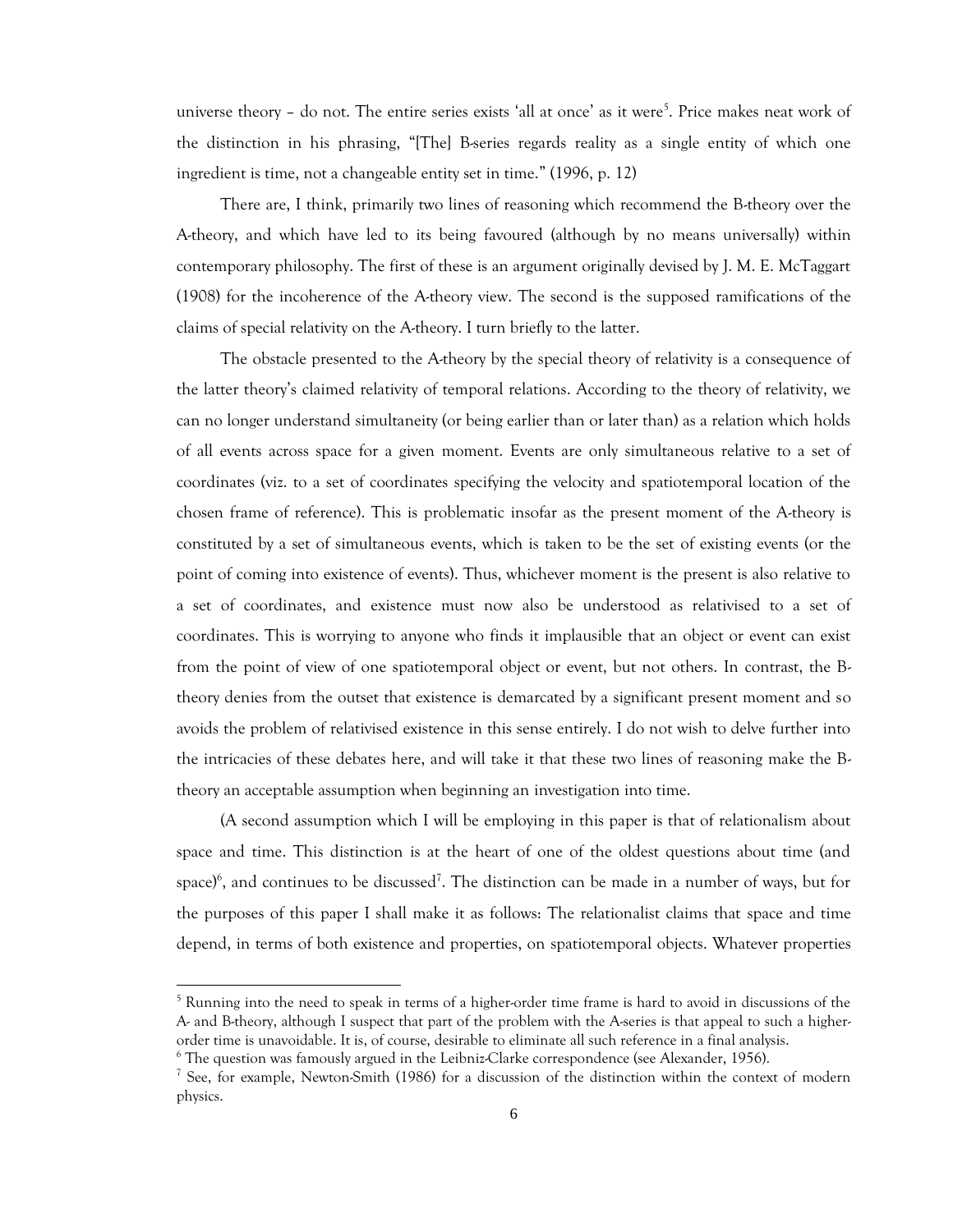universe theory – do not. The entire series exists 'all at once' as it were[5]. Price makes neat work of the distinction in his phrasing, "[The] B-series regards reality as a single entity of which one ingredient is time, not a changeable entity set in time." (1996, p. 12)

There are, I think, primarily two lines of reasoning which recommend the B-theory over the A-theory, and which have led to its being favoured (although by no means universally) within contemporary philosophy. The first of these is an argument originally devised by J. M. E. McTaggart (1908) for the incoherence of the A-theory view. The second is the supposed ramifications of the claims of special relativity on the A-theory. I turn briefly to the latter.

The obstacle presented to the A-theory by the special theory of relativity is a consequence of the latter theory's claimed relativity of temporal relations. According to the theory of relativity, we can no longer understand simultaneity (or being earlier than or later than) as a relation which holds of all events across space for a given moment. Events are only simultaneous relative to a set of coordinates (viz. to a set of coordinates specifying the velocity and spatiotemporal location of the chosen frame of reference). This is problematic insofar as the present moment of the A-theory is constituted by a set of simultaneous events, which is taken to be the set of existing events (or the point of coming into existence of events). Thus, whichever moment is the present is also relative to a set of coordinates, and existence must now also be understood as relativised to a set of coordinates. This is worrying to anyone who finds it implausible that an object or event can exist from the point of view of one spatiotemporal object or event, but not others. In contrast, the B-theory denies from the outset that existence is demarcated by a significant present moment and so avoids the problem of relativised existence in this sense entirely. I do not wish to delve further into the intricacies of these debates here, and will take it that these two lines of reasoning make the B-theory an acceptable assumption when beginning an investigation into time.

(A second assumption which I will be employing in this paper is that of relationalism about space and time. This distinction is at the heart of one of the oldest questions about time (and space)[6], and continues to be discussed[7]. The distinction can be made in a number of ways, but for the purposes of this paper I shall make it as follows: The relationalist claims that space and time depend, in terms of both existence and properties, on spatiotemporal objects. Whatever properties

---

[5] Running into the need to speak in terms of a higher-order time frame is hard to avoid in discussions of the A- and B-theory, although I suspect that part of the problem with the A-series is that appeal to such a higher-order time is unavoidable. It is, of course, desirable to eliminate all such reference in a final analysis.

[6] The question was famously argued in the Leibniz-Clarke correspondence (see Alexander, 1956).

[7] See, for example, Newton-Smith (1986) for a discussion of the distinction within the context of modern physics.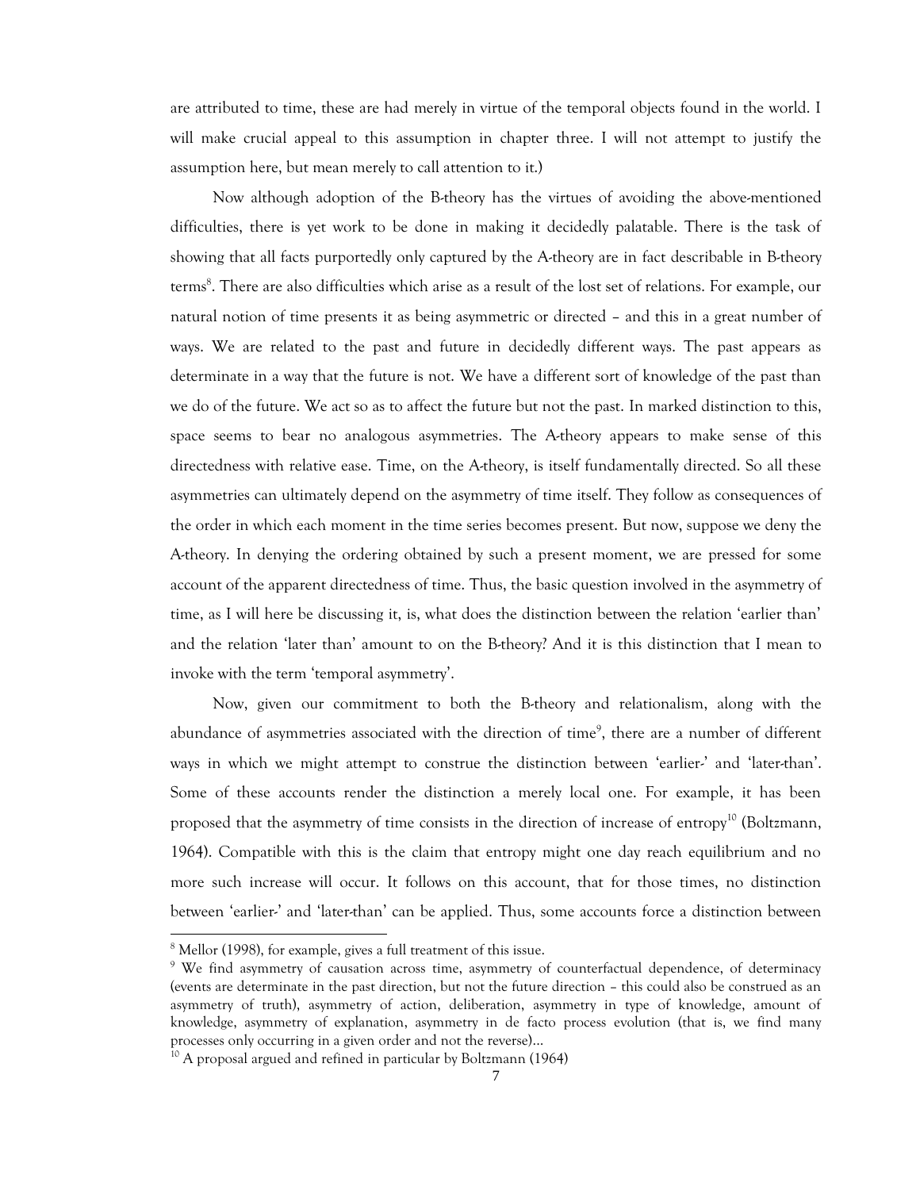are attributed to time, these are had merely in virtue of the temporal objects found in the world. I will make crucial appeal to this assumption in chapter three. I will not attempt to justify the assumption here, but mean merely to call attention to it.)

Now although adoption of the B-theory has the virtues of avoiding the above-mentioned difficulties, there is yet work to be done in making it decidedly palatable. There is the task of showing that all facts purportedly only captured by the A-theory are in fact describable in B-theory terms[8]. There are also difficulties which arise as a result of the lost set of relations. For example, our natural notion of time presents it as being asymmetric or directed – and this in a great number of ways. We are related to the past and future in decidedly different ways. The past appears as determinate in a way that the future is not. We have a different sort of knowledge of the past than we do of the future. We act so as to affect the future but not the past. In marked distinction to this, space seems to bear no analogous asymmetries. The A-theory appears to make sense of this directedness with relative ease. Time, on the A-theory, is itself fundamentally directed. So all these asymmetries can ultimately depend on the asymmetry of time itself. They follow as consequences of the order in which each moment in the time series becomes present. But now, suppose we deny the A-theory. In denying the ordering obtained by such a present moment, we are pressed for some account of the apparent directedness of time. Thus, the basic question involved in the asymmetry of time, as I will here be discussing it, is, what does the distinction between the relation 'earlier than' and the relation 'later than' amount to on the B-theory? And it is this distinction that I mean to invoke with the term 'temporal asymmetry'.

Now, given our commitment to both the B-theory and relationalism, along with the abundance of asymmetries associated with the direction of time[9], there are a number of different ways in which we might attempt to construe the distinction between 'earlier-' and 'later-than'. Some of these accounts render the distinction a merely local one. For example, it has been proposed that the asymmetry of time consists in the direction of increase of entropy[10] (Boltzmann, 1964). Compatible with this is the claim that entropy might one day reach equilibrium and no more such increase will occur. It follows on this account, that for those times, no distinction between 'earlier-' and 'later-than' can be applied. Thus, some accounts force a distinction between

---

[8] Mellor (1998), for example, gives a full treatment of this issue.

[9] We find asymmetry of causation across time, asymmetry of counterfactual dependence, of determinacy (events are determinate in the past direction, but not the future direction – this could also be construed as an asymmetry of truth), asymmetry of action, deliberation, asymmetry in type of knowledge, amount of knowledge, asymmetry of explanation, asymmetry in de facto process evolution (that is, we find many processes only occurring in a given order and not the reverse)…

[10] A proposal argued and refined in particular by Boltzmann (1964)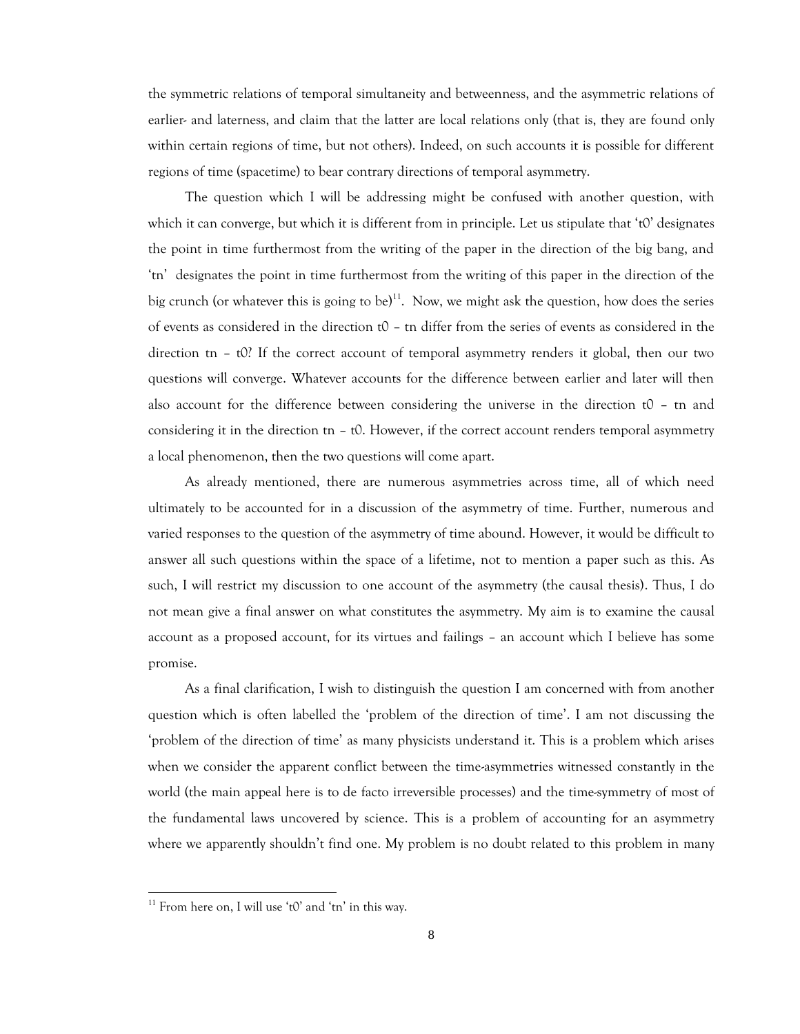the symmetric relations of temporal simultaneity and betweenness, and the asymmetric relations of earlier- and laterness, and claim that the latter are local relations only (that is, they are found only within certain regions of time, but not others). Indeed, on such accounts it is possible for different regions of time (spacetime) to bear contrary directions of temporal asymmetry.

The question which I will be addressing might be confused with another question, with which it can converge, but which it is different from in principle. Let us stipulate that 't0' designates the point in time furthermost from the writing of the paper in the direction of the big bang, and 'tn' designates the point in time furthermost from the writing of this paper in the direction of the big crunch (or whatever this is going to be)[11]. Now, we might ask the question, how does the series of events as considered in the direction t0 – tn differ from the series of events as considered in the direction tn – t0? If the correct account of temporal asymmetry renders it global, then our two questions will converge. Whatever accounts for the difference between earlier and later will then also account for the difference between considering the universe in the direction t0 – tn and considering it in the direction tn – t0. However, if the correct account renders temporal asymmetry a local phenomenon, then the two questions will come apart.

As already mentioned, there are numerous asymmetries across time, all of which need ultimately to be accounted for in a discussion of the asymmetry of time. Further, numerous and varied responses to the question of the asymmetry of time abound. However, it would be difficult to answer all such questions within the space of a lifetime, not to mention a paper such as this. As such, I will restrict my discussion to one account of the asymmetry (the causal thesis). Thus, I do not mean give a final answer on what constitutes the asymmetry. My aim is to examine the causal account as a proposed account, for its virtues and failings – an account which I believe has some promise.

As a final clarification, I wish to distinguish the question I am concerned with from another question which is often labelled the 'problem of the direction of time'. I am not discussing the 'problem of the direction of time' as many physicists understand it. This is a problem which arises when we consider the apparent conflict between the time-asymmetries witnessed constantly in the world (the main appeal here is to de facto irreversible processes) and the time-symmetry of most of the fundamental laws uncovered by science. This is a problem of accounting for an asymmetry where we apparently shouldn't find one. My problem is no doubt related to this problem in many

---

[11] From here on, I will use 't0' and 'tn' in this way.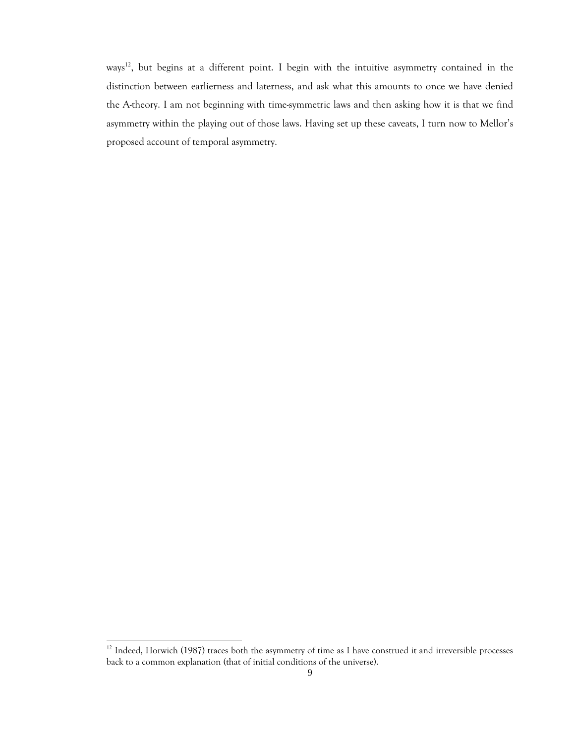ways[12], but begins at a different point. I begin with the intuitive asymmetry contained in the distinction between earlierness and laterness, and ask what this amounts to once we have denied the A-theory. I am not beginning with time-symmetric laws and then asking how it is that we find asymmetry within the playing out of those laws. Having set up these caveats, I turn now to Mellor's proposed account of temporal asymmetry.

---

[12] Indeed, Horwich (1987) traces both the asymmetry of time as I have construed it and irreversible processes back to a common explanation (that of initial conditions of the universe).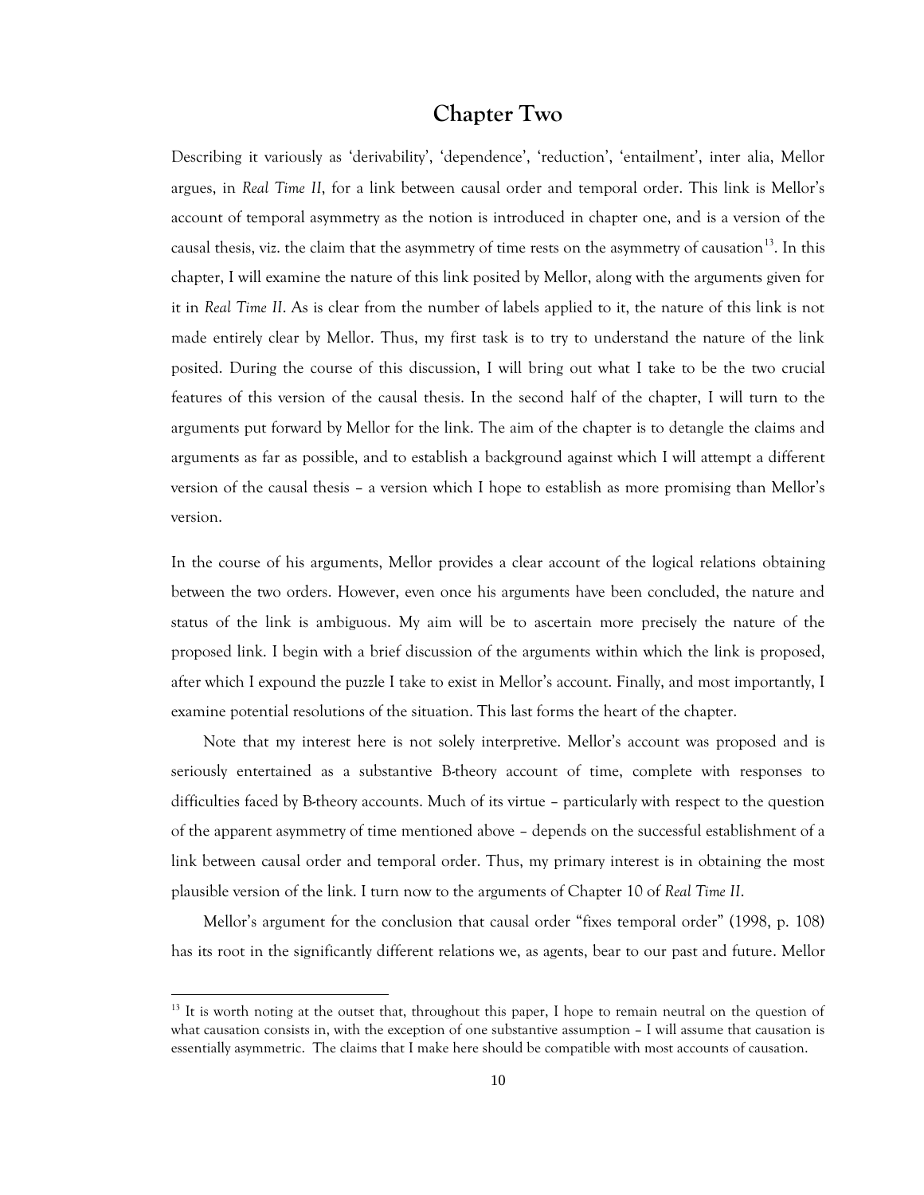# Chapter Two

Describing it variously as 'derivability', 'dependence', 'reduction', 'entailment', inter alia, Mellor argues, in *Real Time II*, for a link between causal order and temporal order. This link is Mellor's account of temporal asymmetry as the notion is introduced in chapter one, and is a version of the causal thesis, viz. the claim that the asymmetry of time rests on the asymmetry of causation[13]. In this chapter, I will examine the nature of this link posited by Mellor, along with the arguments given for it in *Real Time II*. As is clear from the number of labels applied to it, the nature of this link is not made entirely clear by Mellor. Thus, my first task is to try to understand the nature of the link posited. During the course of this discussion, I will bring out what I take to be the two crucial features of this version of the causal thesis. In the second half of the chapter, I will turn to the arguments put forward by Mellor for the link. The aim of the chapter is to detangle the claims and arguments as far as possible, and to establish a background against which I will attempt a different version of the causal thesis – a version which I hope to establish as more promising than Mellor's version.

In the course of his arguments, Mellor provides a clear account of the logical relations obtaining between the two orders. However, even once his arguments have been concluded, the nature and status of the link is ambiguous. My aim will be to ascertain more precisely the nature of the proposed link. I begin with a brief discussion of the arguments within which the link is proposed, after which I expound the puzzle I take to exist in Mellor's account. Finally, and most importantly, I examine potential resolutions of the situation. This last forms the heart of the chapter.

Note that my interest here is not solely interpretive. Mellor's account was proposed and is seriously entertained as a substantive B-theory account of time, complete with responses to difficulties faced by B-theory accounts. Much of its virtue – particularly with respect to the question of the apparent asymmetry of time mentioned above – depends on the successful establishment of a link between causal order and temporal order. Thus, my primary interest is in obtaining the most plausible version of the link. I turn now to the arguments of Chapter 10 of *Real Time II*.

Mellor's argument for the conclusion that causal order "fixes temporal order" (1998, p. 108) has its root in the significantly different relations we, as agents, bear to our past and future. Mellor

---

[13] It is worth noting at the outset that, throughout this paper, I hope to remain neutral on the question of what causation consists in, with the exception of one substantive assumption – I will assume that causation is essentially asymmetric. The claims that I make here should be compatible with most accounts of causation.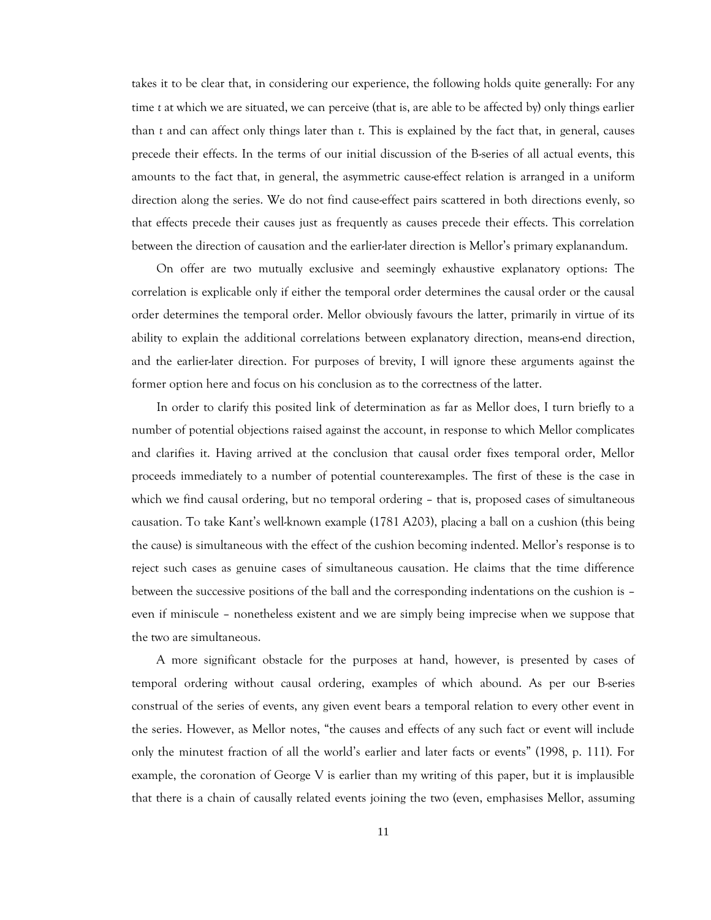takes it to be clear that, in considering our experience, the following holds quite generally: For any time *t* at which we are situated, we can perceive (that is, are able to be affected by) only things earlier than *t* and can affect only things later than *t*. This is explained by the fact that, in general, causes precede their effects. In the terms of our initial discussion of the B-series of all actual events, this amounts to the fact that, in general, the asymmetric cause-effect relation is arranged in a uniform direction along the series. We do not find cause-effect pairs scattered in both directions evenly, so that effects precede their causes just as frequently as causes precede their effects. This correlation between the direction of causation and the earlier-later direction is Mellor's primary explanandum.

On offer are two mutually exclusive and seemingly exhaustive explanatory options: The correlation is explicable only if either the temporal order determines the causal order or the causal order determines the temporal order. Mellor obviously favours the latter, primarily in virtue of its ability to explain the additional correlations between explanatory direction, means-end direction, and the earlier-later direction. For purposes of brevity, I will ignore these arguments against the former option here and focus on his conclusion as to the correctness of the latter.

In order to clarify this posited link of determination as far as Mellor does, I turn briefly to a number of potential objections raised against the account, in response to which Mellor complicates and clarifies it. Having arrived at the conclusion that causal order fixes temporal order, Mellor proceeds immediately to a number of potential counterexamples. The first of these is the case in which we find causal ordering, but no temporal ordering – that is, proposed cases of simultaneous causation. To take Kant's well-known example (1781 A203), placing a ball on a cushion (this being the cause) is simultaneous with the effect of the cushion becoming indented. Mellor's response is to reject such cases as genuine cases of simultaneous causation. He claims that the time difference between the successive positions of the ball and the corresponding indentations on the cushion is – even if miniscule – nonetheless existent and we are simply being imprecise when we suppose that the two are simultaneous.

A more significant obstacle for the purposes at hand, however, is presented by cases of temporal ordering without causal ordering, examples of which abound. As per our B-series construal of the series of events, any given event bears a temporal relation to every other event in the series. However, as Mellor notes, "the causes and effects of any such fact or event will include only the minutest fraction of all the world's earlier and later facts or events" (1998, p. 111). For example, the coronation of George V is earlier than my writing of this paper, but it is implausible that there is a chain of causally related events joining the two (even, emphasises Mellor, assuming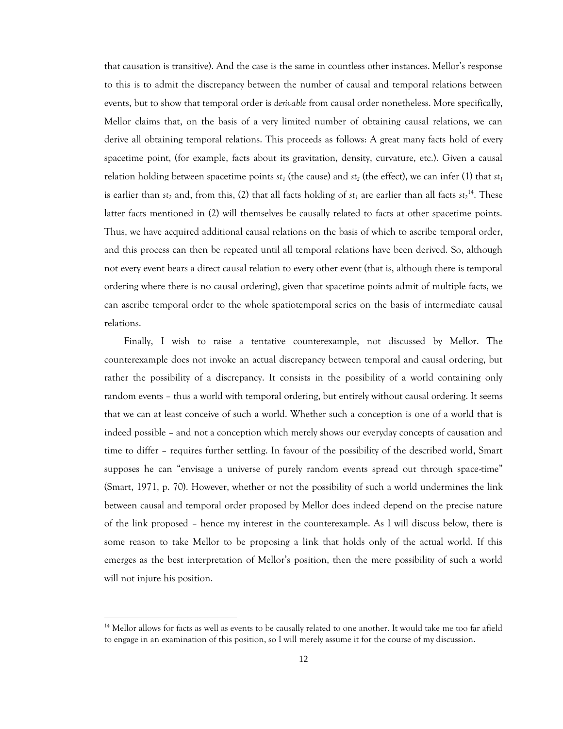that causation is transitive). And the case is the same in countless other instances. Mellor's response to this is to admit the discrepancy between the number of causal and temporal relations between events, but to show that temporal order is *derivable* from causal order nonetheless. More specifically, Mellor claims that, on the basis of a very limited number of obtaining causal relations, we can derive all obtaining temporal relations. This proceeds as follows: A great many facts hold of every spacetime point, (for example, facts about its gravitation, density, curvature, etc.). Given a causal relation holding between spacetime points $st_1$ (the cause) and $st_2$ (the effect), we can infer (1) that $st_1$ is earlier than $st_2$ and, from this, (2) that all facts holding of $st_1$ are earlier than all facts $st_2$[14]. These latter facts mentioned in (2) will themselves be causally related to facts at other spacetime points. Thus, we have acquired additional causal relations on the basis of which to ascribe temporal order, and this process can then be repeated until all temporal relations have been derived. So, although not every event bears a direct causal relation to every other event (that is, although there is temporal ordering where there is no causal ordering), given that spacetime points admit of multiple facts, we can ascribe temporal order to the whole spatiotemporal series on the basis of intermediate causal relations.

Finally, I wish to raise a tentative counterexample, not discussed by Mellor. The counterexample does not invoke an actual discrepancy between temporal and causal ordering, but rather the possibility of a discrepancy. It consists in the possibility of a world containing only random events – thus a world with temporal ordering, but entirely without causal ordering. It seems that we can at least conceive of such a world. Whether such a conception is one of a world that is indeed possible – and not a conception which merely shows our everyday concepts of causation and time to differ – requires further settling. In favour of the possibility of the described world, Smart supposes he can "envisage a universe of purely random events spread out through space-time" (Smart, 1971, p. 70). However, whether or not the possibility of such a world undermines the link between causal and temporal order proposed by Mellor does indeed depend on the precise nature of the link proposed – hence my interest in the counterexample. As I will discuss below, there is some reason to take Mellor to be proposing a link that holds only of the actual world. If this emerges as the best interpretation of Mellor's position, then the mere possibility of such a world will not injure his position.

---

[14] Mellor allows for facts as well as events to be causally related to one another. It would take me too far afield to engage in an examination of this position, so I will merely assume it for the course of my discussion.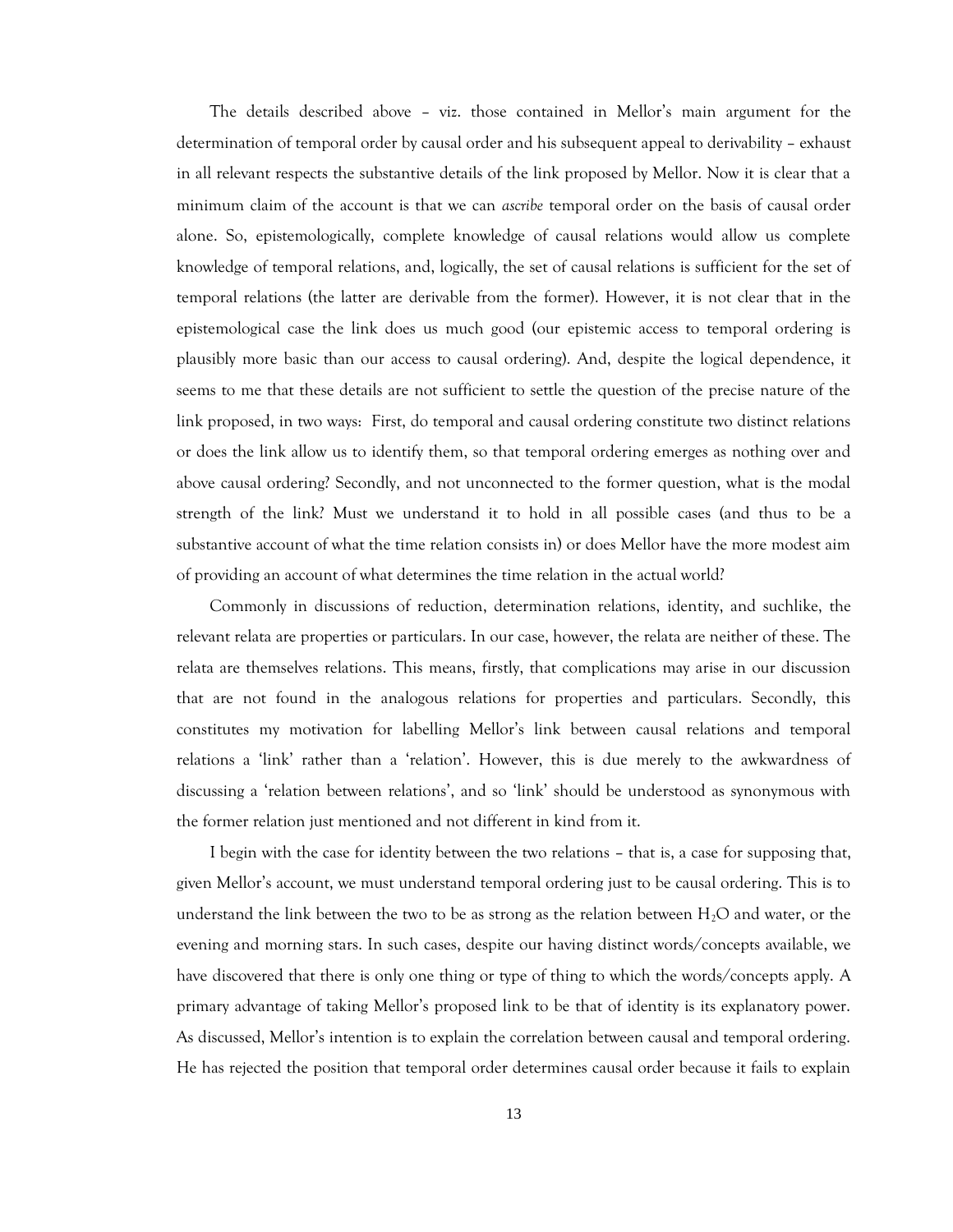The details described above – viz. those contained in Mellor's main argument for the determination of temporal order by causal order and his subsequent appeal to derivability – exhaust in all relevant respects the substantive details of the link proposed by Mellor. Now it is clear that a minimum claim of the account is that we can *ascribe* temporal order on the basis of causal order alone. So, epistemologically, complete knowledge of causal relations would allow us complete knowledge of temporal relations, and, logically, the set of causal relations is sufficient for the set of temporal relations (the latter are derivable from the former). However, it is not clear that in the epistemological case the link does us much good (our epistemic access to temporal ordering is plausibly more basic than our access to causal ordering). And, despite the logical dependence, it seems to me that these details are not sufficient to settle the question of the precise nature of the link proposed, in two ways: First, do temporal and causal ordering constitute two distinct relations or does the link allow us to identify them, so that temporal ordering emerges as nothing over and above causal ordering? Secondly, and not unconnected to the former question, what is the modal strength of the link? Must we understand it to hold in all possible cases (and thus to be a substantive account of what the time relation consists in) or does Mellor have the more modest aim of providing an account of what determines the time relation in the actual world?

Commonly in discussions of reduction, determination relations, identity, and suchlike, the relevant relata are properties or particulars. In our case, however, the relata are neither of these. The relata are themselves relations. This means, firstly, that complications may arise in our discussion that are not found in the analogous relations for properties and particulars. Secondly, this constitutes my motivation for labelling Mellor's link between causal relations and temporal relations a 'link' rather than a 'relation'. However, this is due merely to the awkwardness of discussing a 'relation between relations', and so 'link' should be understood as synonymous with the former relation just mentioned and not different in kind from it.

I begin with the case for identity between the two relations – that is, a case for supposing that, given Mellor's account, we must understand temporal ordering just to be causal ordering. This is to understand the link between the two to be as strong as the relation between $H_2O$ and water, or the evening and morning stars. In such cases, despite our having distinct words/concepts available, we have discovered that there is only one thing or type of thing to which the words/concepts apply. A primary advantage of taking Mellor's proposed link to be that of identity is its explanatory power. As discussed, Mellor's intention is to explain the correlation between causal and temporal ordering. He has rejected the position that temporal order determines causal order because it fails to explain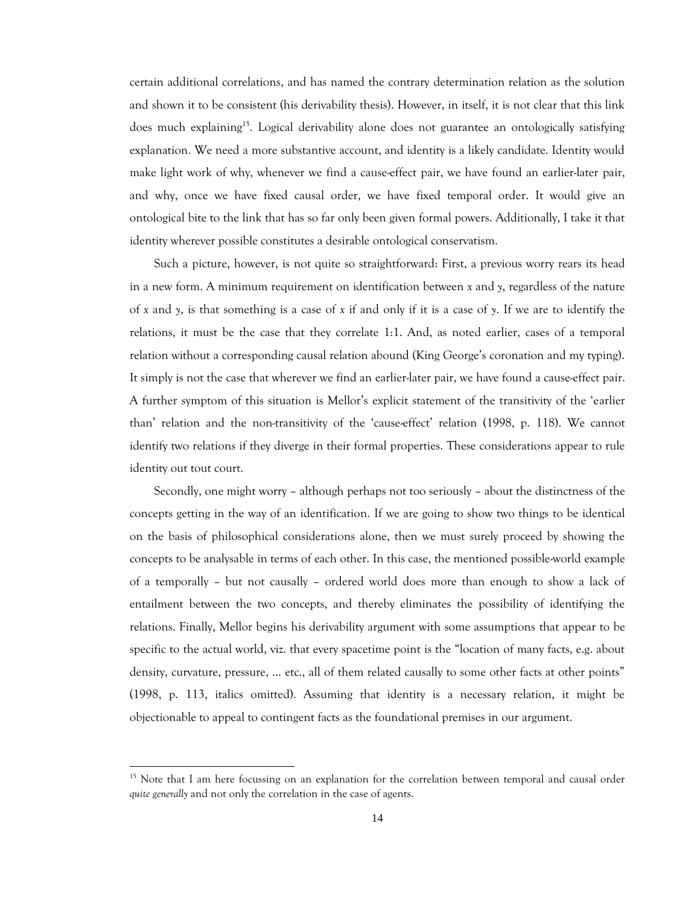certain additional correlations, and has named the contrary determination relation as the solution and shown it to be consistent (his derivability thesis). However, in itself, it is not clear that this link does much explaining[15]. Logical derivability alone does not guarantee an ontologically satisfying explanation. We need a more substantive account, and identity is a likely candidate. Identity would make light work of why, whenever we find a cause-effect pair, we have found an earlier-later pair, and why, once we have fixed causal order, we have fixed temporal order. It would give an ontological bite to the link that has so far only been given formal powers. Additionally, I take it that identity wherever possible constitutes a desirable ontological conservatism.

Such a picture, however, is not quite so straightforward: First, a previous worry rears its head in a new form. A minimum requirement on identification between *x* and *y*, regardless of the nature of *x* and *y*, is that something is a case of *x* if and only if it is a case of *y*. If we are to identify the relations, it must be the case that they correlate 1:1. And, as noted earlier, cases of a temporal relation without a corresponding causal relation abound (King George's coronation and my typing). It simply is not the case that wherever we find an earlier-later pair, we have found a cause-effect pair. A further symptom of this situation is Mellor's explicit statement of the transitivity of the 'earlier than' relation and the non-transitivity of the 'cause-effect' relation (1998, p. 118). We cannot identify two relations if they diverge in their formal properties. These considerations appear to rule identity out tout court.

Secondly, one might worry – although perhaps not too seriously – about the distinctness of the concepts getting in the way of an identification. If we are going to show two things to be identical on the basis of philosophical considerations alone, then we must surely proceed by showing the concepts to be analysable in terms of each other. In this case, the mentioned possible-world example of a temporally – but not causally – ordered world does more than enough to show a lack of entailment between the two concepts, and thereby eliminates the possibility of identifying the relations. Finally, Mellor begins his derivability argument with some assumptions that appear to be specific to the actual world, viz. that every spacetime point is the "location of many facts, e.g. about density, curvature, pressure, … etc., all of them related causally to some other facts at other points" (1998, p. 113, italics omitted). Assuming that identity is a necessary relation, it might be objectionable to appeal to contingent facts as the foundational premises in our argument.

---

[15] Note that I am here focussing on an explanation for the correlation between temporal and causal order *quite generally* and not only the correlation in the case of agents.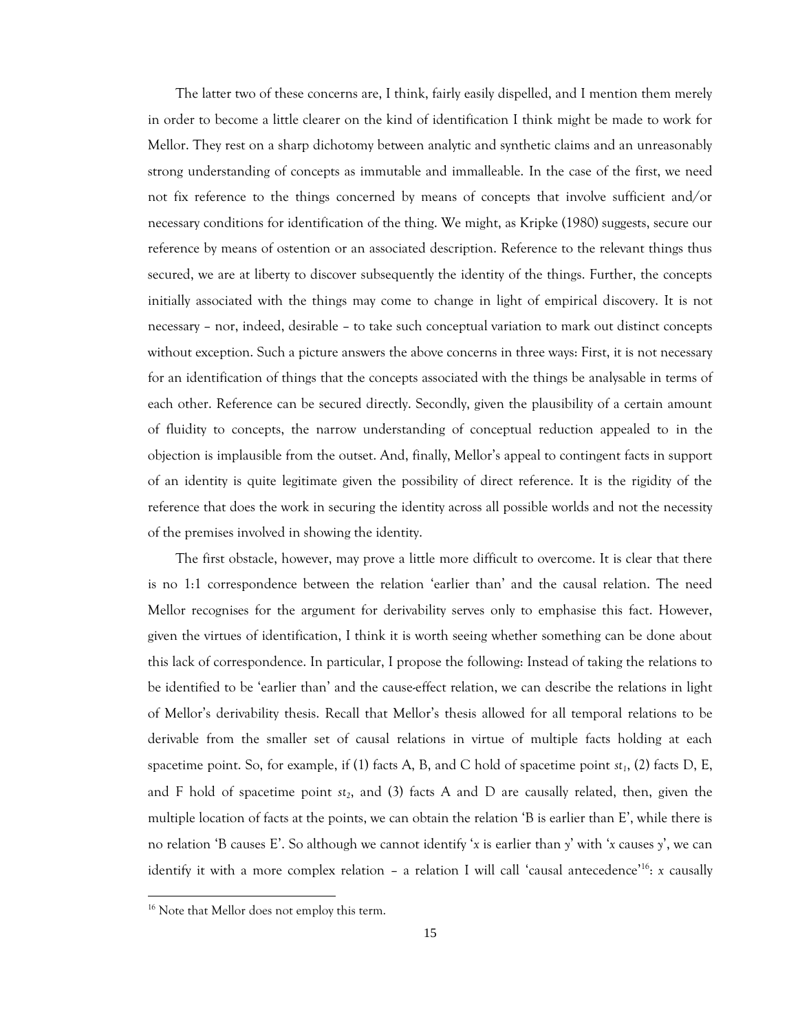The latter two of these concerns are, I think, fairly easily dispelled, and I mention them merely in order to become a little clearer on the kind of identification I think might be made to work for Mellor. They rest on a sharp dichotomy between analytic and synthetic claims and an unreasonably strong understanding of concepts as immutable and immalleable. In the case of the first, we need not fix reference to the things concerned by means of concepts that involve sufficient and/or necessary conditions for identification of the thing. We might, as Kripke (1980) suggests, secure our reference by means of ostention or an associated description. Reference to the relevant things thus secured, we are at liberty to discover subsequently the identity of the things. Further, the concepts initially associated with the things may come to change in light of empirical discovery. It is not necessary – nor, indeed, desirable – to take such conceptual variation to mark out distinct concepts without exception. Such a picture answers the above concerns in three ways: First, it is not necessary for an identification of things that the concepts associated with the things be analysable in terms of each other. Reference can be secured directly. Secondly, given the plausibility of a certain amount of fluidity to concepts, the narrow understanding of conceptual reduction appealed to in the objection is implausible from the outset. And, finally, Mellor's appeal to contingent facts in support of an identity is quite legitimate given the possibility of direct reference. It is the rigidity of the reference that does the work in securing the identity across all possible worlds and not the necessity of the premises involved in showing the identity.

The first obstacle, however, may prove a little more difficult to overcome. It is clear that there is no 1:1 correspondence between the relation 'earlier than' and the causal relation. The need Mellor recognises for the argument for derivability serves only to emphasise this fact. However, given the virtues of identification, I think it is worth seeing whether something can be done about this lack of correspondence. In particular, I propose the following: Instead of taking the relations to be identified to be 'earlier than' and the cause-effect relation, we can describe the relations in light of Mellor's derivability thesis. Recall that Mellor's thesis allowed for all temporal relations to be derivable from the smaller set of causal relations in virtue of multiple facts holding at each spacetime point. So, for example, if (1) facts A, B, and C hold of spacetime point $st_1$, (2) facts D, E, and F hold of spacetime point $st_2$, and (3) facts A and D are causally related, then, given the multiple location of facts at the points, we can obtain the relation 'B is earlier than E', while there is no relation 'B causes E'. So although we cannot identify '*x* is earlier than *y*' with '*x* causes *y*', we can identify it with a more complex relation – a relation I will call 'causal antecedence'[16]: *x* causally

[16] Note that Mellor does not employ this term.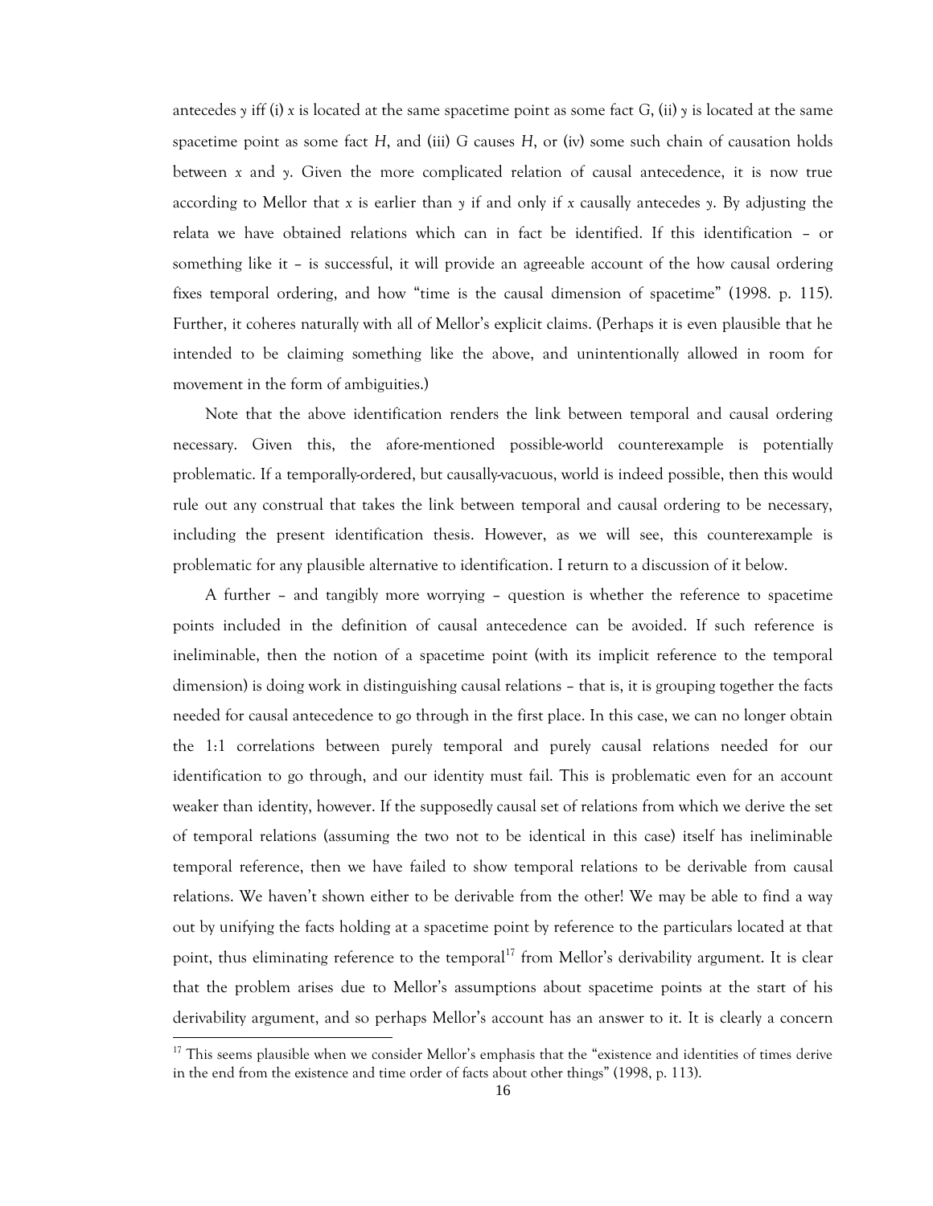antecedes *y* iff (i) *x* is located at the same spacetime point as some fact *G*, (ii) *y* is located at the same spacetime point as some fact *H*, and (iii) *G* causes *H*, or (iv) some such chain of causation holds between *x* and *y*. Given the more complicated relation of causal antecedence, it is now true according to Mellor that *x* is earlier than *y* if and only if *x* causally antecedes *y*. By adjusting the relata we have obtained relations which can in fact be identified. If this identification – or something like it – is successful, it will provide an agreeable account of the how causal ordering fixes temporal ordering, and how "time is the causal dimension of spacetime" (1998. p. 115). Further, it coheres naturally with all of Mellor's explicit claims. (Perhaps it is even plausible that he intended to be claiming something like the above, and unintentionally allowed in room for movement in the form of ambiguities.)

Note that the above identification renders the link between temporal and causal ordering necessary. Given this, the afore-mentioned possible-world counterexample is potentially problematic. If a temporally-ordered, but causally-vacuous, world is indeed possible, then this would rule out any construal that takes the link between temporal and causal ordering to be necessary, including the present identification thesis. However, as we will see, this counterexample is problematic for any plausible alternative to identification. I return to a discussion of it below.

A further – and tangibly more worrying – question is whether the reference to spacetime points included in the definition of causal antecedence can be avoided. If such reference is ineliminable, then the notion of a spacetime point (with its implicit reference to the temporal dimension) is doing work in distinguishing causal relations – that is, it is grouping together the facts needed for causal antecedence to go through in the first place. In this case, we can no longer obtain the 1:1 correlations between purely temporal and purely causal relations needed for our identification to go through, and our identity must fail. This is problematic even for an account weaker than identity, however. If the supposedly causal set of relations from which we derive the set of temporal relations (assuming the two not to be identical in this case) itself has ineliminable temporal reference, then we have failed to show temporal relations to be derivable from causal relations. We haven't shown either to be derivable from the other! We may be able to find a way out by unifying the facts holding at a spacetime point by reference to the particulars located at that point, thus eliminating reference to the temporal[17] from Mellor's derivability argument. It is clear that the problem arises due to Mellor's assumptions about spacetime points at the start of his derivability argument, and so perhaps Mellor's account has an answer to it. It is clearly a concern

[17] This seems plausible when we consider Mellor's emphasis that the "existence and identities of times derive in the end from the existence and time order of facts about other things" (1998, p. 113).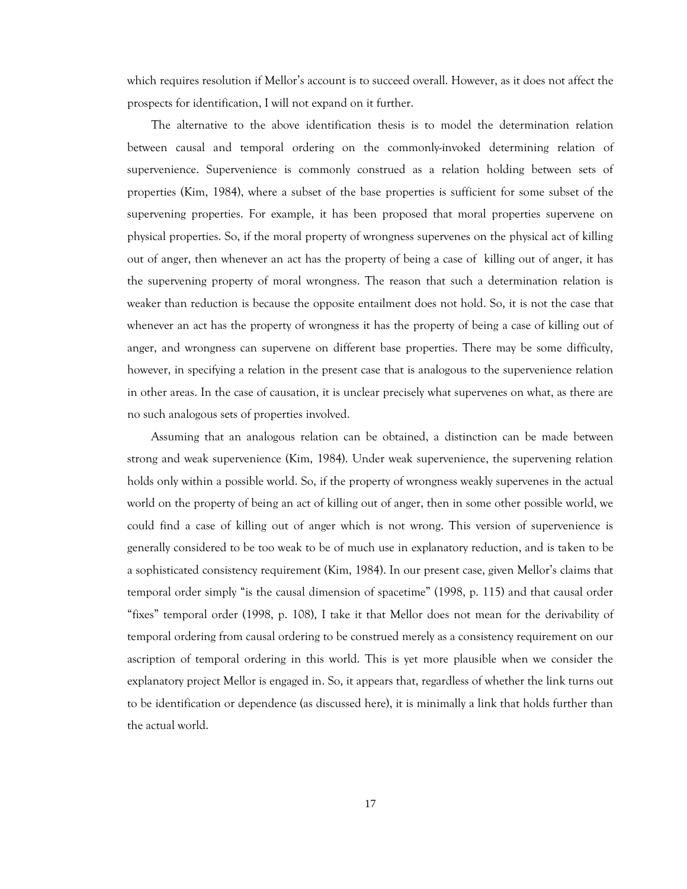which requires resolution if Mellor's account is to succeed overall. However, as it does not affect the prospects for identification, I will not expand on it further.

The alternative to the above identification thesis is to model the determination relation between causal and temporal ordering on the commonly-invoked determining relation of supervenience. Supervenience is commonly construed as a relation holding between sets of properties (Kim, 1984), where a subset of the base properties is sufficient for some subset of the supervening properties. For example, it has been proposed that moral properties supervene on physical properties. So, if the moral property of wrongness supervenes on the physical act of killing out of anger, then whenever an act has the property of being a case of killing out of anger, it has the supervening property of moral wrongness. The reason that such a determination relation is weaker than reduction is because the opposite entailment does not hold. So, it is not the case that whenever an act has the property of wrongness it has the property of being a case of killing out of anger, and wrongness can supervene on different base properties. There may be some difficulty, however, in specifying a relation in the present case that is analogous to the supervenience relation in other areas. In the case of causation, it is unclear precisely what supervenes on what, as there are no such analogous sets of properties involved.

Assuming that an analogous relation can be obtained, a distinction can be made between strong and weak supervenience (Kim, 1984). Under weak supervenience, the supervening relation holds only within a possible world. So, if the property of wrongness weakly supervenes in the actual world on the property of being an act of killing out of anger, then in some other possible world, we could find a case of killing out of anger which is not wrong. This version of supervenience is generally considered to be too weak to be of much use in explanatory reduction, and is taken to be a sophisticated consistency requirement (Kim, 1984). In our present case, given Mellor's claims that temporal order simply "is the causal dimension of spacetime" (1998, p. 115) and that causal order "fixes" temporal order (1998, p. 108), I take it that Mellor does not mean for the derivability of temporal ordering from causal ordering to be construed merely as a consistency requirement on our ascription of temporal ordering in this world. This is yet more plausible when we consider the explanatory project Mellor is engaged in. So, it appears that, regardless of whether the link turns out to be identification or dependence (as discussed here), it is minimally a link that holds further than the actual world.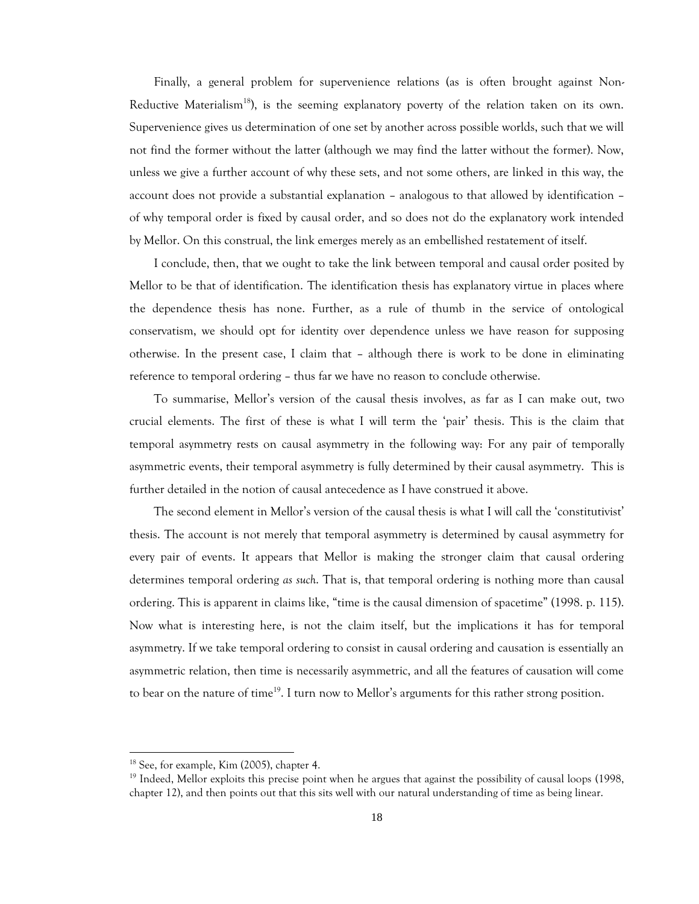Finally, a general problem for supervenience relations (as is often brought against Non-Reductive Materialism[18]), is the seeming explanatory poverty of the relation taken on its own. Supervenience gives us determination of one set by another across possible worlds, such that we will not find the former without the latter (although we may find the latter without the former). Now, unless we give a further account of why these sets, and not some others, are linked in this way, the account does not provide a substantial explanation – analogous to that allowed by identification – of why temporal order is fixed by causal order, and so does not do the explanatory work intended by Mellor. On this construal, the link emerges merely as an embellished restatement of itself.

I conclude, then, that we ought to take the link between temporal and causal order posited by Mellor to be that of identification. The identification thesis has explanatory virtue in places where the dependence thesis has none. Further, as a rule of thumb in the service of ontological conservatism, we should opt for identity over dependence unless we have reason for supposing otherwise. In the present case, I claim that – although there is work to be done in eliminating reference to temporal ordering – thus far we have no reason to conclude otherwise.

To summarise, Mellor's version of the causal thesis involves, as far as I can make out, two crucial elements. The first of these is what I will term the 'pair' thesis. This is the claim that temporal asymmetry rests on causal asymmetry in the following way: For any pair of temporally asymmetric events, their temporal asymmetry is fully determined by their causal asymmetry. This is further detailed in the notion of causal antecedence as I have construed it above.

The second element in Mellor's version of the causal thesis is what I will call the 'constitutivist' thesis. The account is not merely that temporal asymmetry is determined by causal asymmetry for every pair of events. It appears that Mellor is making the stronger claim that causal ordering determines temporal ordering *as such*. That is, that temporal ordering is nothing more than causal ordering. This is apparent in claims like, "time is the causal dimension of spacetime" (1998. p. 115). Now what is interesting here, is not the claim itself, but the implications it has for temporal asymmetry. If we take temporal ordering to consist in causal ordering and causation is essentially an asymmetric relation, then time is necessarily asymmetric, and all the features of causation will come to bear on the nature of time[19]. I turn now to Mellor's arguments for this rather strong position.

---

[18] See, for example, Kim (2005), chapter 4.

[19] Indeed, Mellor exploits this precise point when he argues that against the possibility of causal loops (1998, chapter 12), and then points out that this sits well with our natural understanding of time as being linear.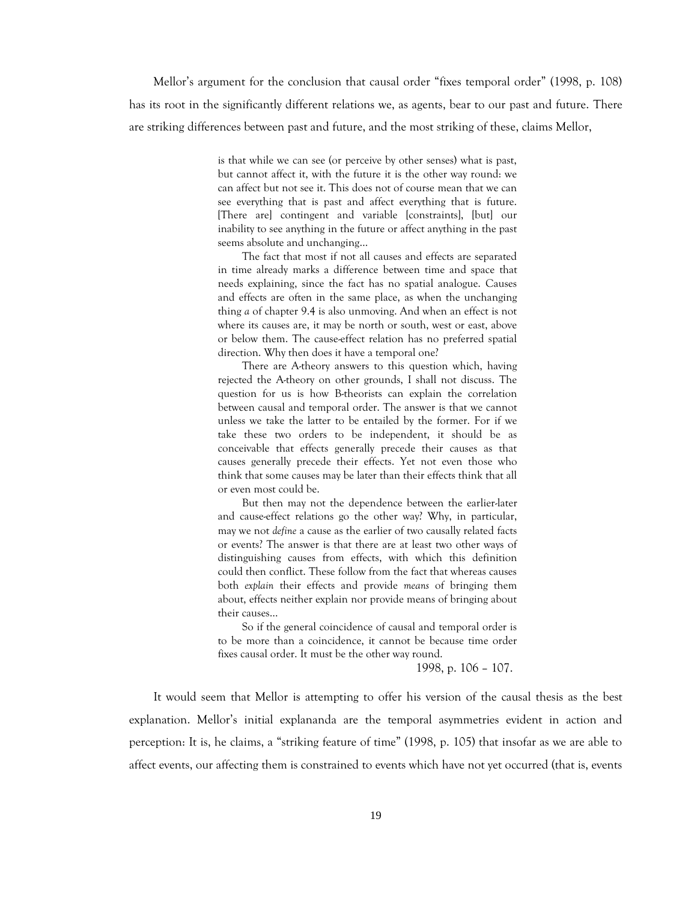Mellor's argument for the conclusion that causal order "fixes temporal order" (1998, p. 108) has its root in the significantly different relations we, as agents, bear to our past and future. There are striking differences between past and future, and the most striking of these, claims Mellor,

> is that while we can see (or perceive by other senses) what is past, but cannot affect it, with the future it is the other way round: we can affect but not see it. This does not of course mean that we can see everything that is past and affect everything that is future. [There are] contingent and variable [constraints], [but] our inability to see anything in the future or affect anything in the past seems absolute and unchanging…
>
> The fact that most if not all causes and effects are separated in time already marks a difference between time and space that needs explaining, since the fact has no spatial analogue. Causes and effects are often in the same place, as when the unchanging thing *a* of chapter 9.4 is also unmoving. And when an effect is not where its causes are, it may be north or south, west or east, above or below them. The cause-effect relation has no preferred spatial direction. Why then does it have a temporal one?
>
> There are A-theory answers to this question which, having rejected the A-theory on other grounds, I shall not discuss. The question for us is how B-theorists can explain the correlation between causal and temporal order. The answer is that we cannot unless we take the latter to be entailed by the former. For if we take these two orders to be independent, it should be as conceivable that effects generally precede their causes as that causes generally precede their effects. Yet not even those who think that some causes may be later than their effects think that all or even most could be.
>
> But then may not the dependence between the earlier-later and cause-effect relations go the other way? Why, in particular, may we not *define* a cause as the earlier of two causally related facts or events? The answer is that there are at least two other ways of distinguishing causes from effects, with which this definition could then conflict. These follow from the fact that whereas causes both *explain* their effects and provide *means* of bringing them about, effects neither explain nor provide means of bringing about their causes…
>
> So if the general coincidence of causal and temporal order is to be more than a coincidence, it cannot be because time order fixes causal order. It must be the other way round.
>
> 1998, p. 106 – 107.

It would seem that Mellor is attempting to offer his version of the causal thesis as the best explanation. Mellor's initial explananda are the temporal asymmetries evident in action and perception: It is, he claims, a "striking feature of time" (1998, p. 105) that insofar as we are able to affect events, our affecting them is constrained to events which have not yet occurred (that is, events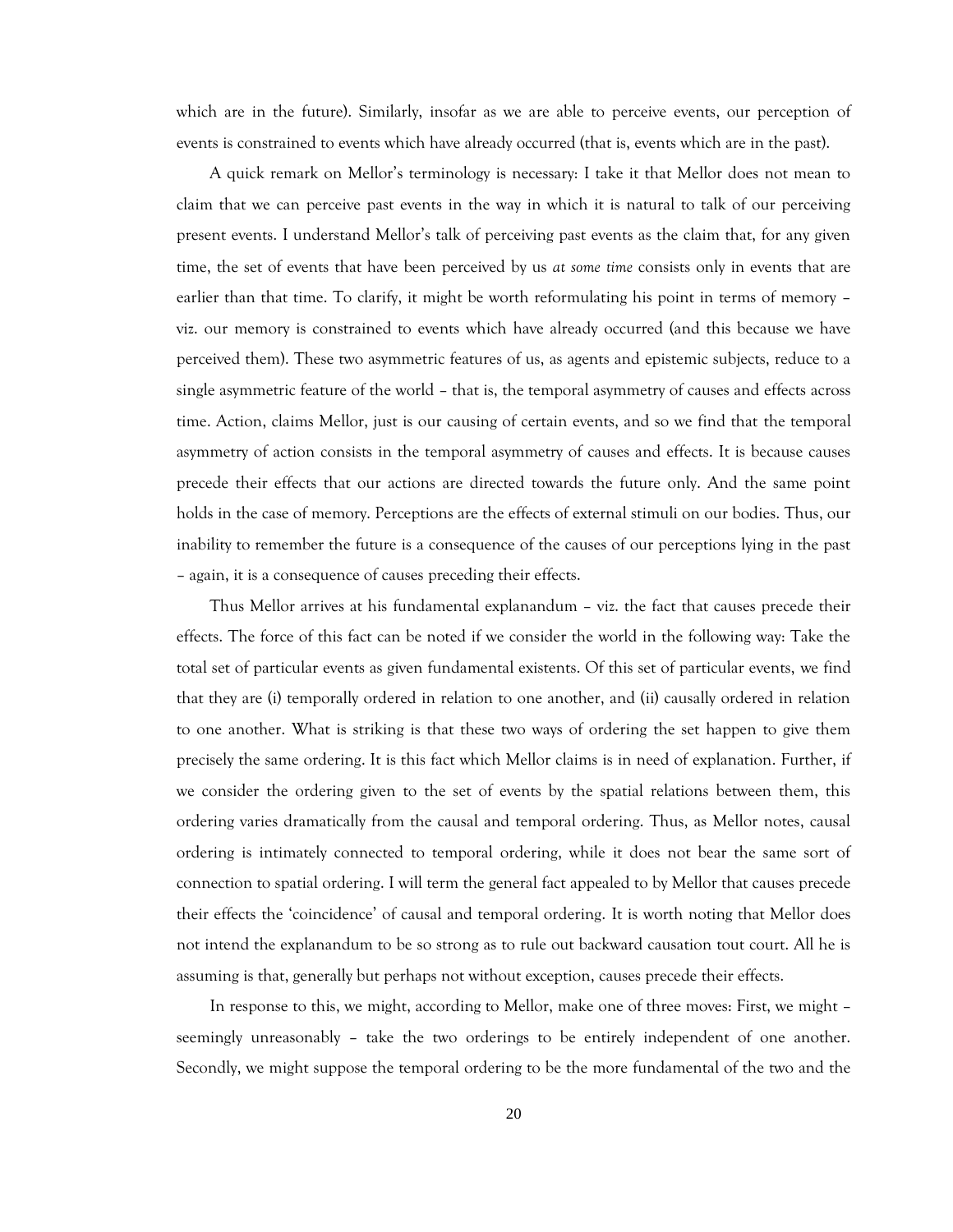which are in the future). Similarly, insofar as we are able to perceive events, our perception of events is constrained to events which have already occurred (that is, events which are in the past).

A quick remark on Mellor's terminology is necessary: I take it that Mellor does not mean to claim that we can perceive past events in the way in which it is natural to talk of our perceiving present events. I understand Mellor's talk of perceiving past events as the claim that, for any given time, the set of events that have been perceived by us *at some time* consists only in events that are earlier than that time. To clarify, it might be worth reformulating his point in terms of memory – viz. our memory is constrained to events which have already occurred (and this because we have perceived them). These two asymmetric features of us, as agents and epistemic subjects, reduce to a single asymmetric feature of the world – that is, the temporal asymmetry of causes and effects across time. Action, claims Mellor, just is our causing of certain events, and so we find that the temporal asymmetry of action consists in the temporal asymmetry of causes and effects. It is because causes precede their effects that our actions are directed towards the future only. And the same point holds in the case of memory. Perceptions are the effects of external stimuli on our bodies. Thus, our inability to remember the future is a consequence of the causes of our perceptions lying in the past – again, it is a consequence of causes preceding their effects.

Thus Mellor arrives at his fundamental explanandum – viz. the fact that causes precede their effects. The force of this fact can be noted if we consider the world in the following way: Take the total set of particular events as given fundamental existents. Of this set of particular events, we find that they are (i) temporally ordered in relation to one another, and (ii) causally ordered in relation to one another. What is striking is that these two ways of ordering the set happen to give them precisely the same ordering. It is this fact which Mellor claims is in need of explanation. Further, if we consider the ordering given to the set of events by the spatial relations between them, this ordering varies dramatically from the causal and temporal ordering. Thus, as Mellor notes, causal ordering is intimately connected to temporal ordering, while it does not bear the same sort of connection to spatial ordering. I will term the general fact appealed to by Mellor that causes precede their effects the 'coincidence' of causal and temporal ordering. It is worth noting that Mellor does not intend the explanandum to be so strong as to rule out backward causation tout court. All he is assuming is that, generally but perhaps not without exception, causes precede their effects.

In response to this, we might, according to Mellor, make one of three moves: First, we might – seemingly unreasonably – take the two orderings to be entirely independent of one another. Secondly, we might suppose the temporal ordering to be the more fundamental of the two and the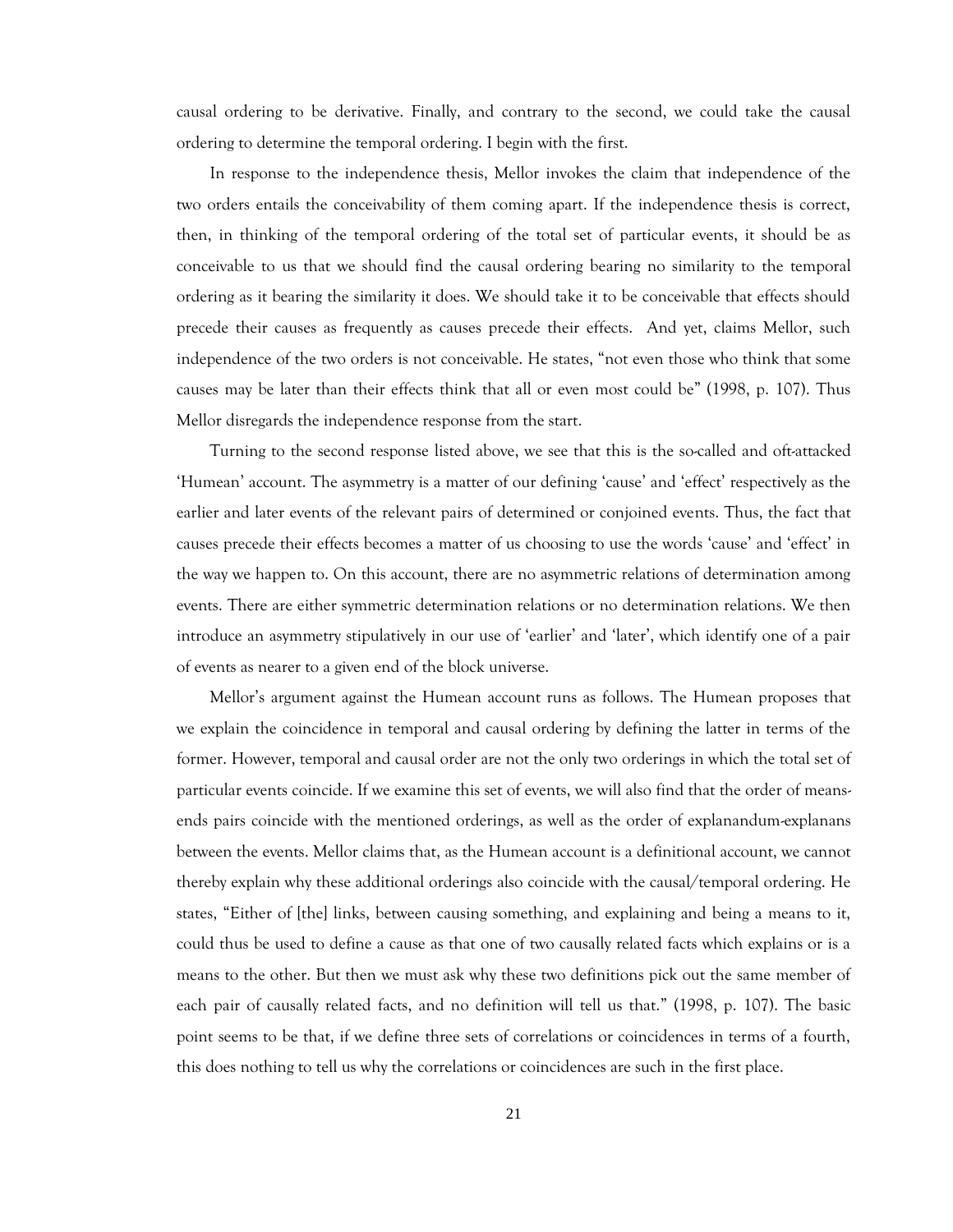causal ordering to be derivative. Finally, and contrary to the second, we could take the causal ordering to determine the temporal ordering. I begin with the first.

In response to the independence thesis, Mellor invokes the claim that independence of the two orders entails the conceivability of them coming apart. If the independence thesis is correct, then, in thinking of the temporal ordering of the total set of particular events, it should be as conceivable to us that we should find the causal ordering bearing no similarity to the temporal ordering as it bearing the similarity it does. We should take it to be conceivable that effects should precede their causes as frequently as causes precede their effects. And yet, claims Mellor, such independence of the two orders is not conceivable. He states, "not even those who think that some causes may be later than their effects think that all or even most could be" (1998, p. 107). Thus Mellor disregards the independence response from the start.

Turning to the second response listed above, we see that this is the so-called and oft-attacked 'Humean' account. The asymmetry is a matter of our defining 'cause' and 'effect' respectively as the earlier and later events of the relevant pairs of determined or conjoined events. Thus, the fact that causes precede their effects becomes a matter of us choosing to use the words 'cause' and 'effect' in the way we happen to. On this account, there are no asymmetric relations of determination among events. There are either symmetric determination relations or no determination relations. We then introduce an asymmetry stipulatively in our use of 'earlier' and 'later', which identify one of a pair of events as nearer to a given end of the block universe.

Mellor's argument against the Humean account runs as follows. The Humean proposes that we explain the coincidence in temporal and causal ordering by defining the latter in terms of the former. However, temporal and causal order are not the only two orderings in which the total set of particular events coincide. If we examine this set of events, we will also find that the order of means-ends pairs coincide with the mentioned orderings, as well as the order of explanandum-explanans between the events. Mellor claims that, as the Humean account is a definitional account, we cannot thereby explain why these additional orderings also coincide with the causal/temporal ordering. He states, "Either of [the] links, between causing something, and explaining and being a means to it, could thus be used to define a cause as that one of two causally related facts which explains or is a means to the other. But then we must ask why these two definitions pick out the same member of each pair of causally related facts, and no definition will tell us that." (1998, p. 107). The basic point seems to be that, if we define three sets of correlations or coincidences in terms of a fourth, this does nothing to tell us why the correlations or coincidences are such in the first place.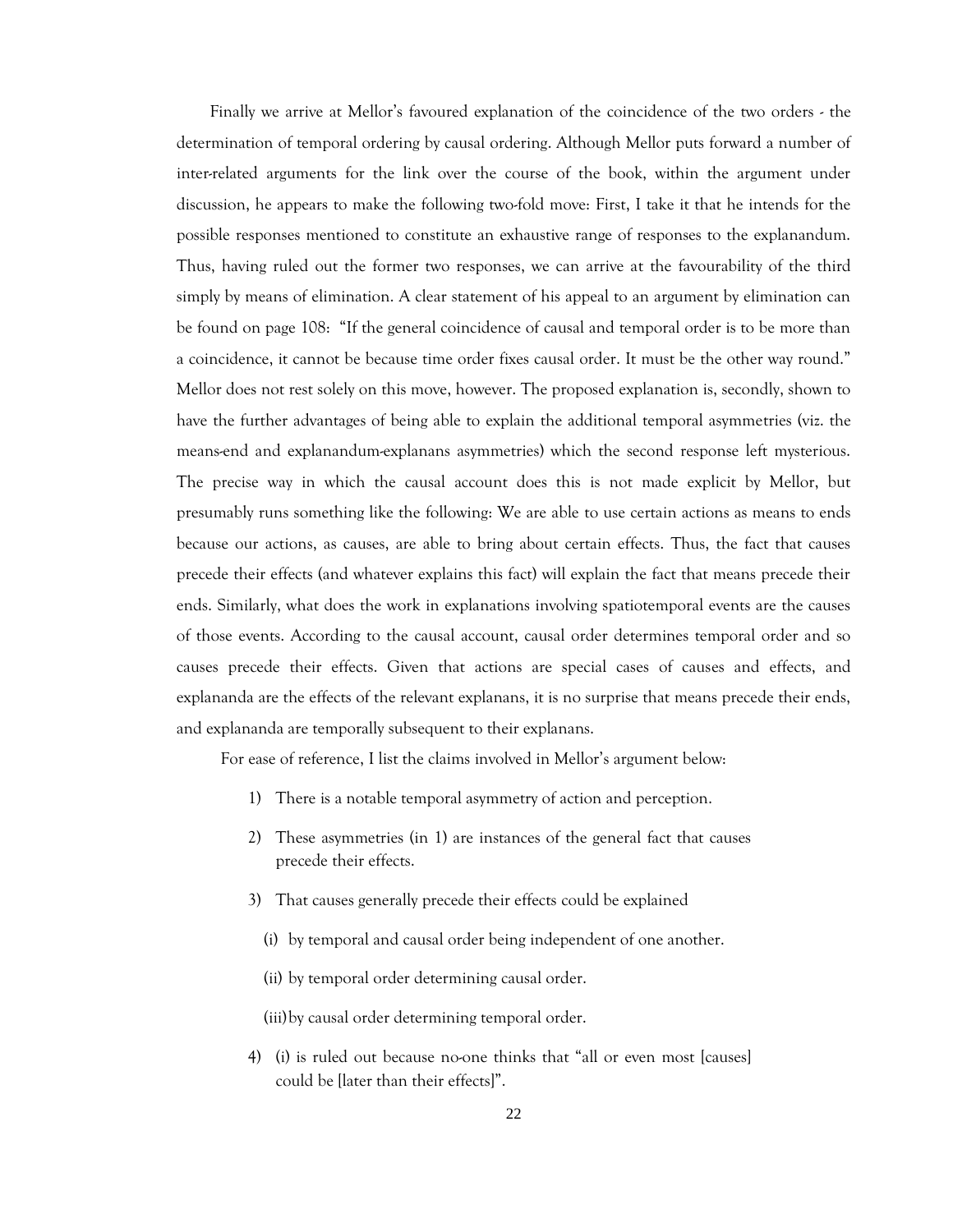Finally we arrive at Mellor's favoured explanation of the coincidence of the two orders - the determination of temporal ordering by causal ordering. Although Mellor puts forward a number of inter-related arguments for the link over the course of the book, within the argument under discussion, he appears to make the following two-fold move: First, I take it that he intends for the possible responses mentioned to constitute an exhaustive range of responses to the explanandum. Thus, having ruled out the former two responses, we can arrive at the favourability of the third simply by means of elimination. A clear statement of his appeal to an argument by elimination can be found on page 108: "If the general coincidence of causal and temporal order is to be more than a coincidence, it cannot be because time order fixes causal order. It must be the other way round." Mellor does not rest solely on this move, however. The proposed explanation is, secondly, shown to have the further advantages of being able to explain the additional temporal asymmetries (viz. the means-end and explanandum-explanans asymmetries) which the second response left mysterious. The precise way in which the causal account does this is not made explicit by Mellor, but presumably runs something like the following: We are able to use certain actions as means to ends because our actions, as causes, are able to bring about certain effects. Thus, the fact that causes precede their effects (and whatever explains this fact) will explain the fact that means precede their ends. Similarly, what does the work in explanations involving spatiotemporal events are the causes of those events. According to the causal account, causal order determines temporal order and so causes precede their effects. Given that actions are special cases of causes and effects, and explananda are the effects of the relevant explanans, it is no surprise that means precede their ends, and explananda are temporally subsequent to their explanans.

For ease of reference, I list the claims involved in Mellor's argument below:

1) There is a notable temporal asymmetry of action and perception.

2) These asymmetries (in 1) are instances of the general fact that causes precede their effects.

3) That causes generally precede their effects could be explained

   (i) by temporal and causal order being independent of one another.

   (ii) by temporal order determining causal order.

   (iii) by causal order determining temporal order.

4) (i) is ruled out because no-one thinks that "all or even most [causes] could be [later than their effects]".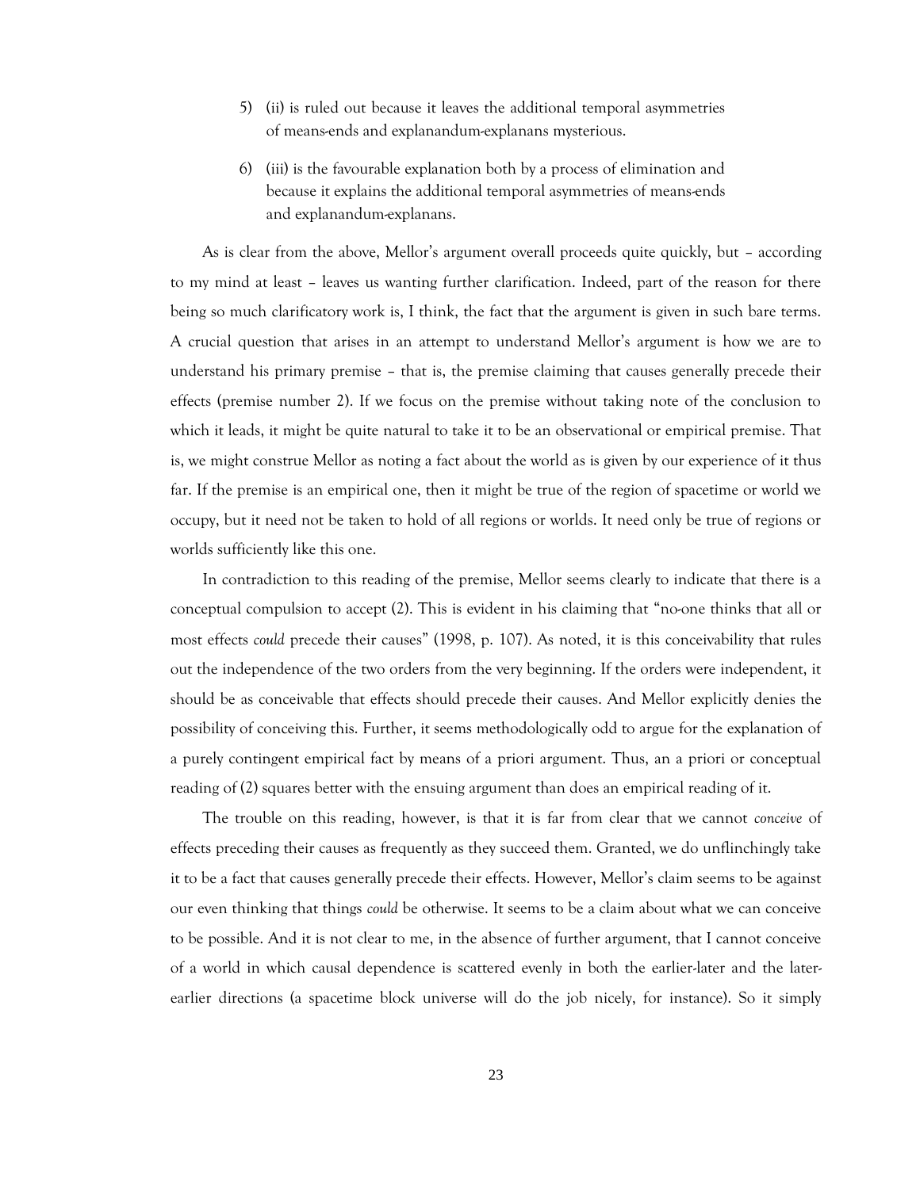5) (ii) is ruled out because it leaves the additional temporal asymmetries of means-ends and explanandum-explanans mysterious.

6) (iii) is the favourable explanation both by a process of elimination and because it explains the additional temporal asymmetries of means-ends and explanandum-explanans.

As is clear from the above, Mellor's argument overall proceeds quite quickly, but – according to my mind at least – leaves us wanting further clarification. Indeed, part of the reason for there being so much clarificatory work is, I think, the fact that the argument is given in such bare terms. A crucial question that arises in an attempt to understand Mellor's argument is how we are to understand his primary premise – that is, the premise claiming that causes generally precede their effects (premise number 2). If we focus on the premise without taking note of the conclusion to which it leads, it might be quite natural to take it to be an observational or empirical premise. That is, we might construe Mellor as noting a fact about the world as is given by our experience of it thus far. If the premise is an empirical one, then it might be true of the region of spacetime or world we occupy, but it need not be taken to hold of all regions or worlds. It need only be true of regions or worlds sufficiently like this one.

In contradiction to this reading of the premise, Mellor seems clearly to indicate that there is a conceptual compulsion to accept (2). This is evident in his claiming that "no-one thinks that all or most effects *could* precede their causes" (1998, p. 107). As noted, it is this conceivability that rules out the independence of the two orders from the very beginning. If the orders were independent, it should be as conceivable that effects should precede their causes. And Mellor explicitly denies the possibility of conceiving this. Further, it seems methodologically odd to argue for the explanation of a purely contingent empirical fact by means of a priori argument. Thus, an a priori or conceptual reading of (2) squares better with the ensuing argument than does an empirical reading of it.

The trouble on this reading, however, is that it is far from clear that we cannot *conceive* of effects preceding their causes as frequently as they succeed them. Granted, we do unflinchingly take it to be a fact that causes generally precede their effects. However, Mellor's claim seems to be against our even thinking that things *could* be otherwise. It seems to be a claim about what we can conceive to be possible. And it is not clear to me, in the absence of further argument, that I cannot conceive of a world in which causal dependence is scattered evenly in both the earlier-later and the later-earlier directions (a spacetime block universe will do the job nicely, for instance). So it simply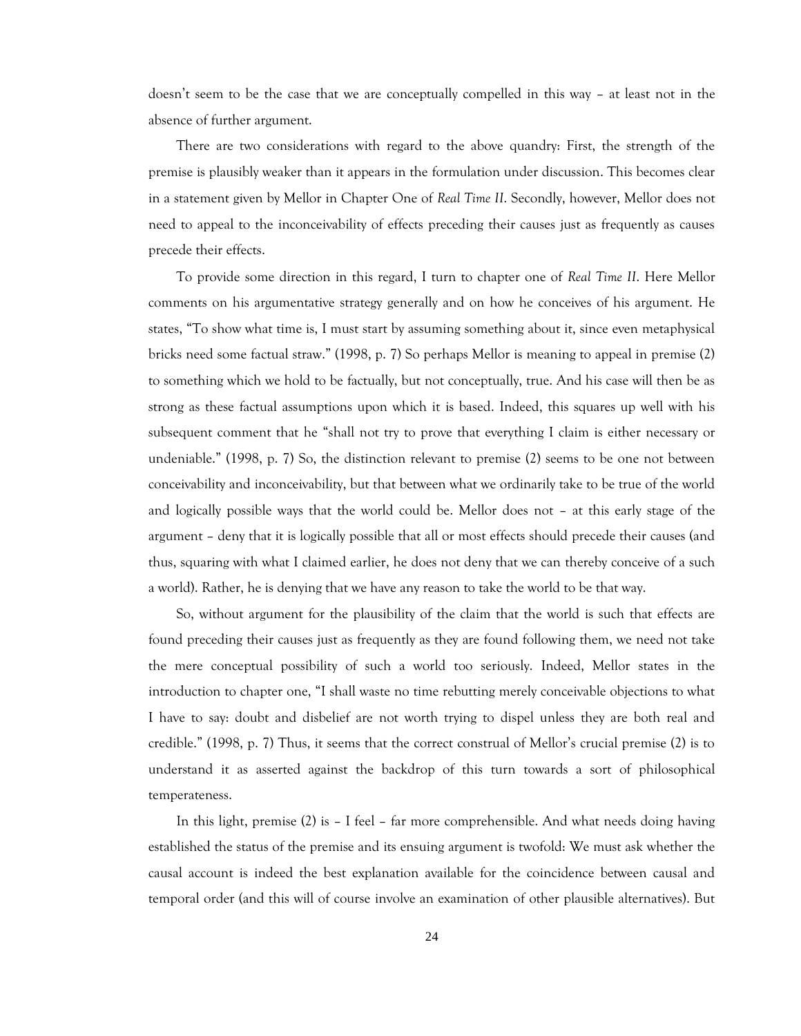doesn't seem to be the case that we are conceptually compelled in this way – at least not in the absence of further argument.

There are two considerations with regard to the above quandry: First, the strength of the premise is plausibly weaker than it appears in the formulation under discussion. This becomes clear in a statement given by Mellor in Chapter One of *Real Time II*. Secondly, however, Mellor does not need to appeal to the inconceivability of effects preceding their causes just as frequently as causes precede their effects.

To provide some direction in this regard, I turn to chapter one of *Real Time II*. Here Mellor comments on his argumentative strategy generally and on how he conceives of his argument. He states, "To show what time is, I must start by assuming something about it, since even metaphysical bricks need some factual straw." (1998, p. 7) So perhaps Mellor is meaning to appeal in premise (2) to something which we hold to be factually, but not conceptually, true. And his case will then be as strong as these factual assumptions upon which it is based. Indeed, this squares up well with his subsequent comment that he "shall not try to prove that everything I claim is either necessary or undeniable." (1998, p. 7) So, the distinction relevant to premise (2) seems to be one not between conceivability and inconceivability, but that between what we ordinarily take to be true of the world and logically possible ways that the world could be. Mellor does not – at this early stage of the argument – deny that it is logically possible that all or most effects should precede their causes (and thus, squaring with what I claimed earlier, he does not deny that we can thereby conceive of a such a world). Rather, he is denying that we have any reason to take the world to be that way.

So, without argument for the plausibility of the claim that the world is such that effects are found preceding their causes just as frequently as they are found following them, we need not take the mere conceptual possibility of such a world too seriously. Indeed, Mellor states in the introduction to chapter one, "I shall waste no time rebutting merely conceivable objections to what I have to say: doubt and disbelief are not worth trying to dispel unless they are both real and credible." (1998, p. 7) Thus, it seems that the correct construal of Mellor's crucial premise (2) is to understand it as asserted against the backdrop of this turn towards a sort of philosophical temperateness.

In this light, premise (2) is – I feel – far more comprehensible. And what needs doing having established the status of the premise and its ensuing argument is twofold: We must ask whether the causal account is indeed the best explanation available for the coincidence between causal and temporal order (and this will of course involve an examination of other plausible alternatives). But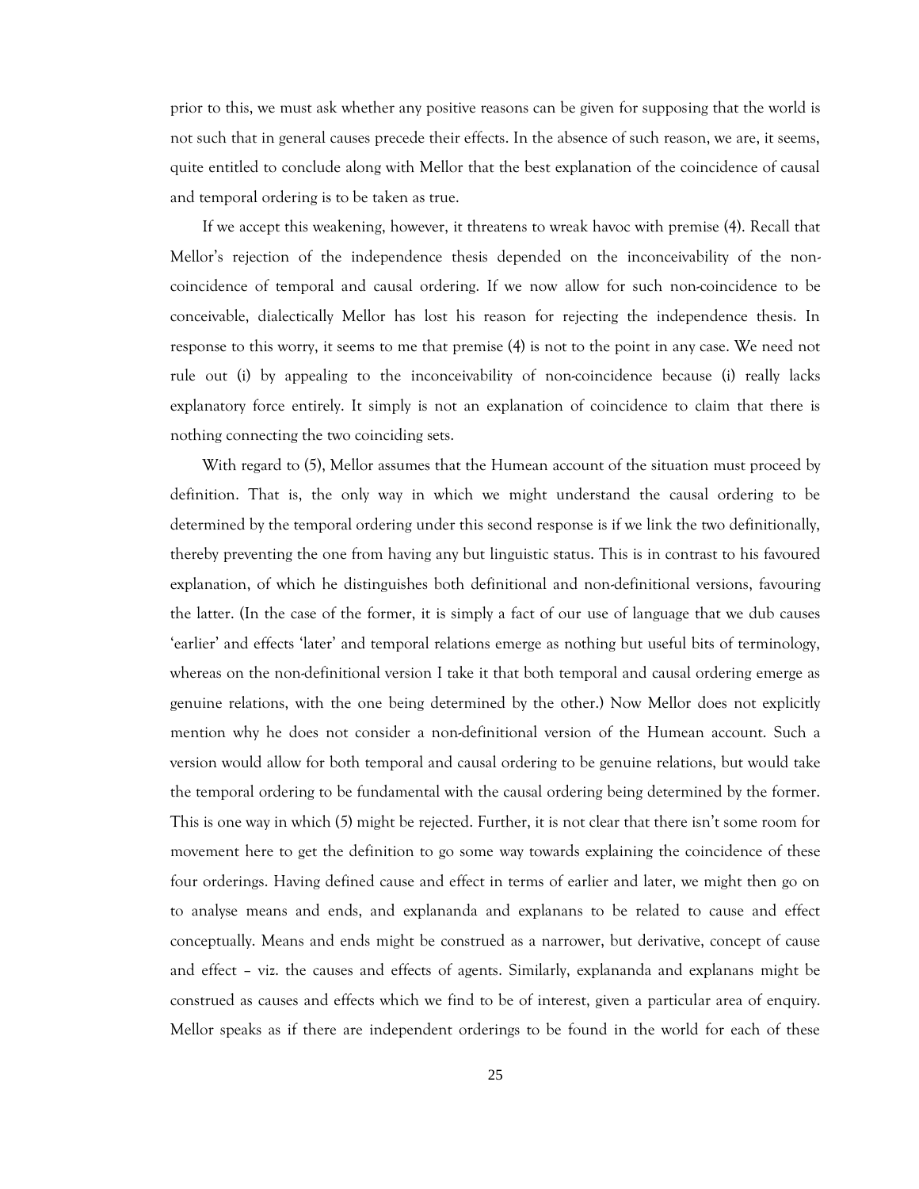prior to this, we must ask whether any positive reasons can be given for supposing that the world is not such that in general causes precede their effects. In the absence of such reason, we are, it seems, quite entitled to conclude along with Mellor that the best explanation of the coincidence of causal and temporal ordering is to be taken as true.

If we accept this weakening, however, it threatens to wreak havoc with premise (4). Recall that Mellor's rejection of the independence thesis depended on the inconceivability of the non-coincidence of temporal and causal ordering. If we now allow for such non-coincidence to be conceivable, dialectically Mellor has lost his reason for rejecting the independence thesis. In response to this worry, it seems to me that premise (4) is not to the point in any case. We need not rule out (i) by appealing to the inconceivability of non-coincidence because (i) really lacks explanatory force entirely. It simply is not an explanation of coincidence to claim that there is nothing connecting the two coinciding sets.

With regard to (5), Mellor assumes that the Humean account of the situation must proceed by definition. That is, the only way in which we might understand the causal ordering to be determined by the temporal ordering under this second response is if we link the two definitionally, thereby preventing the one from having any but linguistic status. This is in contrast to his favoured explanation, of which he distinguishes both definitional and non-definitional versions, favouring the latter. (In the case of the former, it is simply a fact of our use of language that we dub causes 'earlier' and effects 'later' and temporal relations emerge as nothing but useful bits of terminology, whereas on the non-definitional version I take it that both temporal and causal ordering emerge as genuine relations, with the one being determined by the other.) Now Mellor does not explicitly mention why he does not consider a non-definitional version of the Humean account. Such a version would allow for both temporal and causal ordering to be genuine relations, but would take the temporal ordering to be fundamental with the causal ordering being determined by the former. This is one way in which (5) might be rejected. Further, it is not clear that there isn't some room for movement here to get the definition to go some way towards explaining the coincidence of these four orderings. Having defined cause and effect in terms of earlier and later, we might then go on to analyse means and ends, and explananda and explanans to be related to cause and effect conceptually. Means and ends might be construed as a narrower, but derivative, concept of cause and effect – viz. the causes and effects of agents. Similarly, explananda and explanans might be construed as causes and effects which we find to be of interest, given a particular area of enquiry. Mellor speaks as if there are independent orderings to be found in the world for each of these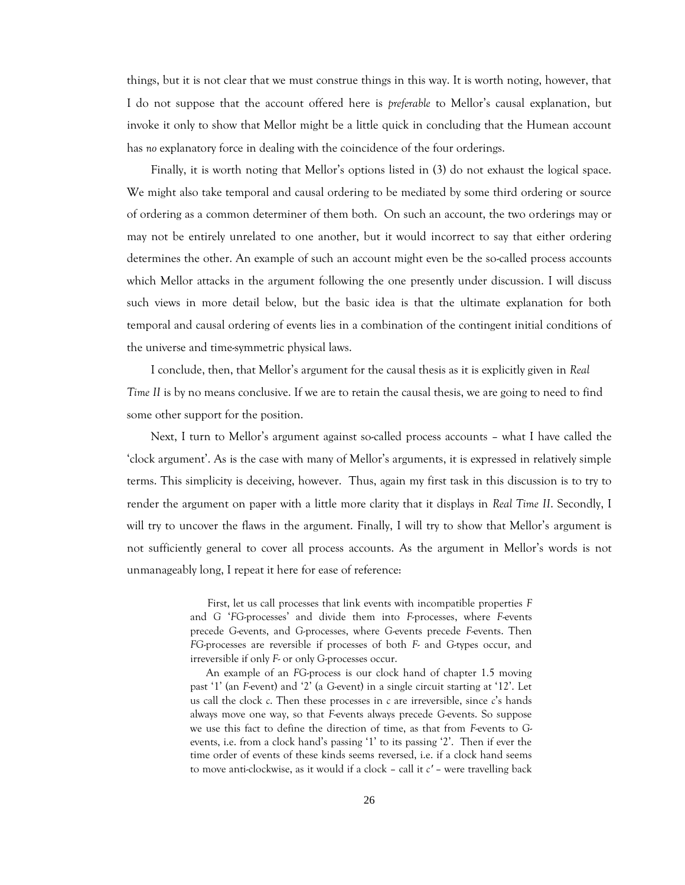things, but it is not clear that we must construe things in this way. It is worth noting, however, that I do not suppose that the account offered here is *preferable* to Mellor's causal explanation, but invoke it only to show that Mellor might be a little quick in concluding that the Humean account has *no* explanatory force in dealing with the coincidence of the four orderings.

Finally, it is worth noting that Mellor's options listed in (3) do not exhaust the logical space. We might also take temporal and causal ordering to be mediated by some third ordering or source of ordering as a common determiner of them both. On such an account, the two orderings may or may not be entirely unrelated to one another, but it would incorrect to say that either ordering determines the other. An example of such an account might even be the so-called process accounts which Mellor attacks in the argument following the one presently under discussion. I will discuss such views in more detail below, but the basic idea is that the ultimate explanation for both temporal and causal ordering of events lies in a combination of the contingent initial conditions of the universe and time-symmetric physical laws.

I conclude, then, that Mellor's argument for the causal thesis as it is explicitly given in *Real Time II* is by no means conclusive. If we are to retain the causal thesis, we are going to need to find some other support for the position.

Next, I turn to Mellor's argument against so-called process accounts – what I have called the 'clock argument'. As is the case with many of Mellor's arguments, it is expressed in relatively simple terms. This simplicity is deceiving, however. Thus, again my first task in this discussion is to try to render the argument on paper with a little more clarity that it displays in *Real Time II*. Secondly, I will try to uncover the flaws in the argument. Finally, I will try to show that Mellor's argument is not sufficiently general to cover all process accounts. As the argument in Mellor's words is not unmanageably long, I repeat it here for ease of reference:

> First, let us call processes that link events with incompatible properties *F* and G '*FG*-processes' and divide them into *F*-processes, where *F*-events precede G-events, and G-processes, where G-events precede *F*-events. Then *FG*-processes are reversible if processes of both *F*- and G-types occur, and irreversible if only *F*- or only G-processes occur.
>
> An example of an *FG*-process is our clock hand of chapter 1.5 moving past '1' (an *F*-event) and '2' (a G-event) in a single circuit starting at '12'. Let us call the clock *c*. Then these processes in *c* are irreversible, since *c*'s hands always move one way, so that *F*-events always precede G-events. So suppose we use this fact to define the direction of time, as that from *F*-events to G-events, i.e. from a clock hand's passing '1' to its passing '2'. Then if ever the time order of events of these kinds seems reversed, i.e. if a clock hand seems to move anti-clockwise, as it would if a clock – call it *c′* – were travelling back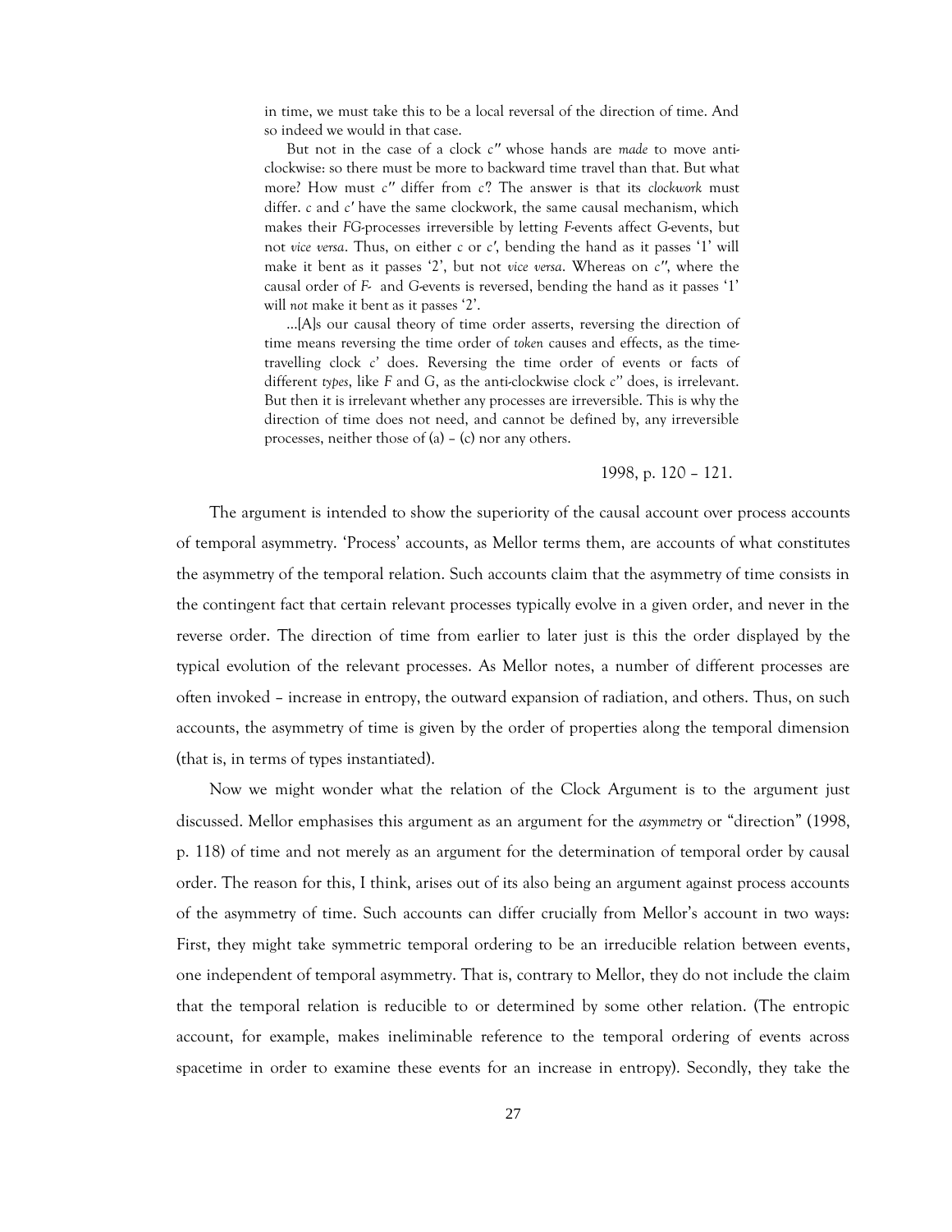in time, we must take this to be a local reversal of the direction of time. And so indeed we would in that case.

But not in the case of a clock *c″* whose hands are *made* to move anti-clockwise: so there must be more to backward time travel than that. But what more? How must *c″* differ from *c*? The answer is that its *clockwork* must differ. *c* and *c′* have the same clockwork, the same causal mechanism, which makes their *FG*-processes irreversible by letting *F*-events affect *G*-events, but not *vice versa*. Thus, on either *c* or *c′*, bending the hand as it passes '1' will make it bent as it passes '2', but not *vice versa*. Whereas on *c″*, where the causal order of *F*- and *G*-events is reversed, bending the hand as it passes '1' will *not* make it bent as it passes '2'.

…[A]s our causal theory of time order asserts, reversing the direction of time means reversing the time order of *token* causes and effects, as the time-travelling clock *c'* does. Reversing the time order of events or facts of different *types*, like *F* and *G*, as the anti-clockwise clock *c''* does, is irrelevant. But then it is irrelevant whether any processes are irreversible. This is why the direction of time does not need, and cannot be defined by, any irreversible processes, neither those of (a) – (c) nor any others.

1998, p. 120 – 121.

The argument is intended to show the superiority of the causal account over process accounts of temporal asymmetry. 'Process' accounts, as Mellor terms them, are accounts of what constitutes the asymmetry of the temporal relation. Such accounts claim that the asymmetry of time consists in the contingent fact that certain relevant processes typically evolve in a given order, and never in the reverse order. The direction of time from earlier to later just is this the order displayed by the typical evolution of the relevant processes. As Mellor notes, a number of different processes are often invoked – increase in entropy, the outward expansion of radiation, and others. Thus, on such accounts, the asymmetry of time is given by the order of properties along the temporal dimension (that is, in terms of types instantiated).

Now we might wonder what the relation of the Clock Argument is to the argument just discussed. Mellor emphasises this argument as an argument for the *asymmetry* or "direction" (1998, p. 118) of time and not merely as an argument for the determination of temporal order by causal order. The reason for this, I think, arises out of its also being an argument against process accounts of the asymmetry of time. Such accounts can differ crucially from Mellor's account in two ways: First, they might take symmetric temporal ordering to be an irreducible relation between events, one independent of temporal asymmetry. That is, contrary to Mellor, they do not include the claim that the temporal relation is reducible to or determined by some other relation. (The entropic account, for example, makes ineliminable reference to the temporal ordering of events across spacetime in order to examine these events for an increase in entropy). Secondly, they take the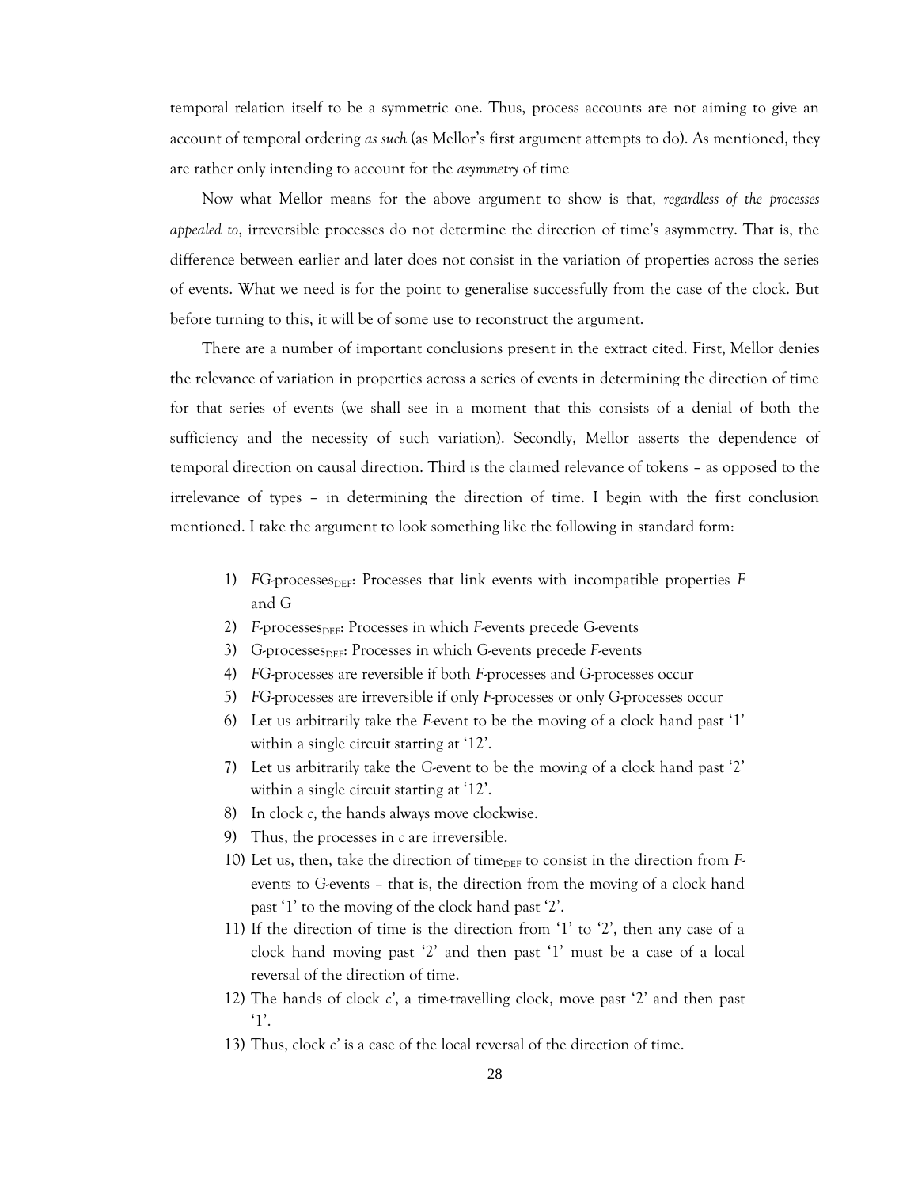temporal relation itself to be a symmetric one. Thus, process accounts are not aiming to give an account of temporal ordering *as such* (as Mellor's first argument attempts to do). As mentioned, they are rather only intending to account for the *asymmetry* of time

Now what Mellor means for the above argument to show is that, *regardless of the processes appealed to*, irreversible processes do not determine the direction of time's asymmetry. That is, the difference between earlier and later does not consist in the variation of properties across the series of events. What we need is for the point to generalise successfully from the case of the clock. But before turning to this, it will be of some use to reconstruct the argument.

There are a number of important conclusions present in the extract cited. First, Mellor denies the relevance of variation in properties across a series of events in determining the direction of time for that series of events (we shall see in a moment that this consists of a denial of both the sufficiency and the necessity of such variation). Secondly, Mellor asserts the dependence of temporal direction on causal direction. Third is the claimed relevance of tokens – as opposed to the irrelevance of types – in determining the direction of time. I begin with the first conclusion mentioned. I take the argument to look something like the following in standard form:

1) *FG*-processes$_{\text{DEF}}$: Processes that link events with incompatible properties *F* and *G*
2) *F*-processes$_{\text{DEF}}$: Processes in which *F*-events precede *G*-events
3) *G*-processes$_{\text{DEF}}$: Processes in which *G*-events precede *F*-events
4) *FG*-processes are reversible if both *F*-processes and *G*-processes occur
5) *FG*-processes are irreversible if only *F*-processes or only *G*-processes occur
6) Let us arbitrarily take the *F*-event to be the moving of a clock hand past '1' within a single circuit starting at '12'.
7) Let us arbitrarily take the *G*-event to be the moving of a clock hand past '2' within a single circuit starting at '12'.
8) In clock *c*, the hands always move clockwise.
9) Thus, the processes in *c* are irreversible.
10) Let us, then, take the direction of time$_{\text{DEF}}$ to consist in the direction from *F*-events to *G*-events – that is, the direction from the moving of a clock hand past '1' to the moving of the clock hand past '2'.
11) If the direction of time is the direction from '1' to '2', then any case of a clock hand moving past '2' and then past '1' must be a case of a local reversal of the direction of time.
12) The hands of clock *c'*, a time-travelling clock, move past '2' and then past '1'.
13) Thus, clock *c'* is a case of the local reversal of the direction of time.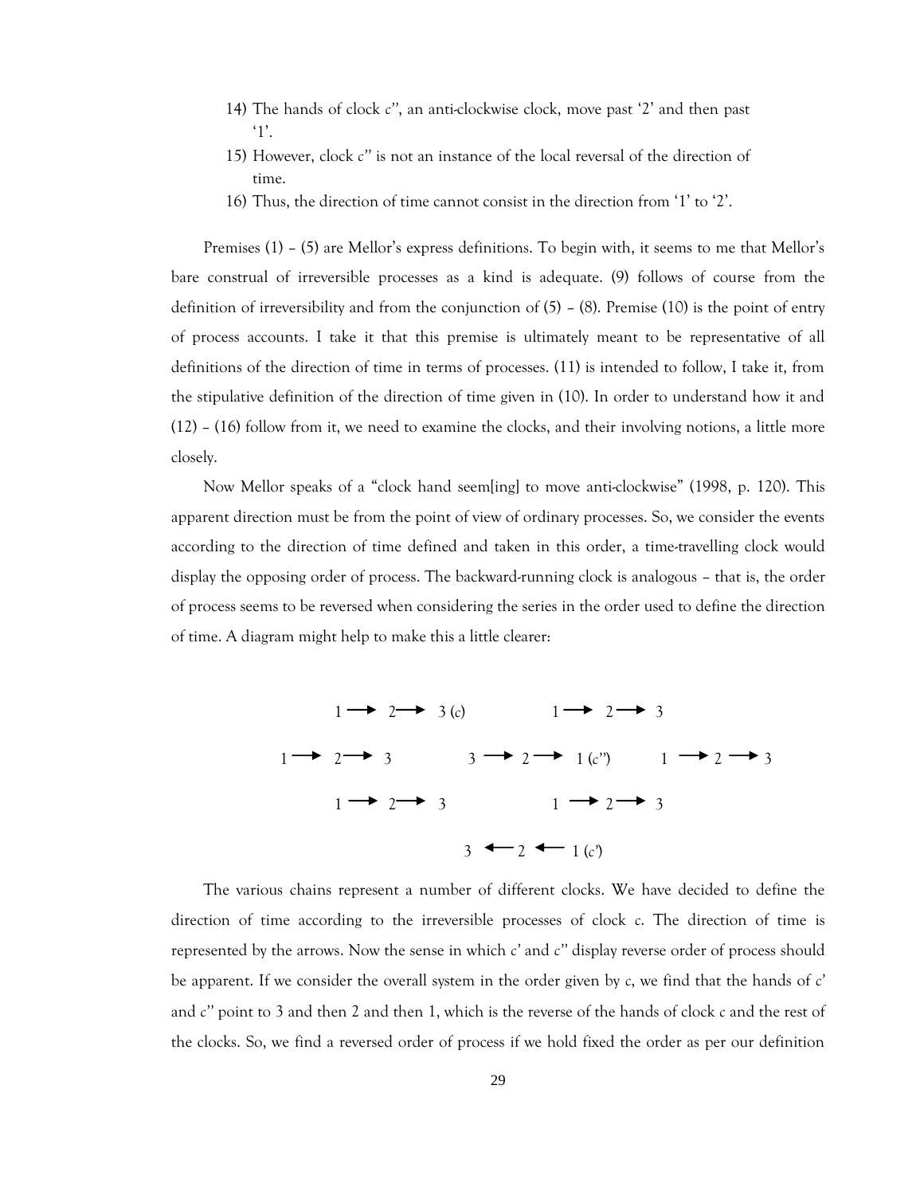14) The hands of clock *c''*, an anti-clockwise clock, move past '2' and then past '1'.
15) However, clock *c''* is not an instance of the local reversal of the direction of time.
16) Thus, the direction of time cannot consist in the direction from '1' to '2'.

Premises (1) – (5) are Mellor's express definitions. To begin with, it seems to me that Mellor's bare construal of irreversible processes as a kind is adequate. (9) follows of course from the definition of irreversibility and from the conjunction of (5) – (8). Premise (10) is the point of entry of process accounts. I take it that this premise is ultimately meant to be representative of all definitions of the direction of time in terms of processes. (11) is intended to follow, I take it, from the stipulative definition of the direction of time given in (10). In order to understand how it and (12) – (16) follow from it, we need to examine the clocks, and their involving notions, a little more closely.

Now Mellor speaks of a "clock hand seem[ing] to move anti-clockwise" (1998, p. 120). This apparent direction must be from the point of view of ordinary processes. So, we consider the events according to the direction of time defined and taken in this order, a time-travelling clock would display the opposing order of process. The backward-running clock is analogous – that is, the order of process seems to be reversed when considering the series in the order used to define the direction of time. A diagram might help to make this a little clearer:

$$1 \rightarrow 2 \rightarrow 3\ (c) \qquad\qquad 1 \rightarrow 2 \rightarrow 3$$

$$1 \rightarrow 2 \rightarrow 3 \qquad\qquad 3 \rightarrow 2 \rightarrow 1\ (c'') \qquad\qquad 1 \rightarrow 2 \rightarrow 3$$

$$1 \rightarrow 2 \rightarrow 3 \qquad\qquad 1 \rightarrow 2 \rightarrow 3$$

$$3 \leftarrow 2 \leftarrow 1\ (c')$$

The various chains represent a number of different clocks. We have decided to define the direction of time according to the irreversible processes of clock *c*. The direction of time is represented by the arrows. Now the sense in which *c'* and *c''* display reverse order of process should be apparent. If we consider the overall system in the order given by *c*, we find that the hands of *c'* and *c''* point to 3 and then 2 and then 1, which is the reverse of the hands of clock *c* and the rest of the clocks. So, we find a reversed order of process if we hold fixed the order as per our definition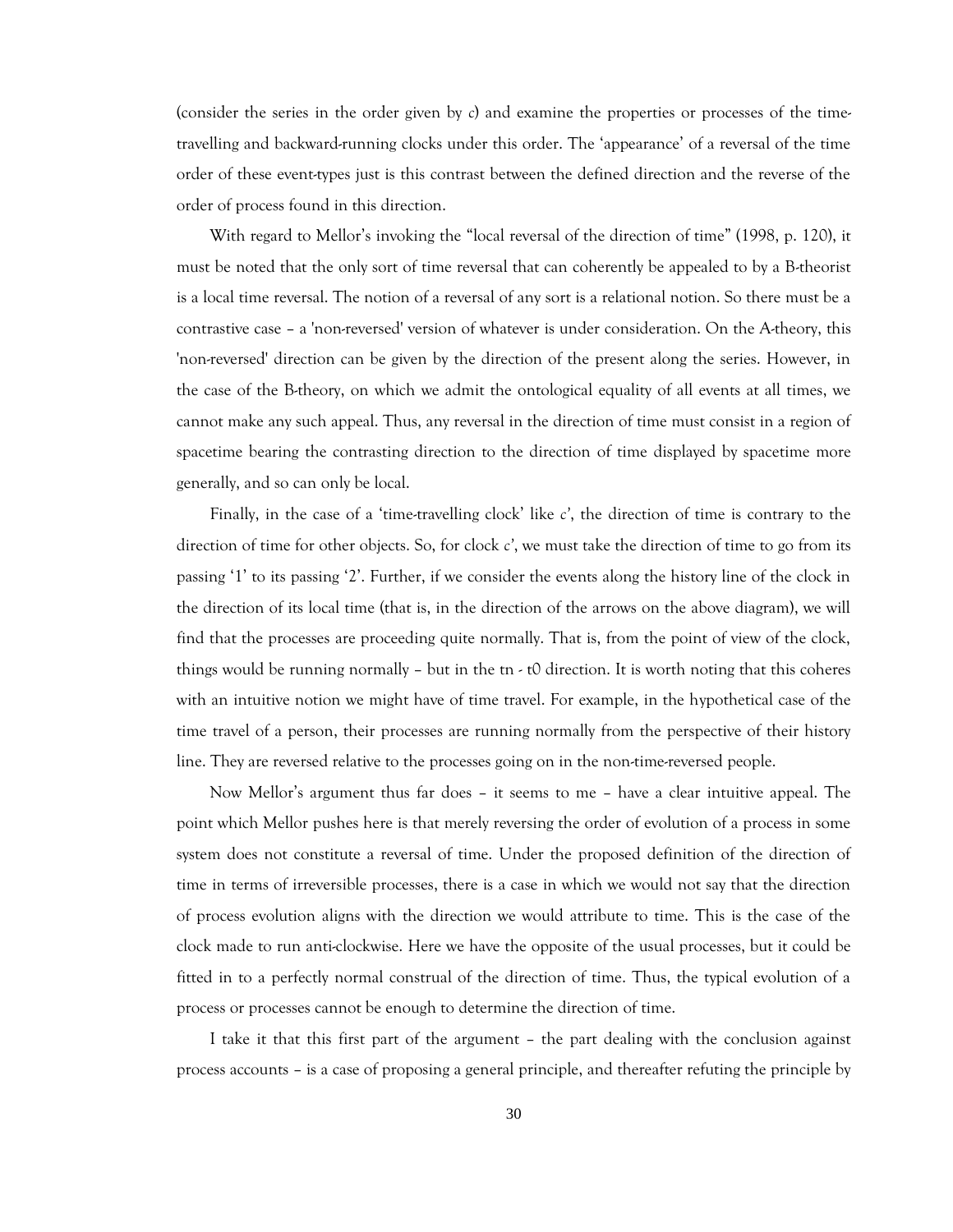(consider the series in the order given by *c*) and examine the properties or processes of the time-travelling and backward-running clocks under this order. The 'appearance' of a reversal of the time order of these event-types just is this contrast between the defined direction and the reverse of the order of process found in this direction.

With regard to Mellor's invoking the "local reversal of the direction of time" (1998, p. 120), it must be noted that the only sort of time reversal that can coherently be appealed to by a B-theorist is a local time reversal. The notion of a reversal of any sort is a relational notion. So there must be a contrastive case – a 'non-reversed' version of whatever is under consideration. On the A-theory, this 'non-reversed' direction can be given by the direction of the present along the series. However, in the case of the B-theory, on which we admit the ontological equality of all events at all times, we cannot make any such appeal. Thus, any reversal in the direction of time must consist in a region of spacetime bearing the contrasting direction to the direction of time displayed by spacetime more generally, and so can only be local.

Finally, in the case of a 'time-travelling clock' like *c'*, the direction of time is contrary to the direction of time for other objects. So, for clock *c'*, we must take the direction of time to go from its passing '1' to its passing '2'. Further, if we consider the events along the history line of the clock in the direction of its local time (that is, in the direction of the arrows on the above diagram), we will find that the processes are proceeding quite normally. That is, from the point of view of the clock, things would be running normally – but in the $t_n$ - $t_0$ direction. It is worth noting that this coheres with an intuitive notion we might have of time travel. For example, in the hypothetical case of the time travel of a person, their processes are running normally from the perspective of their history line. They are reversed relative to the processes going on in the non-time-reversed people.

Now Mellor's argument thus far does – it seems to me – have a clear intuitive appeal. The point which Mellor pushes here is that merely reversing the order of evolution of a process in some system does not constitute a reversal of time. Under the proposed definition of the direction of time in terms of irreversible processes, there is a case in which we would not say that the direction of process evolution aligns with the direction we would attribute to time. This is the case of the clock made to run anti-clockwise. Here we have the opposite of the usual processes, but it could be fitted in to a perfectly normal construal of the direction of time. Thus, the typical evolution of a process or processes cannot be enough to determine the direction of time.

I take it that this first part of the argument – the part dealing with the conclusion against process accounts – is a case of proposing a general principle, and thereafter refuting the principle by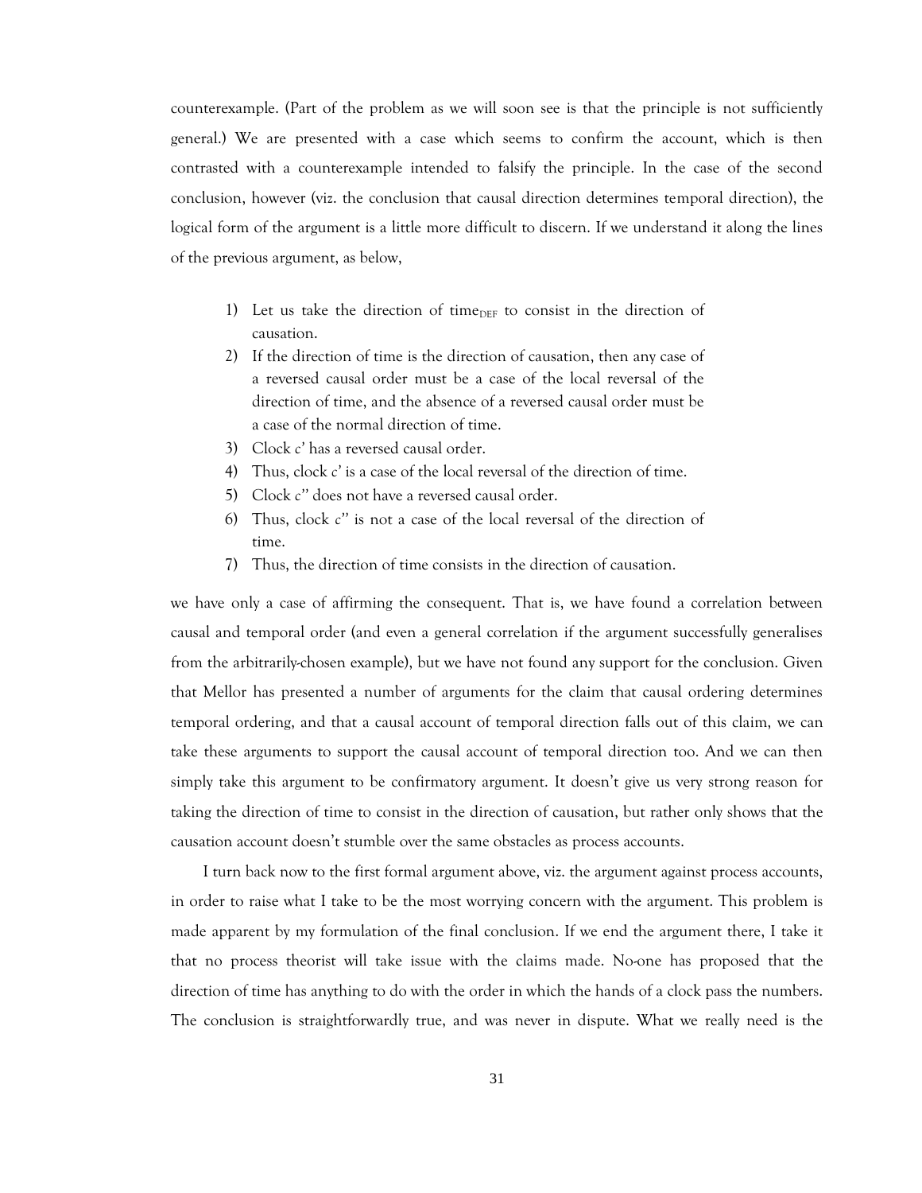counterexample. (Part of the problem as we will soon see is that the principle is not sufficiently general.) We are presented with a case which seems to confirm the account, which is then contrasted with a counterexample intended to falsify the principle. In the case of the second conclusion, however (viz. the conclusion that causal direction determines temporal direction), the logical form of the argument is a little more difficult to discern. If we understand it along the lines of the previous argument, as below,

> 1) Let us take the direction of time$_{\text{DEF}}$ to consist in the direction of causation.
> 2) If the direction of time is the direction of causation, then any case of a reversed causal order must be a case of the local reversal of the direction of time, and the absence of a reversed causal order must be a case of the normal direction of time.
> 3) Clock *c'* has a reversed causal order.
> 4) Thus, clock *c'* is a case of the local reversal of the direction of time.
> 5) Clock *c''* does not have a reversed causal order.
> 6) Thus, clock *c''* is not a case of the local reversal of the direction of time.
> 7) Thus, the direction of time consists in the direction of causation.

we have only a case of affirming the consequent. That is, we have found a correlation between causal and temporal order (and even a general correlation if the argument successfully generalises from the arbitrarily-chosen example), but we have not found any support for the conclusion. Given that Mellor has presented a number of arguments for the claim that causal ordering determines temporal ordering, and that a causal account of temporal direction falls out of this claim, we can take these arguments to support the causal account of temporal direction too. And we can then simply take this argument to be confirmatory argument. It doesn't give us very strong reason for taking the direction of time to consist in the direction of causation, but rather only shows that the causation account doesn't stumble over the same obstacles as process accounts.

I turn back now to the first formal argument above, viz. the argument against process accounts, in order to raise what I take to be the most worrying concern with the argument. This problem is made apparent by my formulation of the final conclusion. If we end the argument there, I take it that no process theorist will take issue with the claims made. No-one has proposed that the direction of time has anything to do with the order in which the hands of a clock pass the numbers. The conclusion is straightforwardly true, and was never in dispute. What we really need is the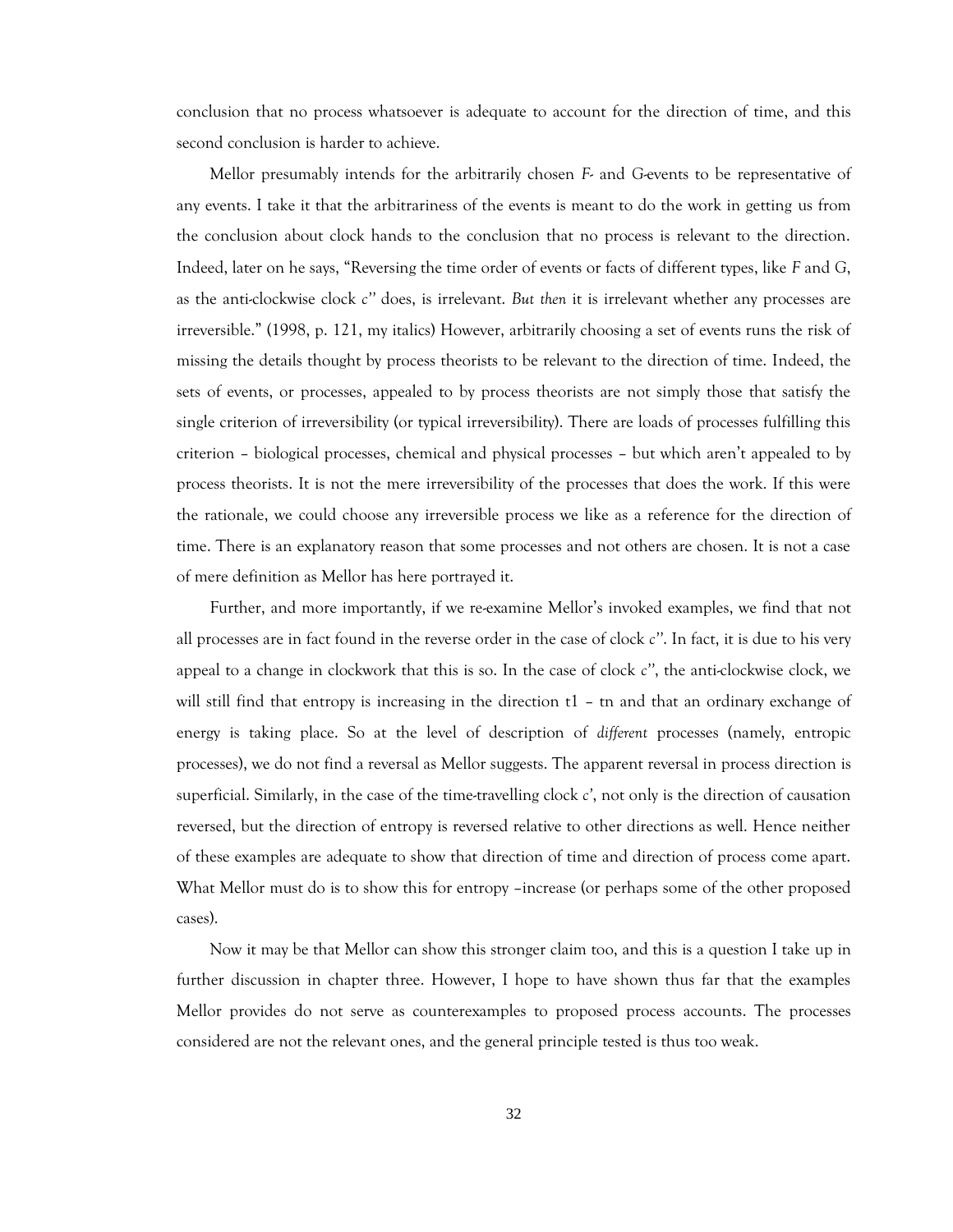conclusion that no process whatsoever is adequate to account for the direction of time, and this second conclusion is harder to achieve.

Mellor presumably intends for the arbitrarily chosen *F*- and *G*-events to be representative of any events. I take it that the arbitrariness of the events is meant to do the work in getting us from the conclusion about clock hands to the conclusion that no process is relevant to the direction. Indeed, later on he says, "Reversing the time order of events or facts of different types, like *F* and G, as the anti-clockwise clock *c''* does, is irrelevant. *But then* it is irrelevant whether any processes are irreversible." (1998, p. 121, my italics) However, arbitrarily choosing a set of events runs the risk of missing the details thought by process theorists to be relevant to the direction of time. Indeed, the sets of events, or processes, appealed to by process theorists are not simply those that satisfy the single criterion of irreversibility (or typical irreversibility). There are loads of processes fulfilling this criterion – biological processes, chemical and physical processes – but which aren't appealed to by process theorists. It is not the mere irreversibility of the processes that does the work. If this were the rationale, we could choose any irreversible process we like as a reference for the direction of time. There is an explanatory reason that some processes and not others are chosen. It is not a case of mere definition as Mellor has here portrayed it.

Further, and more importantly, if we re-examine Mellor's invoked examples, we find that not all processes are in fact found in the reverse order in the case of clock *c''*. In fact, it is due to his very appeal to a change in clockwork that this is so. In the case of clock *c''*, the anti-clockwise clock, we will still find that entropy is increasing in the direction t1 – tn and that an ordinary exchange of energy is taking place. So at the level of description of *different* processes (namely, entropic processes), we do not find a reversal as Mellor suggests. The apparent reversal in process direction is superficial. Similarly, in the case of the time-travelling clock *c'*, not only is the direction of causation reversed, but the direction of entropy is reversed relative to other directions as well. Hence neither of these examples are adequate to show that direction of time and direction of process come apart. What Mellor must do is to show this for entropy –increase (or perhaps some of the other proposed cases).

Now it may be that Mellor can show this stronger claim too, and this is a question I take up in further discussion in chapter three. However, I hope to have shown thus far that the examples Mellor provides do not serve as counterexamples to proposed process accounts. The processes considered are not the relevant ones, and the general principle tested is thus too weak.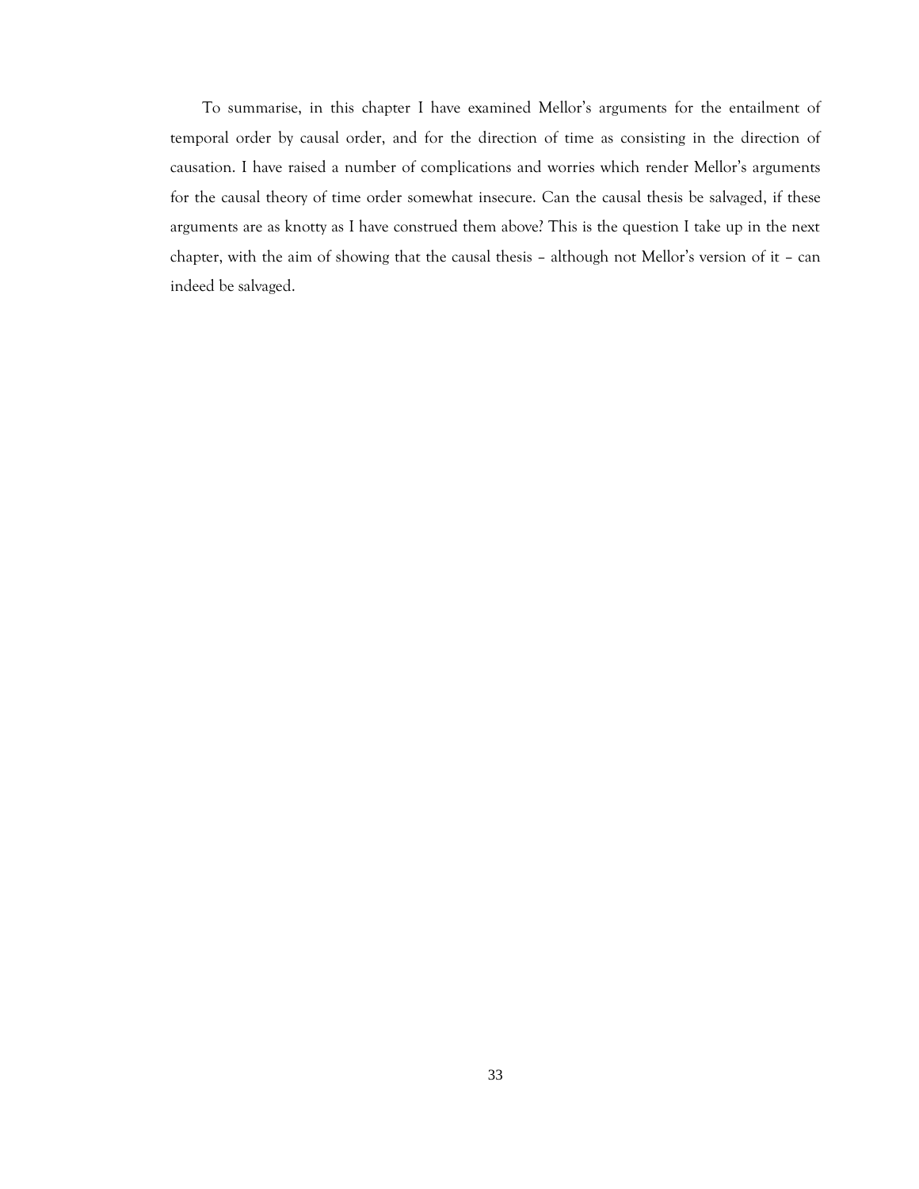To summarise, in this chapter I have examined Mellor's arguments for the entailment of temporal order by causal order, and for the direction of time as consisting in the direction of causation. I have raised a number of complications and worries which render Mellor's arguments for the causal theory of time order somewhat insecure. Can the causal thesis be salvaged, if these arguments are as knotty as I have construed them above? This is the question I take up in the next chapter, with the aim of showing that the causal thesis – although not Mellor's version of it – can indeed be salvaged.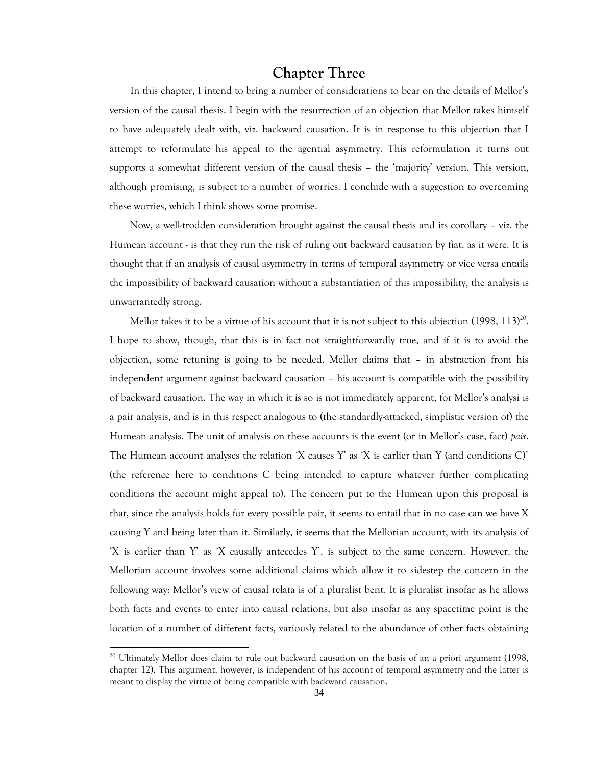# Chapter Three

In this chapter, I intend to bring a number of considerations to bear on the details of Mellor's version of the causal thesis. I begin with the resurrection of an objection that Mellor takes himself to have adequately dealt with, viz. backward causation. It is in response to this objection that I attempt to reformulate his appeal to the agential asymmetry. This reformulation it turns out supports a somewhat different version of the causal thesis – the 'majority' version. This version, although promising, is subject to a number of worries. I conclude with a suggestion to overcoming these worries, which I think shows some promise.

Now, a well-trodden consideration brought against the causal thesis and its corollary – viz. the Humean account - is that they run the risk of ruling out backward causation by fiat, as it were. It is thought that if an analysis of causal asymmetry in terms of temporal asymmetry or vice versa entails the impossibility of backward causation without a substantiation of this impossibility, the analysis is unwarrantedly strong.

Mellor takes it to be a virtue of his account that it is not subject to this objection (1998, 113)[20]. I hope to show, though, that this is in fact not straightforwardly true, and if it is to avoid the objection, some retuning is going to be needed. Mellor claims that – in abstraction from his independent argument against backward causation – his account is compatible with the possibility of backward causation. The way in which it is so is not immediately apparent, for Mellor's analysi is a pair analysis, and is in this respect analogous to (the standardly-attacked, simplistic version of) the Humean analysis. The unit of analysis on these accounts is the event (or in Mellor's case, fact) *pair*. The Humean account analyses the relation 'X causes Y' as 'X is earlier than Y (and conditions C)' (the reference here to conditions C being intended to capture whatever further complicating conditions the account might appeal to). The concern put to the Humean upon this proposal is that, since the analysis holds for every possible pair, it seems to entail that in no case can we have X causing Y and being later than it. Similarly, it seems that the Mellorian account, with its analysis of 'X is earlier than Y' as 'X causally antecedes Y', is subject to the same concern. However, the Mellorian account involves some additional claims which allow it to sidestep the concern in the following way: Mellor's view of causal relata is of a pluralist bent. It is pluralist insofar as he allows both facts and events to enter into causal relations, but also insofar as any spacetime point is the location of a number of different facts, variously related to the abundance of other facts obtaining

[20] Ultimately Mellor does claim to rule out backward causation on the basis of an a priori argument (1998, chapter 12). This argument, however, is independent of his account of temporal asymmetry and the latter is meant to display the virtue of being compatible with backward causation.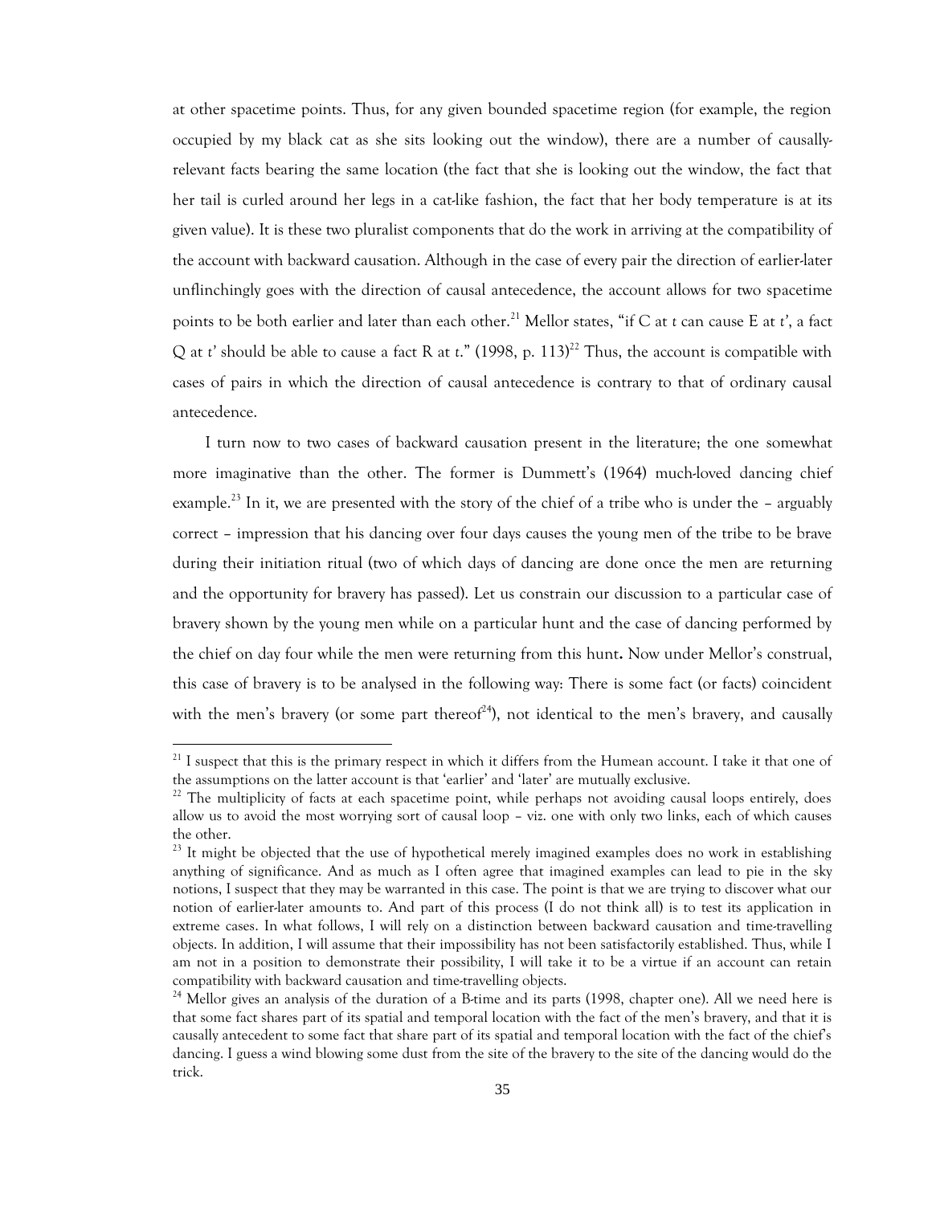at other spacetime points. Thus, for any given bounded spacetime region (for example, the region occupied by my black cat as she sits looking out the window), there are a number of causally-relevant facts bearing the same location (the fact that she is looking out the window, the fact that her tail is curled around her legs in a cat-like fashion, the fact that her body temperature is at its given value). It is these two pluralist components that do the work in arriving at the compatibility of the account with backward causation. Although in the case of every pair the direction of earlier-later unflinchingly goes with the direction of causal antecedence, the account allows for two spacetime points to be both earlier and later than each other.[21] Mellor states, "if C at *t* can cause E at *t'*, a fact Q at *t'* should be able to cause a fact R at *t*." (1998, p. 113)[22] Thus, the account is compatible with cases of pairs in which the direction of causal antecedence is contrary to that of ordinary causal antecedence.

I turn now to two cases of backward causation present in the literature; the one somewhat more imaginative than the other. The former is Dummett's (1964) much-loved dancing chief example.[23] In it, we are presented with the story of the chief of a tribe who is under the – arguably correct – impression that his dancing over four days causes the young men of the tribe to be brave during their initiation ritual (two of which days of dancing are done once the men are returning and the opportunity for bravery has passed). Let us constrain our discussion to a particular case of bravery shown by the young men while on a particular hunt and the case of dancing performed by the chief on day four while the men were returning from this hunt**.** Now under Mellor's construal, this case of bravery is to be analysed in the following way: There is some fact (or facts) coincident with the men's bravery (or some part thereof[24]), not identical to the men's bravery, and causally

---

[21] I suspect that this is the primary respect in which it differs from the Humean account. I take it that one of the assumptions on the latter account is that 'earlier' and 'later' are mutually exclusive.

[22] The multiplicity of facts at each spacetime point, while perhaps not avoiding causal loops entirely, does allow us to avoid the most worrying sort of causal loop – viz. one with only two links, each of which causes the other.

[23] It might be objected that the use of hypothetical merely imagined examples does no work in establishing anything of significance. And as much as I often agree that imagined examples can lead to pie in the sky notions, I suspect that they may be warranted in this case. The point is that we are trying to discover what our notion of earlier-later amounts to. And part of this process (I do not think all) is to test its application in extreme cases. In what follows, I will rely on a distinction between backward causation and time-travelling objects. In addition, I will assume that their impossibility has not been satisfactorily established. Thus, while I am not in a position to demonstrate their possibility, I will take it to be a virtue if an account can retain compatibility with backward causation and time-travelling objects.

[24] Mellor gives an analysis of the duration of a B-time and its parts (1998, chapter one). All we need here is that some fact shares part of its spatial and temporal location with the fact of the men's bravery, and that it is causally antecedent to some fact that share part of its spatial and temporal location with the fact of the chief's dancing. I guess a wind blowing some dust from the site of the bravery to the site of the dancing would do the trick.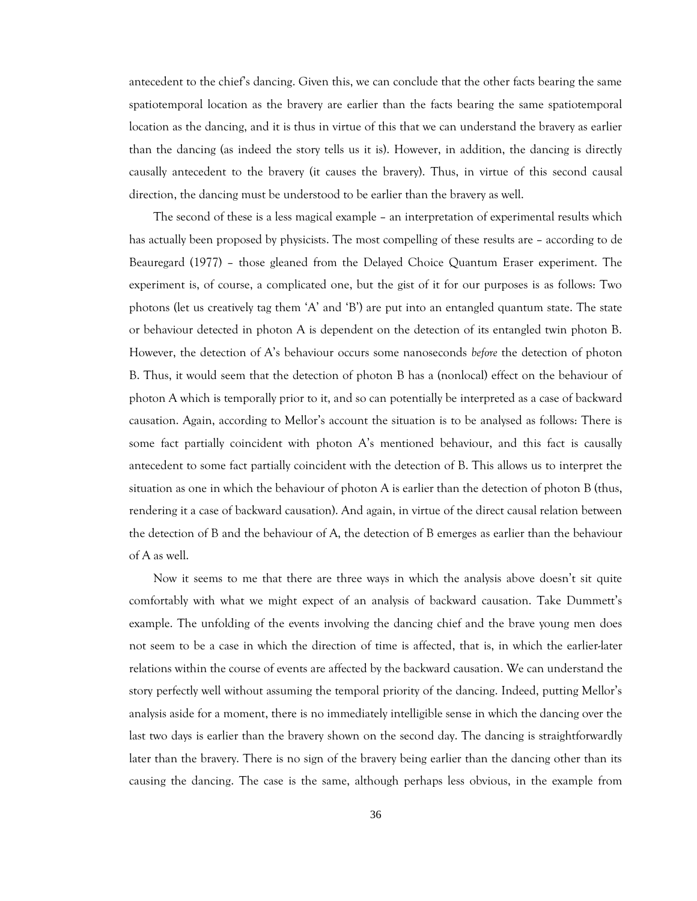antecedent to the chief's dancing. Given this, we can conclude that the other facts bearing the same spatiotemporal location as the bravery are earlier than the facts bearing the same spatiotemporal location as the dancing, and it is thus in virtue of this that we can understand the bravery as earlier than the dancing (as indeed the story tells us it is). However, in addition, the dancing is directly causally antecedent to the bravery (it causes the bravery). Thus, in virtue of this second causal direction, the dancing must be understood to be earlier than the bravery as well.

The second of these is a less magical example – an interpretation of experimental results which has actually been proposed by physicists. The most compelling of these results are – according to de Beauregard (1977) – those gleaned from the Delayed Choice Quantum Eraser experiment. The experiment is, of course, a complicated one, but the gist of it for our purposes is as follows: Two photons (let us creatively tag them 'A' and 'B') are put into an entangled quantum state. The state or behaviour detected in photon A is dependent on the detection of its entangled twin photon B. However, the detection of A's behaviour occurs some nanoseconds *before* the detection of photon B. Thus, it would seem that the detection of photon B has a (nonlocal) effect on the behaviour of photon A which is temporally prior to it, and so can potentially be interpreted as a case of backward causation. Again, according to Mellor's account the situation is to be analysed as follows: There is some fact partially coincident with photon A's mentioned behaviour, and this fact is causally antecedent to some fact partially coincident with the detection of B. This allows us to interpret the situation as one in which the behaviour of photon A is earlier than the detection of photon B (thus, rendering it a case of backward causation). And again, in virtue of the direct causal relation between the detection of B and the behaviour of A, the detection of B emerges as earlier than the behaviour of A as well.

Now it seems to me that there are three ways in which the analysis above doesn't sit quite comfortably with what we might expect of an analysis of backward causation. Take Dummett's example. The unfolding of the events involving the dancing chief and the brave young men does not seem to be a case in which the direction of time is affected, that is, in which the earlier-later relations within the course of events are affected by the backward causation. We can understand the story perfectly well without assuming the temporal priority of the dancing. Indeed, putting Mellor's analysis aside for a moment, there is no immediately intelligible sense in which the dancing over the last two days is earlier than the bravery shown on the second day. The dancing is straightforwardly later than the bravery. There is no sign of the bravery being earlier than the dancing other than its causing the dancing. The case is the same, although perhaps less obvious, in the example from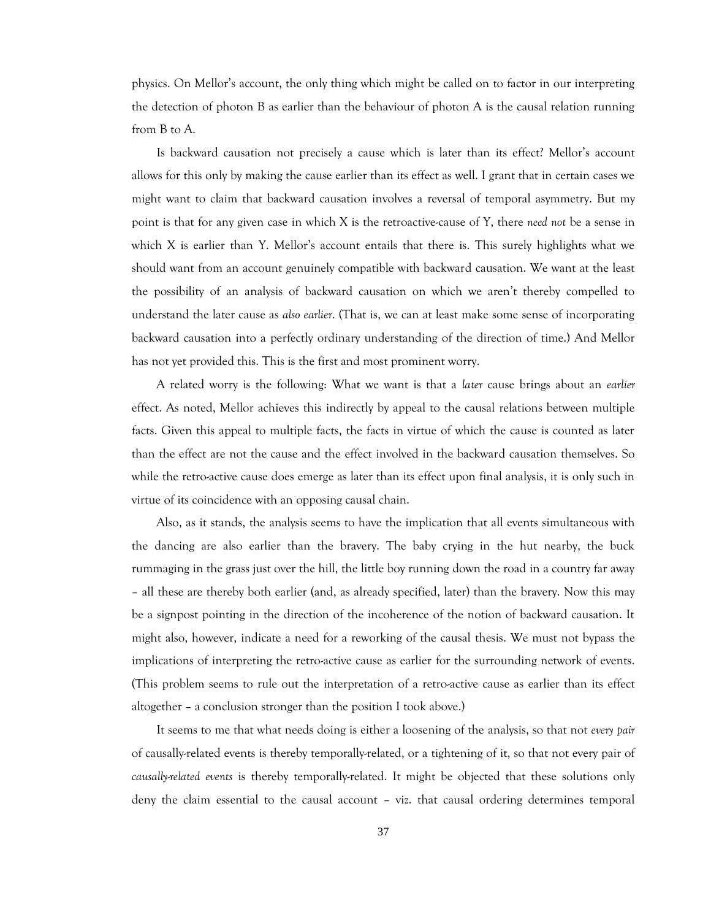physics. On Mellor's account, the only thing which might be called on to factor in our interpreting the detection of photon B as earlier than the behaviour of photon A is the causal relation running from B to A.

Is backward causation not precisely a cause which is later than its effect? Mellor's account allows for this only by making the cause earlier than its effect as well. I grant that in certain cases we might want to claim that backward causation involves a reversal of temporal asymmetry. But my point is that for any given case in which X is the retroactive-cause of Y, there *need not* be a sense in which X is earlier than Y. Mellor's account entails that there is. This surely highlights what we should want from an account genuinely compatible with backward causation. We want at the least the possibility of an analysis of backward causation on which we aren't thereby compelled to understand the later cause as *also earlier*. (That is, we can at least make some sense of incorporating backward causation into a perfectly ordinary understanding of the direction of time.) And Mellor has not yet provided this. This is the first and most prominent worry.

A related worry is the following: What we want is that a *later* cause brings about an *earlier* effect. As noted, Mellor achieves this indirectly by appeal to the causal relations between multiple facts. Given this appeal to multiple facts, the facts in virtue of which the cause is counted as later than the effect are not the cause and the effect involved in the backward causation themselves. So while the retro-active cause does emerge as later than its effect upon final analysis, it is only such in virtue of its coincidence with an opposing causal chain.

Also, as it stands, the analysis seems to have the implication that all events simultaneous with the dancing are also earlier than the bravery. The baby crying in the hut nearby, the buck rummaging in the grass just over the hill, the little boy running down the road in a country far away – all these are thereby both earlier (and, as already specified, later) than the bravery. Now this may be a signpost pointing in the direction of the incoherence of the notion of backward causation. It might also, however, indicate a need for a reworking of the causal thesis. We must not bypass the implications of interpreting the retro-active cause as earlier for the surrounding network of events. (This problem seems to rule out the interpretation of a retro-active cause as earlier than its effect altogether – a conclusion stronger than the position I took above.)

It seems to me that what needs doing is either a loosening of the analysis, so that not *every pair* of causally-related events is thereby temporally-related, or a tightening of it, so that not every pair of *causally-related events* is thereby temporally-related. It might be objected that these solutions only deny the claim essential to the causal account – viz. that causal ordering determines temporal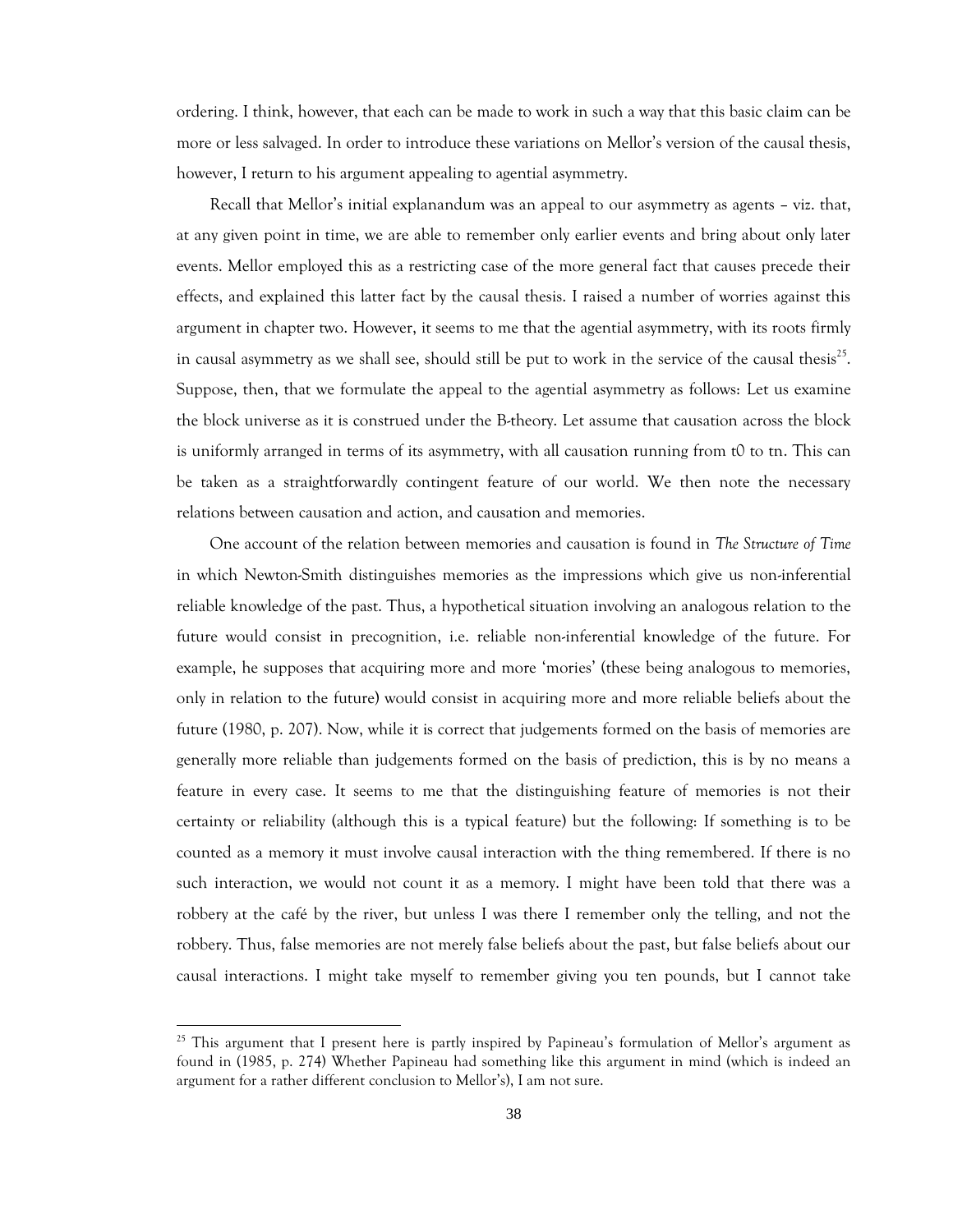ordering. I think, however, that each can be made to work in such a way that this basic claim can be more or less salvaged. In order to introduce these variations on Mellor's version of the causal thesis, however, I return to his argument appealing to agential asymmetry.

Recall that Mellor's initial explanandum was an appeal to our asymmetry as agents – viz. that, at any given point in time, we are able to remember only earlier events and bring about only later events. Mellor employed this as a restricting case of the more general fact that causes precede their effects, and explained this latter fact by the causal thesis. I raised a number of worries against this argument in chapter two. However, it seems to me that the agential asymmetry, with its roots firmly in causal asymmetry as we shall see, should still be put to work in the service of the causal thesis[25]. Suppose, then, that we formulate the appeal to the agential asymmetry as follows: Let us examine the block universe as it is construed under the B-theory. Let assume that causation across the block is uniformly arranged in terms of its asymmetry, with all causation running from t0 to tn. This can be taken as a straightforwardly contingent feature of our world. We then note the necessary relations between causation and action, and causation and memories.

One account of the relation between memories and causation is found in *The Structure of Time* in which Newton-Smith distinguishes memories as the impressions which give us non-inferential reliable knowledge of the past. Thus, a hypothetical situation involving an analogous relation to the future would consist in precognition, i.e. reliable non-inferential knowledge of the future. For example, he supposes that acquiring more and more 'mories' (these being analogous to memories, only in relation to the future) would consist in acquiring more and more reliable beliefs about the future (1980, p. 207). Now, while it is correct that judgements formed on the basis of memories are generally more reliable than judgements formed on the basis of prediction, this is by no means a feature in every case. It seems to me that the distinguishing feature of memories is not their certainty or reliability (although this is a typical feature) but the following: If something is to be counted as a memory it must involve causal interaction with the thing remembered. If there is no such interaction, we would not count it as a memory. I might have been told that there was a robbery at the café by the river, but unless I was there I remember only the telling, and not the robbery. Thus, false memories are not merely false beliefs about the past, but false beliefs about our causal interactions. I might take myself to remember giving you ten pounds, but I cannot take

---

[25] This argument that I present here is partly inspired by Papineau's formulation of Mellor's argument as found in (1985, p. 274) Whether Papineau had something like this argument in mind (which is indeed an argument for a rather different conclusion to Mellor's), I am not sure.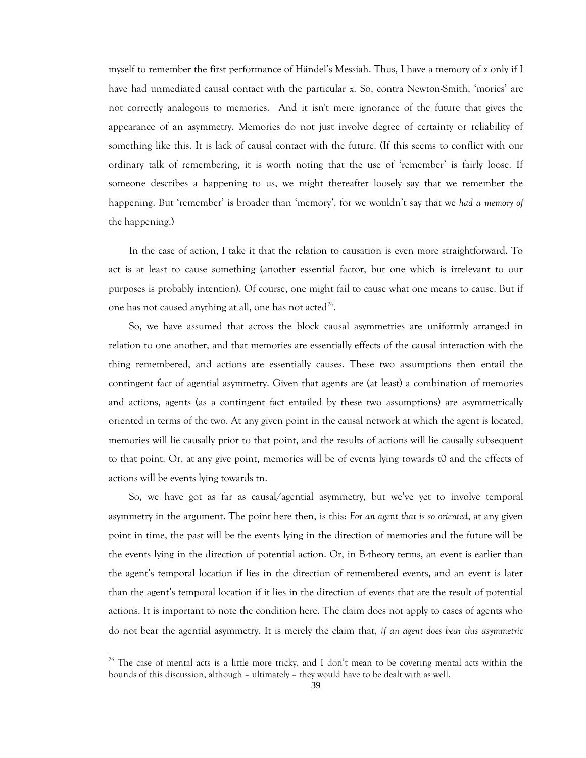myself to remember the first performance of Händel's Messiah. Thus, I have a memory of *x* only if I have had unmediated causal contact with the particular *x*. So, contra Newton-Smith, 'mories' are not correctly analogous to memories. And it isn't mere ignorance of the future that gives the appearance of an asymmetry. Memories do not just involve degree of certainty or reliability of something like this. It is lack of causal contact with the future. (If this seems to conflict with our ordinary talk of remembering, it is worth noting that the use of 'remember' is fairly loose. If someone describes a happening to us, we might thereafter loosely say that we remember the happening. But 'remember' is broader than 'memory', for we wouldn't say that we *had a memory of* the happening.)

In the case of action, I take it that the relation to causation is even more straightforward. To act is at least to cause something (another essential factor, but one which is irrelevant to our purposes is probably intention). Of course, one might fail to cause what one means to cause. But if one has not caused anything at all, one has not acted[26].

So, we have assumed that across the block causal asymmetries are uniformly arranged in relation to one another, and that memories are essentially effects of the causal interaction with the thing remembered, and actions are essentially causes. These two assumptions then entail the contingent fact of agential asymmetry. Given that agents are (at least) a combination of memories and actions, agents (as a contingent fact entailed by these two assumptions) are asymmetrically oriented in terms of the two. At any given point in the causal network at which the agent is located, memories will lie causally prior to that point, and the results of actions will lie causally subsequent to that point. Or, at any give point, memories will be of events lying towards t0 and the effects of actions will be events lying towards tn.

So, we have got as far as causal/agential asymmetry, but we've yet to involve temporal asymmetry in the argument. The point here then, is this: *For an agent that is so oriented*, at any given point in time, the past will be the events lying in the direction of memories and the future will be the events lying in the direction of potential action. Or, in B-theory terms, an event is earlier than the agent's temporal location if lies in the direction of remembered events, and an event is later than the agent's temporal location if it lies in the direction of events that are the result of potential actions. It is important to note the condition here. The claim does not apply to cases of agents who do not bear the agential asymmetry. It is merely the claim that, *if an agent does bear this asymmetric*

[26] The case of mental acts is a little more tricky, and I don't mean to be covering mental acts within the bounds of this discussion, although – ultimately – they would have to be dealt with as well.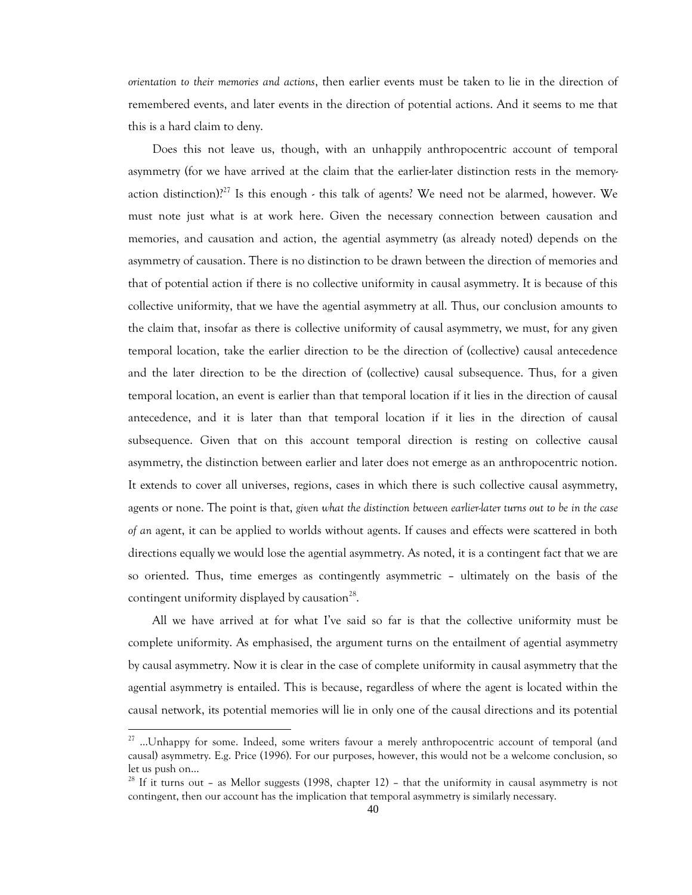*orientation to their memories and actions*, then earlier events must be taken to lie in the direction of remembered events, and later events in the direction of potential actions. And it seems to me that this is a hard claim to deny.

Does this not leave us, though, with an unhappily anthropocentric account of temporal asymmetry (for we have arrived at the claim that the earlier-later distinction rests in the memory-action distinction)?[27] Is this enough - this talk of agents? We need not be alarmed, however. We must note just what is at work here. Given the necessary connection between causation and memories, and causation and action, the agential asymmetry (as already noted) depends on the asymmetry of causation. There is no distinction to be drawn between the direction of memories and that of potential action if there is no collective uniformity in causal asymmetry. It is because of this collective uniformity, that we have the agential asymmetry at all. Thus, our conclusion amounts to the claim that, insofar as there is collective uniformity of causal asymmetry, we must, for any given temporal location, take the earlier direction to be the direction of (collective) causal antecedence and the later direction to be the direction of (collective) causal subsequence. Thus, for a given temporal location, an event is earlier than that temporal location if it lies in the direction of causal antecedence, and it is later than that temporal location if it lies in the direction of causal subsequence. Given that on this account temporal direction is resting on collective causal asymmetry, the distinction between earlier and later does not emerge as an anthropocentric notion. It extends to cover all universes, regions, cases in which there is such collective causal asymmetry, agents or none. The point is that, *given what the distinction between earlier-later turns out to be in the case of an* agent, it can be applied to worlds without agents. If causes and effects were scattered in both directions equally we would lose the agential asymmetry. As noted, it is a contingent fact that we are so oriented. Thus, time emerges as contingently asymmetric – ultimately on the basis of the contingent uniformity displayed by causation[28].

All we have arrived at for what I've said so far is that the collective uniformity must be complete uniformity. As emphasised, the argument turns on the entailment of agential asymmetry by causal asymmetry. Now it is clear in the case of complete uniformity in causal asymmetry that the agential asymmetry is entailed. This is because, regardless of where the agent is located within the causal network, its potential memories will lie in only one of the causal directions and its potential

---

[27] ...Unhappy for some. Indeed, some writers favour a merely anthropocentric account of temporal (and causal) asymmetry. E.g. Price (1996). For our purposes, however, this would not be a welcome conclusion, so let us push on...

[28] If it turns out – as Mellor suggests (1998, chapter 12) – that the uniformity in causal asymmetry is not contingent, then our account has the implication that temporal asymmetry is similarly necessary.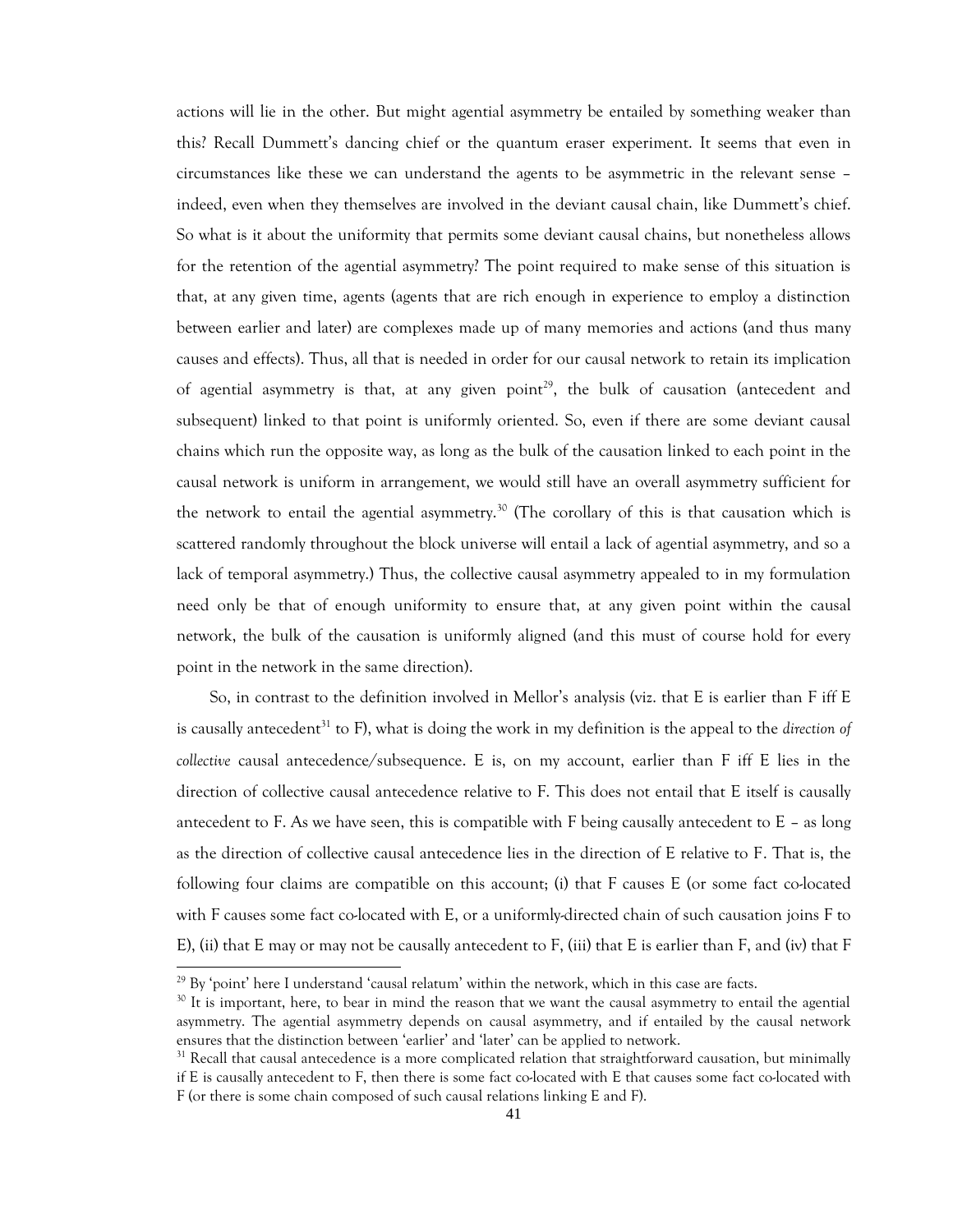actions will lie in the other. But might agential asymmetry be entailed by something weaker than this? Recall Dummett's dancing chief or the quantum eraser experiment. It seems that even in circumstances like these we can understand the agents to be asymmetric in the relevant sense – indeed, even when they themselves are involved in the deviant causal chain, like Dummett's chief. So what is it about the uniformity that permits some deviant causal chains, but nonetheless allows for the retention of the agential asymmetry? The point required to make sense of this situation is that, at any given time, agents (agents that are rich enough in experience to employ a distinction between earlier and later) are complexes made up of many memories and actions (and thus many causes and effects). Thus, all that is needed in order for our causal network to retain its implication of agential asymmetry is that, at any given point[29], the bulk of causation (antecedent and subsequent) linked to that point is uniformly oriented. So, even if there are some deviant causal chains which run the opposite way, as long as the bulk of the causation linked to each point in the causal network is uniform in arrangement, we would still have an overall asymmetry sufficient for the network to entail the agential asymmetry.[30] (The corollary of this is that causation which is scattered randomly throughout the block universe will entail a lack of agential asymmetry, and so a lack of temporal asymmetry.) Thus, the collective causal asymmetry appealed to in my formulation need only be that of enough uniformity to ensure that, at any given point within the causal network, the bulk of the causation is uniformly aligned (and this must of course hold for every point in the network in the same direction).

So, in contrast to the definition involved in Mellor's analysis (viz. that E is earlier than F iff E is causally antecedent[31] to F), what is doing the work in my definition is the appeal to the *direction of collective* causal antecedence/subsequence. E is, on my account, earlier than F iff E lies in the direction of collective causal antecedence relative to F. This does not entail that E itself is causally antecedent to F. As we have seen, this is compatible with F being causally antecedent to E – as long as the direction of collective causal antecedence lies in the direction of E relative to F. That is, the following four claims are compatible on this account; (i) that F causes E (or some fact co-located with F causes some fact co-located with E, or a uniformly-directed chain of such causation joins F to E), (ii) that E may or may not be causally antecedent to F, (iii) that E is earlier than F, and (iv) that F

---

[29] By 'point' here I understand 'causal relatum' within the network, which in this case are facts.

[30] It is important, here, to bear in mind the reason that we want the causal asymmetry to entail the agential asymmetry. The agential asymmetry depends on causal asymmetry, and if entailed by the causal network ensures that the distinction between 'earlier' and 'later' can be applied to network.

[31] Recall that causal antecedence is a more complicated relation that straightforward causation, but minimally if E is causally antecedent to F, then there is some fact co-located with E that causes some fact co-located with F (or there is some chain composed of such causal relations linking E and F).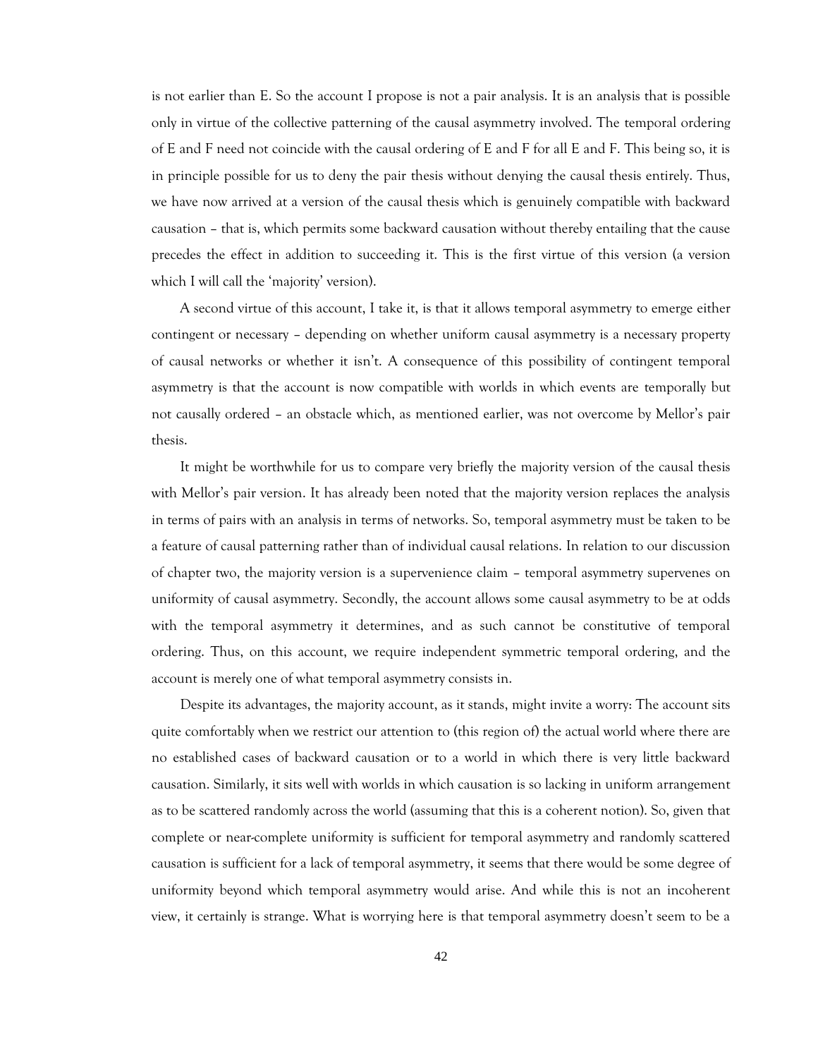is not earlier than E. So the account I propose is not a pair analysis. It is an analysis that is possible only in virtue of the collective patterning of the causal asymmetry involved. The temporal ordering of E and F need not coincide with the causal ordering of E and F for all E and F. This being so, it is in principle possible for us to deny the pair thesis without denying the causal thesis entirely. Thus, we have now arrived at a version of the causal thesis which is genuinely compatible with backward causation – that is, which permits some backward causation without thereby entailing that the cause precedes the effect in addition to succeeding it. This is the first virtue of this version (a version which I will call the 'majority' version).

A second virtue of this account, I take it, is that it allows temporal asymmetry to emerge either contingent or necessary – depending on whether uniform causal asymmetry is a necessary property of causal networks or whether it isn't. A consequence of this possibility of contingent temporal asymmetry is that the account is now compatible with worlds in which events are temporally but not causally ordered – an obstacle which, as mentioned earlier, was not overcome by Mellor's pair thesis.

It might be worthwhile for us to compare very briefly the majority version of the causal thesis with Mellor's pair version. It has already been noted that the majority version replaces the analysis in terms of pairs with an analysis in terms of networks. So, temporal asymmetry must be taken to be a feature of causal patterning rather than of individual causal relations. In relation to our discussion of chapter two, the majority version is a supervenience claim – temporal asymmetry supervenes on uniformity of causal asymmetry. Secondly, the account allows some causal asymmetry to be at odds with the temporal asymmetry it determines, and as such cannot be constitutive of temporal ordering. Thus, on this account, we require independent symmetric temporal ordering, and the account is merely one of what temporal asymmetry consists in.

Despite its advantages, the majority account, as it stands, might invite a worry: The account sits quite comfortably when we restrict our attention to (this region of) the actual world where there are no established cases of backward causation or to a world in which there is very little backward causation. Similarly, it sits well with worlds in which causation is so lacking in uniform arrangement as to be scattered randomly across the world (assuming that this is a coherent notion). So, given that complete or near-complete uniformity is sufficient for temporal asymmetry and randomly scattered causation is sufficient for a lack of temporal asymmetry, it seems that there would be some degree of uniformity beyond which temporal asymmetry would arise. And while this is not an incoherent view, it certainly is strange. What is worrying here is that temporal asymmetry doesn't seem to be a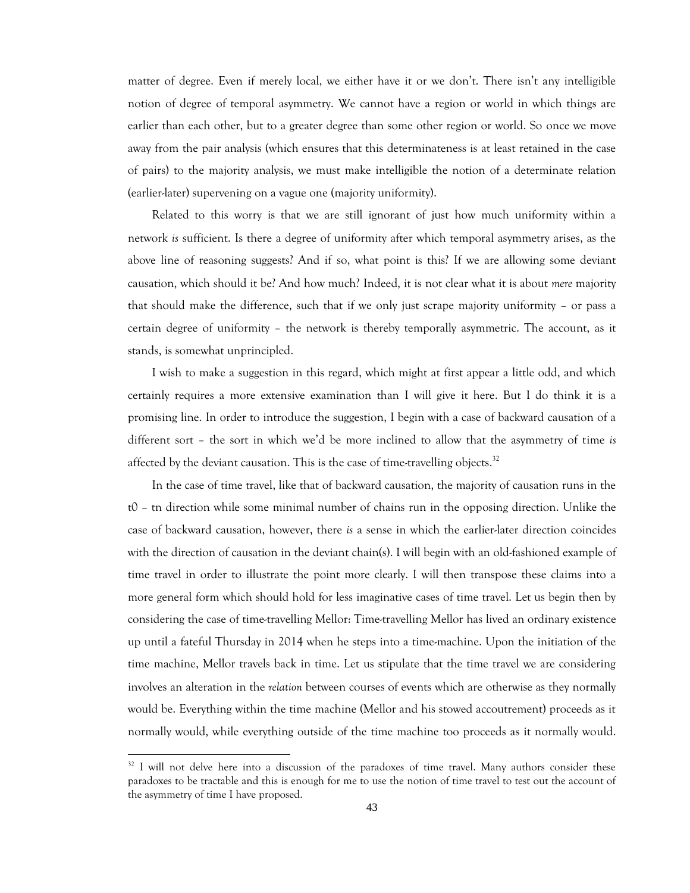matter of degree. Even if merely local, we either have it or we don't. There isn't any intelligible notion of degree of temporal asymmetry. We cannot have a region or world in which things are earlier than each other, but to a greater degree than some other region or world. So once we move away from the pair analysis (which ensures that this determinateness is at least retained in the case of pairs) to the majority analysis, we must make intelligible the notion of a determinate relation (earlier-later) supervening on a vague one (majority uniformity).

Related to this worry is that we are still ignorant of just how much uniformity within a network *is* sufficient. Is there a degree of uniformity after which temporal asymmetry arises, as the above line of reasoning suggests? And if so, what point is this? If we are allowing some deviant causation, which should it be? And how much? Indeed, it is not clear what it is about *mere* majority that should make the difference, such that if we only just scrape majority uniformity – or pass a certain degree of uniformity – the network is thereby temporally asymmetric. The account, as it stands, is somewhat unprincipled.

I wish to make a suggestion in this regard, which might at first appear a little odd, and which certainly requires a more extensive examination than I will give it here. But I do think it is a promising line. In order to introduce the suggestion, I begin with a case of backward causation of a different sort – the sort in which we'd be more inclined to allow that the asymmetry of time *is* affected by the deviant causation. This is the case of time-travelling objects.[32]

In the case of time travel, like that of backward causation, the majority of causation runs in the t0 – tn direction while some minimal number of chains run in the opposing direction. Unlike the case of backward causation, however, there *is* a sense in which the earlier-later direction coincides with the direction of causation in the deviant chain(s). I will begin with an old-fashioned example of time travel in order to illustrate the point more clearly. I will then transpose these claims into a more general form which should hold for less imaginative cases of time travel. Let us begin then by considering the case of time-travelling Mellor: Time-travelling Mellor has lived an ordinary existence up until a fateful Thursday in 2014 when he steps into a time-machine. Upon the initiation of the time machine, Mellor travels back in time. Let us stipulate that the time travel we are considering involves an alteration in the *relation* between courses of events which are otherwise as they normally would be. Everything within the time machine (Mellor and his stowed accoutrement) proceeds as it normally would, while everything outside of the time machine too proceeds as it normally would.

[32] I will not delve here into a discussion of the paradoxes of time travel. Many authors consider these paradoxes to be tractable and this is enough for me to use the notion of time travel to test out the account of the asymmetry of time I have proposed.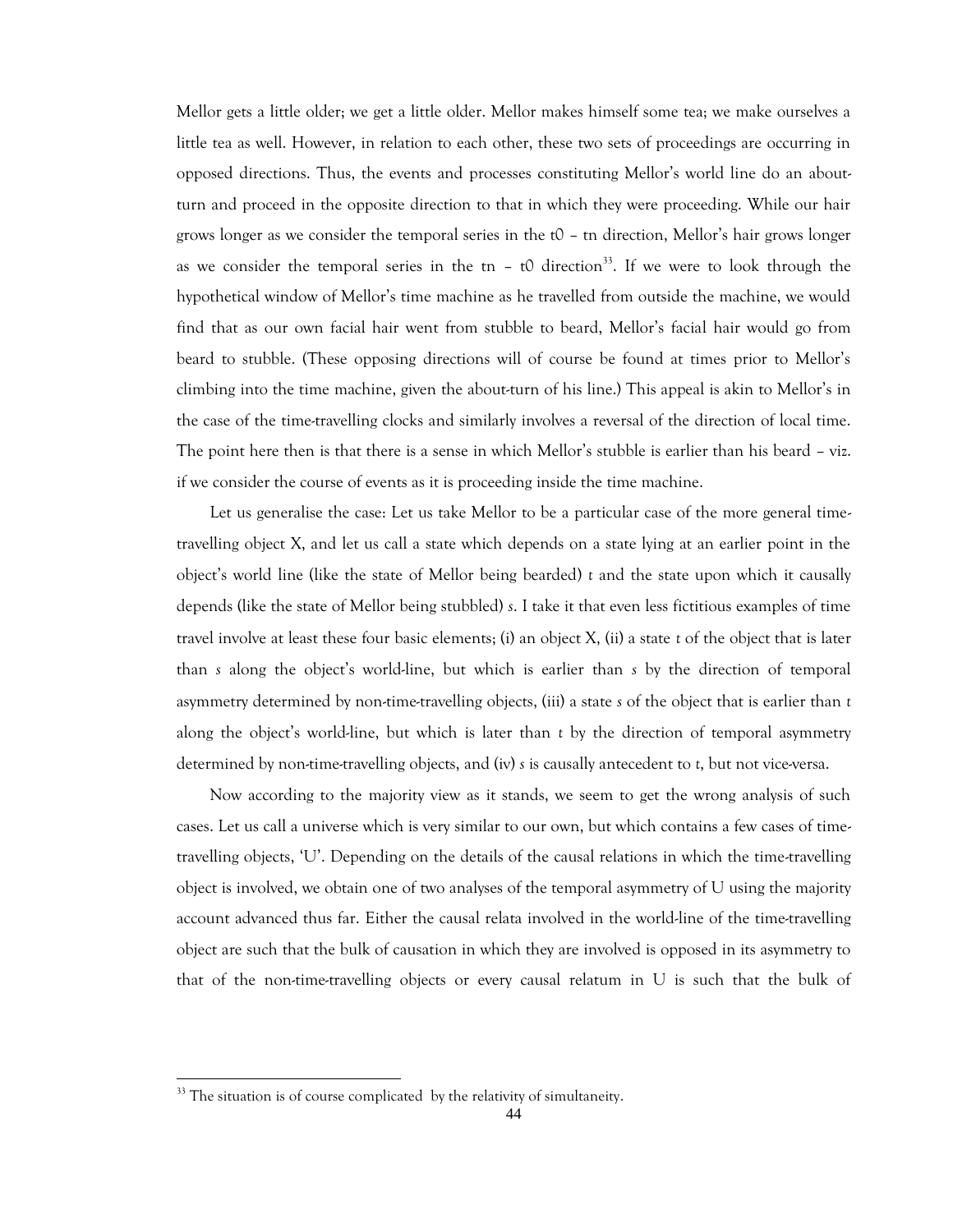Mellor gets a little older; we get a little older. Mellor makes himself some tea; we make ourselves a little tea as well. However, in relation to each other, these two sets of proceedings are occurring in opposed directions. Thus, the events and processes constituting Mellor's world line do an about-turn and proceed in the opposite direction to that in which they were proceeding. While our hair grows longer as we consider the temporal series in the t0 – tn direction, Mellor's hair grows longer as we consider the temporal series in the tn – t0 direction[33]. If we were to look through the hypothetical window of Mellor's time machine as he travelled from outside the machine, we would find that as our own facial hair went from stubble to beard, Mellor's facial hair would go from beard to stubble. (These opposing directions will of course be found at times prior to Mellor's climbing into the time machine, given the about-turn of his line.) This appeal is akin to Mellor's in the case of the time-travelling clocks and similarly involves a reversal of the direction of local time. The point here then is that there is a sense in which Mellor's stubble is earlier than his beard – viz. if we consider the course of events as it is proceeding inside the time machine.

Let us generalise the case: Let us take Mellor to be a particular case of the more general time-travelling object X, and let us call a state which depends on a state lying at an earlier point in the object's world line (like the state of Mellor being bearded) *t* and the state upon which it causally depends (like the state of Mellor being stubbled) *s*. I take it that even less fictitious examples of time travel involve at least these four basic elements; (i) an object X, (ii) a state *t* of the object that is later than *s* along the object's world-line, but which is earlier than *s* by the direction of temporal asymmetry determined by non-time-travelling objects, (iii) a state *s* of the object that is earlier than *t* along the object's world-line, but which is later than *t* by the direction of temporal asymmetry determined by non-time-travelling objects, and (iv) *s* is causally antecedent to *t*, but not vice-versa.

Now according to the majority view as it stands, we seem to get the wrong analysis of such cases. Let us call a universe which is very similar to our own, but which contains a few cases of time-travelling objects, 'U'. Depending on the details of the causal relations in which the time-travelling object is involved, we obtain one of two analyses of the temporal asymmetry of U using the majority account advanced thus far. Either the causal relata involved in the world-line of the time-travelling object are such that the bulk of causation in which they are involved is opposed in its asymmetry to that of the non-time-travelling objects or every causal relatum in U is such that the bulk of

---

[33] The situation is of course complicated by the relativity of simultaneity.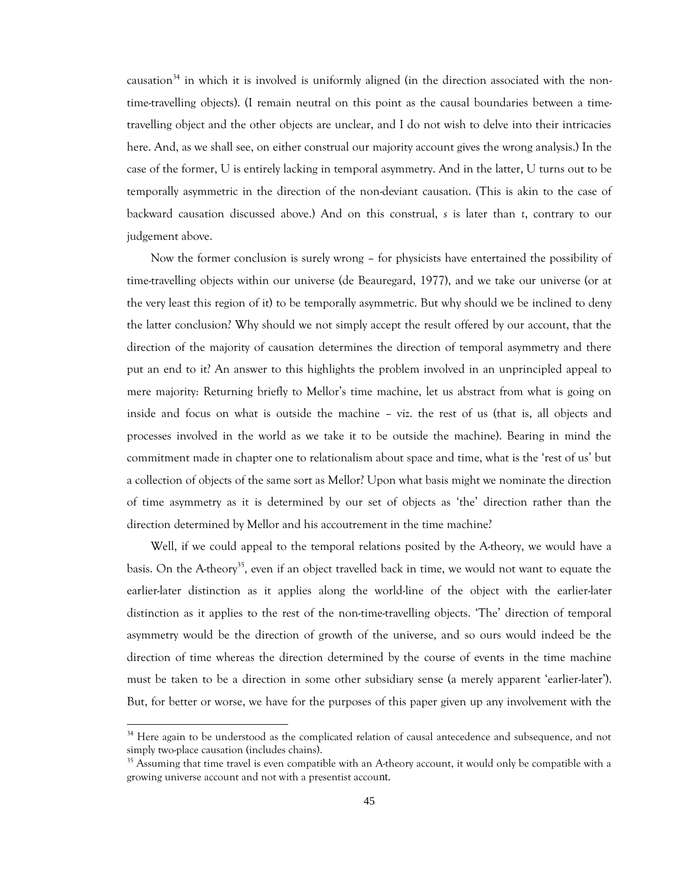causation[34] in which it is involved is uniformly aligned (in the direction associated with the non-time-travelling objects). (I remain neutral on this point as the causal boundaries between a time-travelling object and the other objects are unclear, and I do not wish to delve into their intricacies here. And, as we shall see, on either construal our majority account gives the wrong analysis.) In the case of the former, U is entirely lacking in temporal asymmetry. And in the latter, U turns out to be temporally asymmetric in the direction of the non-deviant causation. (This is akin to the case of backward causation discussed above.) And on this construal, *s* is later than *t*, contrary to our judgement above.

Now the former conclusion is surely wrong – for physicists have entertained the possibility of time-travelling objects within our universe (de Beauregard, 1977), and we take our universe (or at the very least this region of it) to be temporally asymmetric. But why should we be inclined to deny the latter conclusion? Why should we not simply accept the result offered by our account, that the direction of the majority of causation determines the direction of temporal asymmetry and there put an end to it? An answer to this highlights the problem involved in an unprincipled appeal to mere majority: Returning briefly to Mellor's time machine, let us abstract from what is going on inside and focus on what is outside the machine – viz. the rest of us (that is, all objects and processes involved in the world as we take it to be outside the machine). Bearing in mind the commitment made in chapter one to relationalism about space and time, what is the 'rest of us' but a collection of objects of the same sort as Mellor? Upon what basis might we nominate the direction of time asymmetry as it is determined by our set of objects as 'the' direction rather than the direction determined by Mellor and his accoutrement in the time machine?

Well, if we could appeal to the temporal relations posited by the A-theory, we would have a basis. On the A-theory[35], even if an object travelled back in time, we would not want to equate the earlier-later distinction as it applies along the world-line of the object with the earlier-later distinction as it applies to the rest of the non-time-travelling objects. 'The' direction of temporal asymmetry would be the direction of growth of the universe, and so ours would indeed be the direction of time whereas the direction determined by the course of events in the time machine must be taken to be a direction in some other subsidiary sense (a merely apparent 'earlier-later'). But, for better or worse, we have for the purposes of this paper given up any involvement with the

---

[34] Here again to be understood as the complicated relation of causal antecedence and subsequence, and not simply two-place causation (includes chains).

[35] Assuming that time travel is even compatible with an A-theory account, it would only be compatible with a growing universe account and not with a presentist account.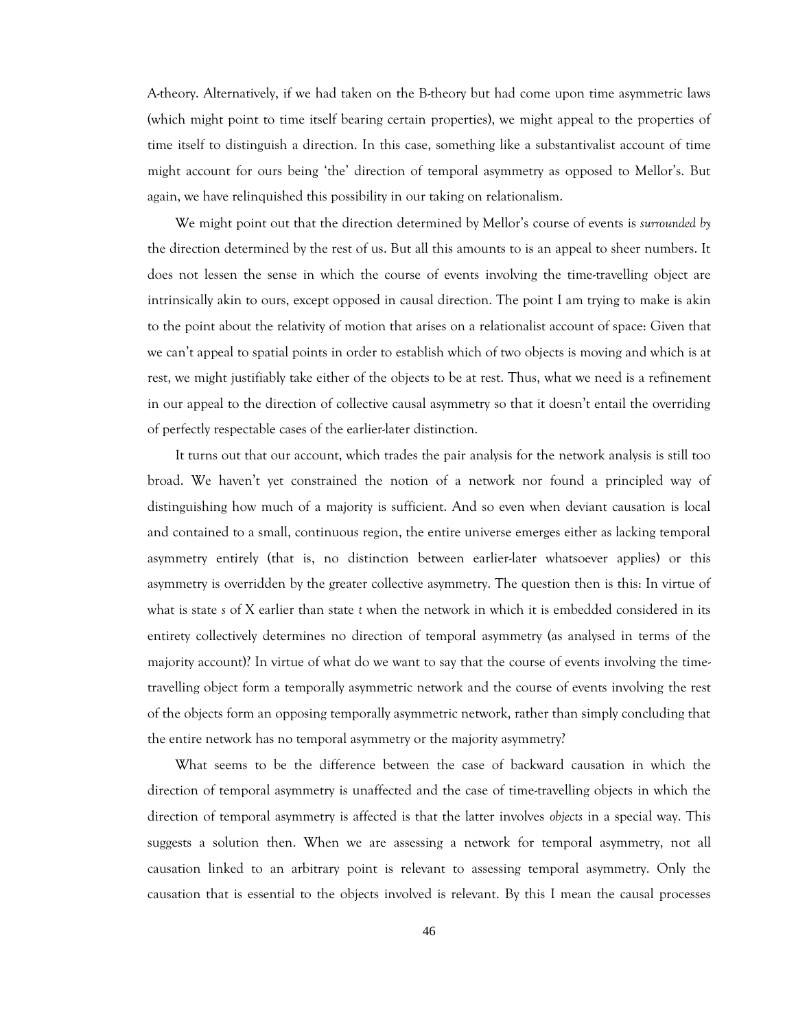A-theory. Alternatively, if we had taken on the B-theory but had come upon time asymmetric laws (which might point to time itself bearing certain properties), we might appeal to the properties of time itself to distinguish a direction. In this case, something like a substantivalist account of time might account for ours being 'the' direction of temporal asymmetry as opposed to Mellor's. But again, we have relinquished this possibility in our taking on relationalism.

We might point out that the direction determined by Mellor's course of events is *surrounded by* the direction determined by the rest of us. But all this amounts to is an appeal to sheer numbers. It does not lessen the sense in which the course of events involving the time-travelling object are intrinsically akin to ours, except opposed in causal direction. The point I am trying to make is akin to the point about the relativity of motion that arises on a relationalist account of space: Given that we can't appeal to spatial points in order to establish which of two objects is moving and which is at rest, we might justifiably take either of the objects to be at rest. Thus, what we need is a refinement in our appeal to the direction of collective causal asymmetry so that it doesn't entail the overriding of perfectly respectable cases of the earlier-later distinction.

It turns out that our account, which trades the pair analysis for the network analysis is still too broad. We haven't yet constrained the notion of a network nor found a principled way of distinguishing how much of a majority is sufficient. And so even when deviant causation is local and contained to a small, continuous region, the entire universe emerges either as lacking temporal asymmetry entirely (that is, no distinction between earlier-later whatsoever applies) or this asymmetry is overridden by the greater collective asymmetry. The question then is this: In virtue of what is state *s* of X earlier than state *t* when the network in which it is embedded considered in its entirety collectively determines no direction of temporal asymmetry (as analysed in terms of the majority account)? In virtue of what do we want to say that the course of events involving the time-travelling object form a temporally asymmetric network and the course of events involving the rest of the objects form an opposing temporally asymmetric network, rather than simply concluding that the entire network has no temporal asymmetry or the majority asymmetry?

What seems to be the difference between the case of backward causation in which the direction of temporal asymmetry is unaffected and the case of time-travelling objects in which the direction of temporal asymmetry is affected is that the latter involves *objects* in a special way. This suggests a solution then. When we are assessing a network for temporal asymmetry, not all causation linked to an arbitrary point is relevant to assessing temporal asymmetry. Only the causation that is essential to the objects involved is relevant. By this I mean the causal processes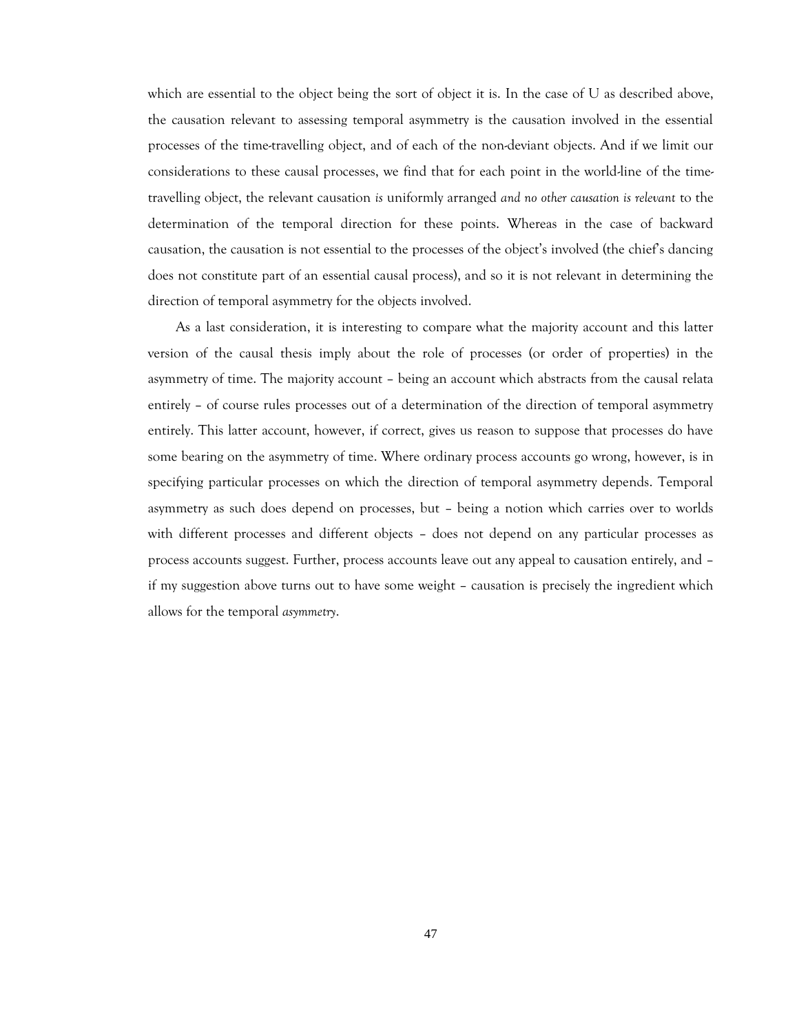which are essential to the object being the sort of object it is. In the case of U as described above, the causation relevant to assessing temporal asymmetry is the causation involved in the essential processes of the time-travelling object, and of each of the non-deviant objects. And if we limit our considerations to these causal processes, we find that for each point in the world-line of the time-travelling object, the relevant causation *is* uniformly arranged *and no other causation is relevant* to the determination of the temporal direction for these points. Whereas in the case of backward causation, the causation is not essential to the processes of the object's involved (the chief's dancing does not constitute part of an essential causal process), and so it is not relevant in determining the direction of temporal asymmetry for the objects involved.

As a last consideration, it is interesting to compare what the majority account and this latter version of the causal thesis imply about the role of processes (or order of properties) in the asymmetry of time. The majority account – being an account which abstracts from the causal relata entirely – of course rules processes out of a determination of the direction of temporal asymmetry entirely. This latter account, however, if correct, gives us reason to suppose that processes do have some bearing on the asymmetry of time. Where ordinary process accounts go wrong, however, is in specifying particular processes on which the direction of temporal asymmetry depends. Temporal asymmetry as such does depend on processes, but – being a notion which carries over to worlds with different processes and different objects – does not depend on any particular processes as process accounts suggest. Further, process accounts leave out any appeal to causation entirely, and – if my suggestion above turns out to have some weight – causation is precisely the ingredient which allows for the temporal *asymmetry*.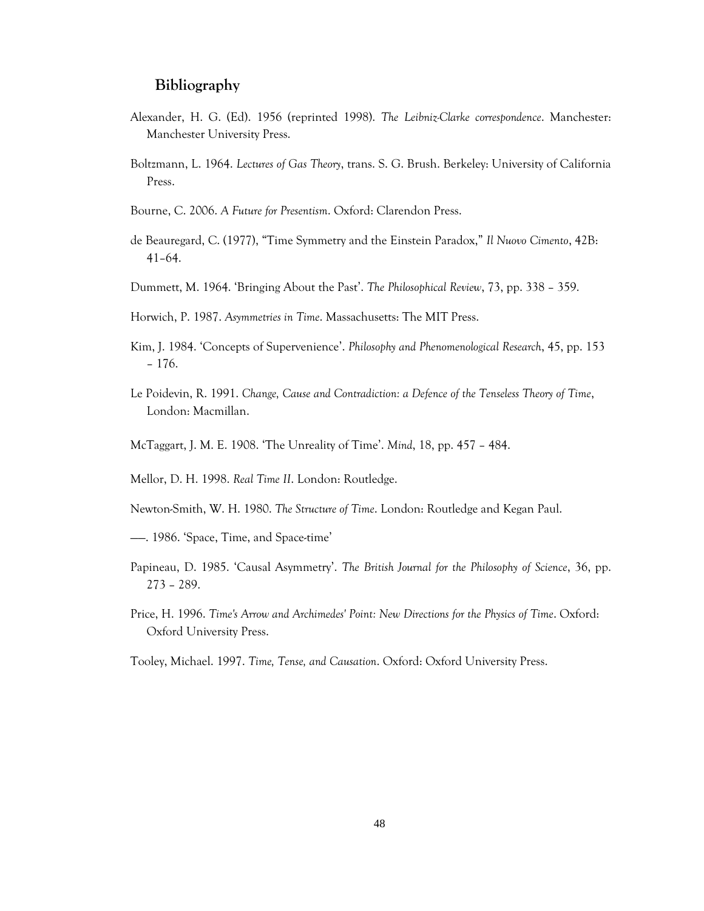## Bibliography

Alexander, H. G. (Ed). 1956 (reprinted 1998). *The Leibniz-Clarke correspondence*. Manchester: Manchester University Press.

Boltzmann, L. 1964. *Lectures of Gas Theory*, trans. S. G. Brush. Berkeley: University of California Press.

Bourne, C. 2006. *A Future for Presentism*. Oxford: Clarendon Press.

de Beauregard, C. (1977), "Time Symmetry and the Einstein Paradox," *Il Nuovo Cimento*, 42B: 41–64.

Dummett, M. 1964. 'Bringing About the Past'. *The Philosophical Review*, 73, pp. 338 – 359.

Horwich, P. 1987. *Asymmetries in Time*. Massachusetts: The MIT Press.

Kim, J. 1984. 'Concepts of Supervenience'. *Philosophy and Phenomenological Research*, 45, pp. 153 – 176.

Le Poidevin, R. 1991. *Change, Cause and Contradiction: a Defence of the Tenseless Theory of Time*, London: Macmillan.

McTaggart, J. M. E. 1908. 'The Unreality of Time'. *Mind*, 18, pp. 457 – 484.

Mellor, D. H. 1998. *Real Time II*. London: Routledge.

Newton-Smith, W. H. 1980. *The Structure of Time*. London: Routledge and Kegan Paul.

—. 1986. 'Space, Time, and Space-time'

Papineau, D. 1985. 'Causal Asymmetry'. *The British Journal for the Philosophy of Science*, 36, pp. 273 – 289.

Price, H. 1996. *Time's Arrow and Archimedes' Point: New Directions for the Physics of Time*. Oxford: Oxford University Press.

Tooley, Michael. 1997. *Time, Tense, and Causation*. Oxford: Oxford University Press.